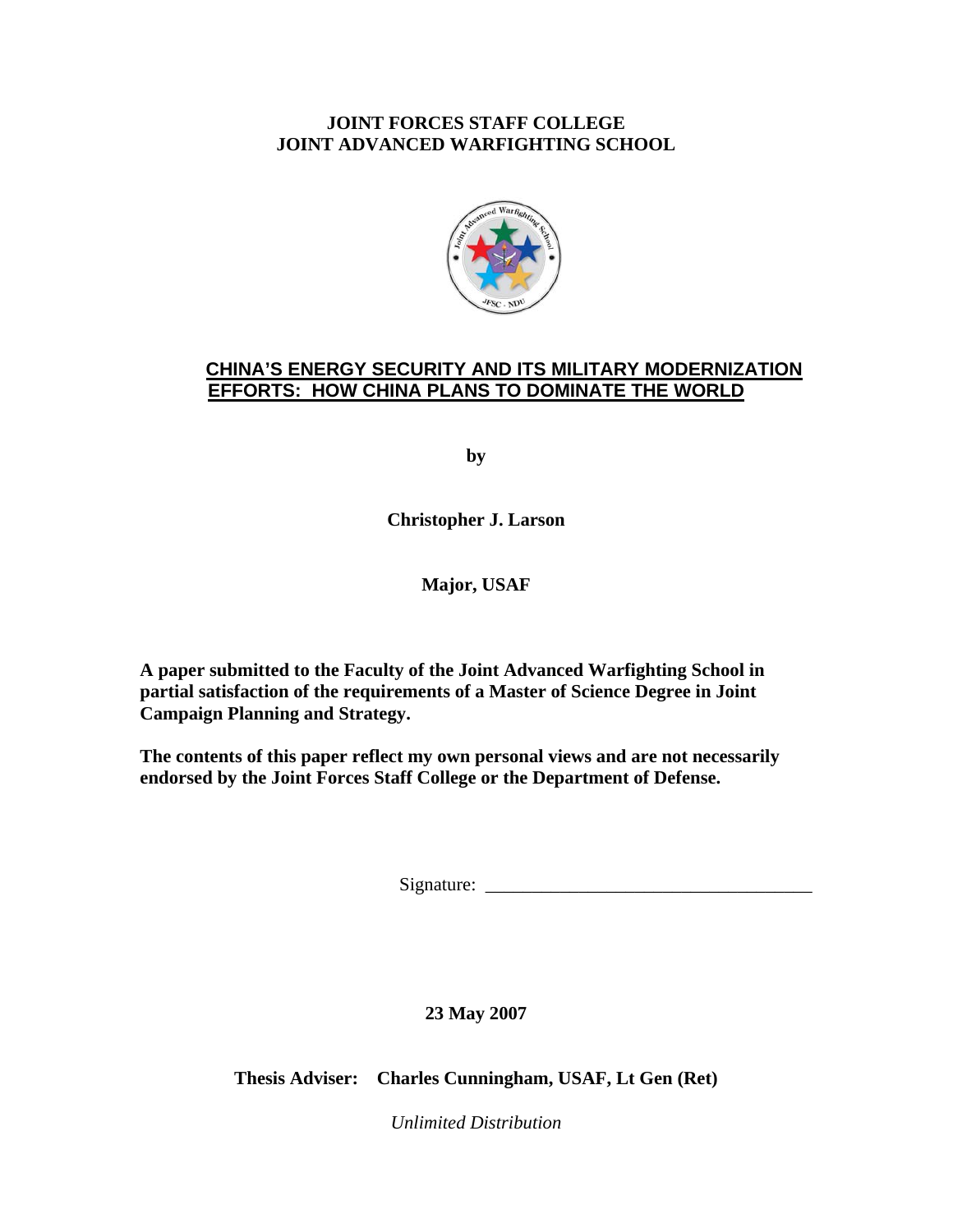**JOINT FORCES STAFF COLLEGE**
**JOINT ADVANCED WARFIGHTING SCHOOL**

# CHINA'S ENERGY SECURITY AND ITS MILITARY MODERNIZATION EFFORTS: HOW CHINA PLANS TO DOMINATE THE WORLD

**by**

**Christopher J. Larson**

**Major, USAF**

**A paper submitted to the Faculty of the Joint Advanced Warfighting School in partial satisfaction of the requirements of a Master of Science Degree in Joint Campaign Planning and Strategy.**

**The contents of this paper reflect my own personal views and are not necessarily endorsed by the Joint Forces Staff College or the Department of Defense.**

Signature: ___________________________________

**23 May 2007**

**Thesis Adviser: Charles Cunningham, USAF, Lt Gen (Ret)**

*Unlimited Distribution*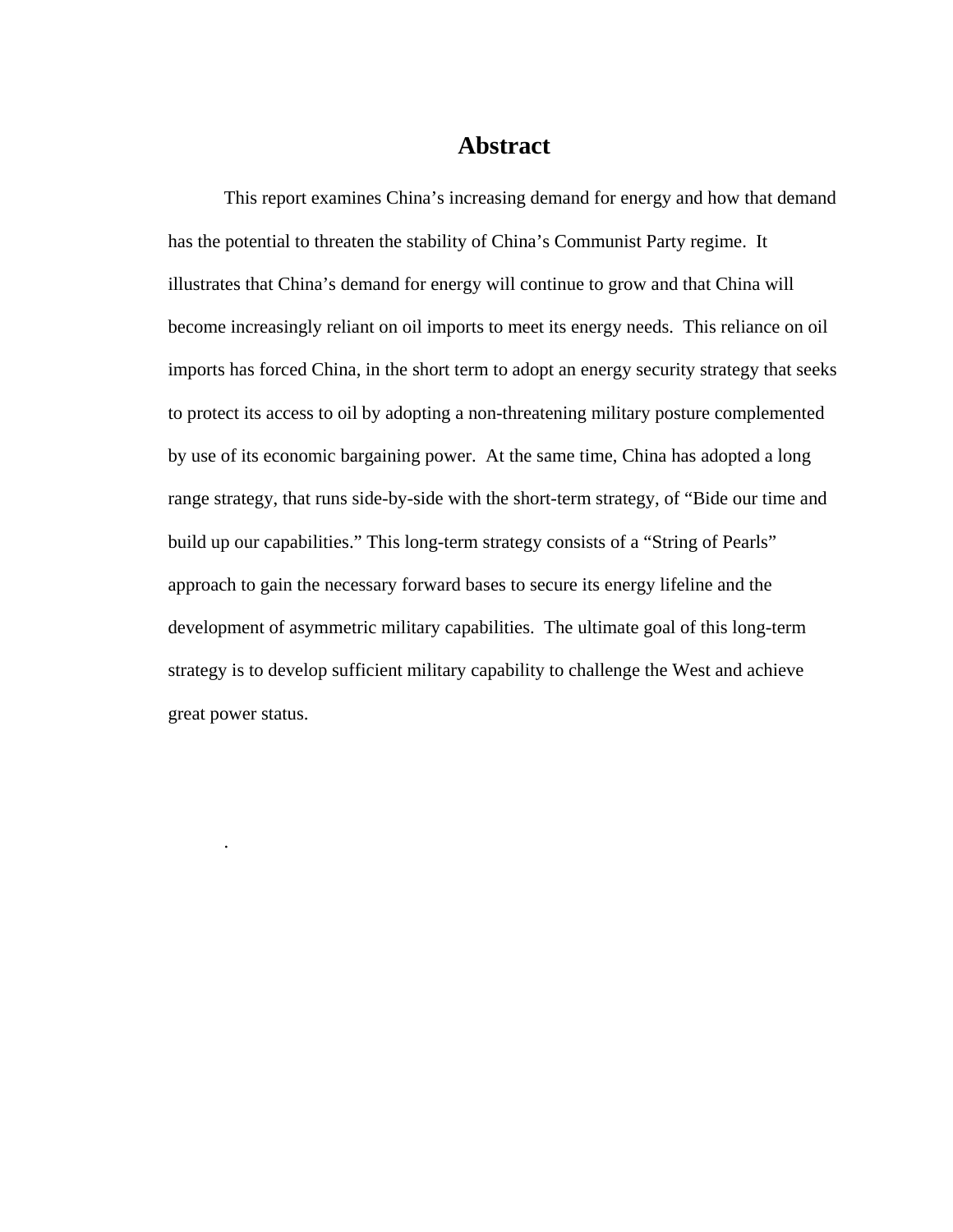# Abstract

This report examines China's increasing demand for energy and how that demand has the potential to threaten the stability of China's Communist Party regime. It illustrates that China's demand for energy will continue to grow and that China will become increasingly reliant on oil imports to meet its energy needs. This reliance on oil imports has forced China, in the short term to adopt an energy security strategy that seeks to protect its access to oil by adopting a non-threatening military posture complemented by use of its economic bargaining power. At the same time, China has adopted a long range strategy, that runs side-by-side with the short-term strategy, of "Bide our time and build up our capabilities." This long-term strategy consists of a "String of Pearls" approach to gain the necessary forward bases to secure its energy lifeline and the development of asymmetric military capabilities. The ultimate goal of this long-term strategy is to develop sufficient military capability to challenge the West and achieve great power status.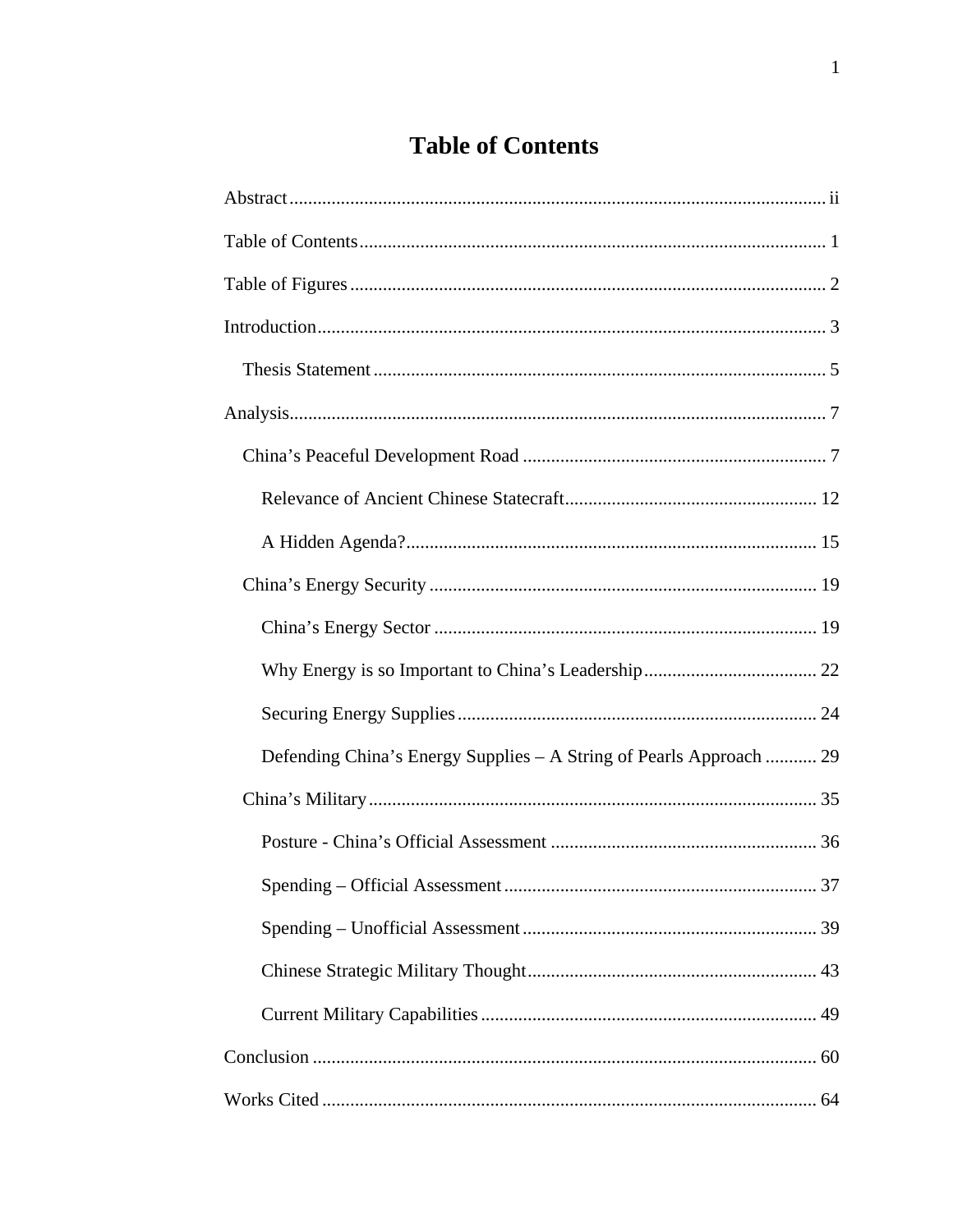# Table of Contents

Abstract ........ ii

Table of Contents ........ 1

Table of Figures ........ 2

Introduction ........ 3

- Thesis Statement ........ 5

Analysis ........ 7

- China's Peaceful Development Road ........ 7
  - Relevance of Ancient Chinese Statecraft ........ 12
  - A Hidden Agenda? ........ 15
- China's Energy Security ........ 19
  - China's Energy Sector ........ 19
  - Why Energy is so Important to China's Leadership ........ 22
  - Securing Energy Supplies ........ 24
  - Defending China's Energy Supplies – A String of Pearls Approach ........ 29
- China's Military ........ 35
  - Posture - China's Official Assessment ........ 36
  - Spending – Official Assessment ........ 37
  - Spending – Unofficial Assessment ........ 39
  - Chinese Strategic Military Thought ........ 43
  - Current Military Capabilities ........ 49

Conclusion ........ 60

Works Cited ........ 64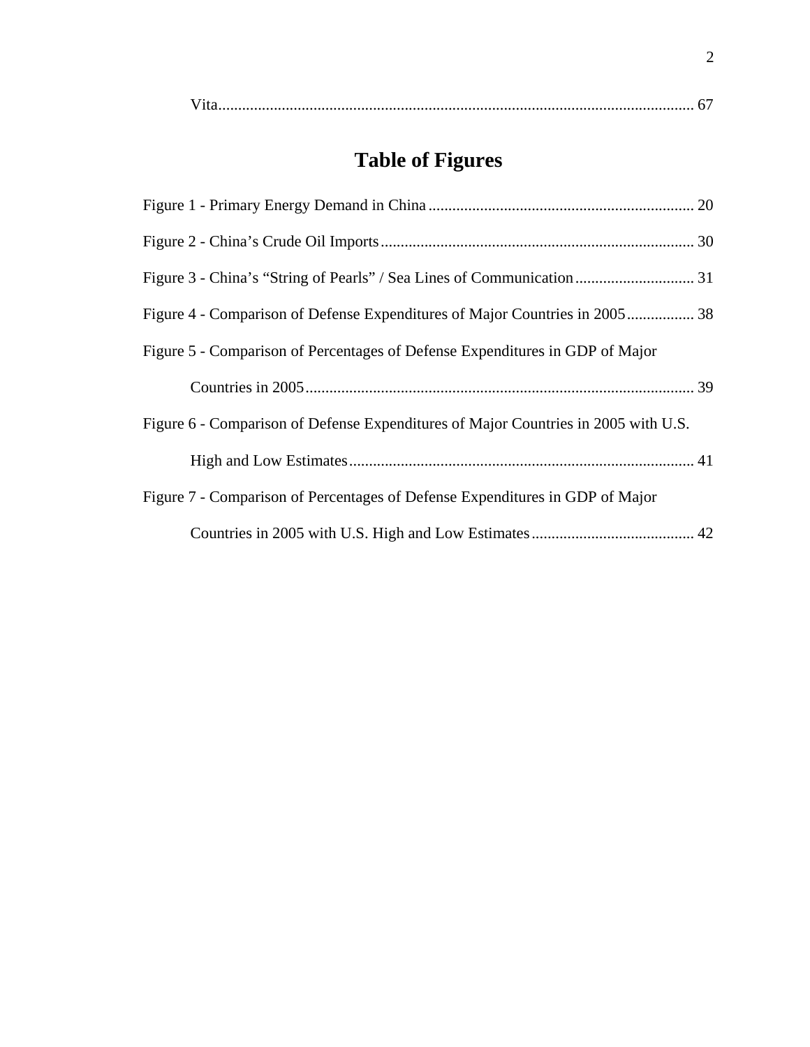Vita........................................................................................................................ 67

# Table of Figures

Figure 1 - Primary Energy Demand in China ................................................................... 20

Figure 2 - China's Crude Oil Imports .............................................................................. 30

Figure 3 - China's "String of Pearls" / Sea Lines of Communication .............................. 31

Figure 4 - Comparison of Defense Expenditures of Major Countries in 2005 ................. 38

Figure 5 - Comparison of Percentages of Defense Expenditures in GDP of Major Countries in 2005 .................................................................................................. 39

Figure 6 - Comparison of Defense Expenditures of Major Countries in 2005 with U.S. High and Low Estimates ....................................................................................... 41

Figure 7 - Comparison of Percentages of Defense Expenditures in GDP of Major Countries in 2005 with U.S. High and Low Estimates ......................................... 42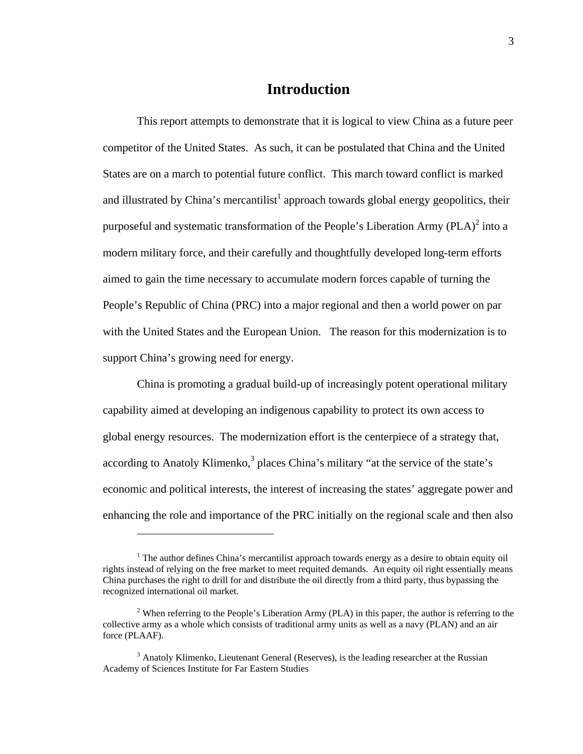# Introduction

This report attempts to demonstrate that it is logical to view China as a future peer competitor of the United States. As such, it can be postulated that China and the United States are on a march to potential future conflict. This march toward conflict is marked and illustrated by China's mercantilist[1] approach towards global energy geopolitics, their purposeful and systematic transformation of the People's Liberation Army (PLA)[2] into a modern military force, and their carefully and thoughtfully developed long-term efforts aimed to gain the time necessary to accumulate modern forces capable of turning the People's Republic of China (PRC) into a major regional and then a world power on par with the United States and the European Union. The reason for this modernization is to support China's growing need for energy.

China is promoting a gradual build-up of increasingly potent operational military capability aimed at developing an indigenous capability to protect its own access to global energy resources. The modernization effort is the centerpiece of a strategy that, according to Anatoly Klimenko,[3] places China's military "at the service of the state's economic and political interests, the interest of increasing the states' aggregate power and enhancing the role and importance of the PRC initially on the regional scale and then also

---

[1] The author defines China's mercantilist approach towards energy as a desire to obtain equity oil rights instead of relying on the free market to meet requited demands. An equity oil right essentially means China purchases the right to drill for and distribute the oil directly from a third party, thus bypassing the recognized international oil market.

[2] When referring to the People's Liberation Army (PLA) in this paper, the author is referring to the collective army as a whole which consists of traditional army units as well as a navy (PLAN) and an air force (PLAAF).

[3] Anatoly Klimenko, Lieutenant General (Reserves), is the leading researcher at the Russian Academy of Sciences Institute for Far Eastern Studies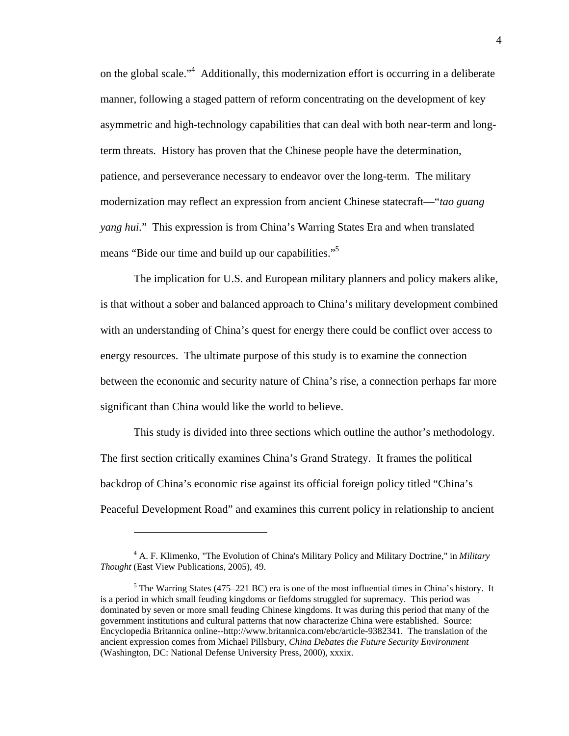on the global scale."[4] Additionally, this modernization effort is occurring in a deliberate manner, following a staged pattern of reform concentrating on the development of key asymmetric and high-technology capabilities that can deal with both near-term and long-term threats. History has proven that the Chinese people have the determination, patience, and perseverance necessary to endeavor over the long-term. The military modernization may reflect an expression from ancient Chinese statecraft—"*tao guang yang hui*." This expression is from China's Warring States Era and when translated means "Bide our time and build up our capabilities."[5]

The implication for U.S. and European military planners and policy makers alike, is that without a sober and balanced approach to China's military development combined with an understanding of China's quest for energy there could be conflict over access to energy resources. The ultimate purpose of this study is to examine the connection between the economic and security nature of China's rise, a connection perhaps far more significant than China would like the world to believe.

This study is divided into three sections which outline the author's methodology. The first section critically examines China's Grand Strategy. It frames the political backdrop of China's economic rise against its official foreign policy titled "China's Peaceful Development Road" and examines this current policy in relationship to ancient

---

[4] A. F. Klimenko, "The Evolution of China's Military Policy and Military Doctrine," in *Military Thought* (East View Publications, 2005), 49.

[5] The Warring States (475–221 BC) era is one of the most influential times in China's history. It is a period in which small feuding kingdoms or fiefdoms struggled for supremacy. This period was dominated by seven or more small feuding Chinese kingdoms. It was during this period that many of the government institutions and cultural patterns that now characterize China were established. Source: Encyclopedia Britannica online--http://www.britannica.com/ebc/article-9382341. The translation of the ancient expression comes from Michael Pillsbury, *China Debates the Future Security Environment* (Washington, DC: National Defense University Press, 2000), xxxix.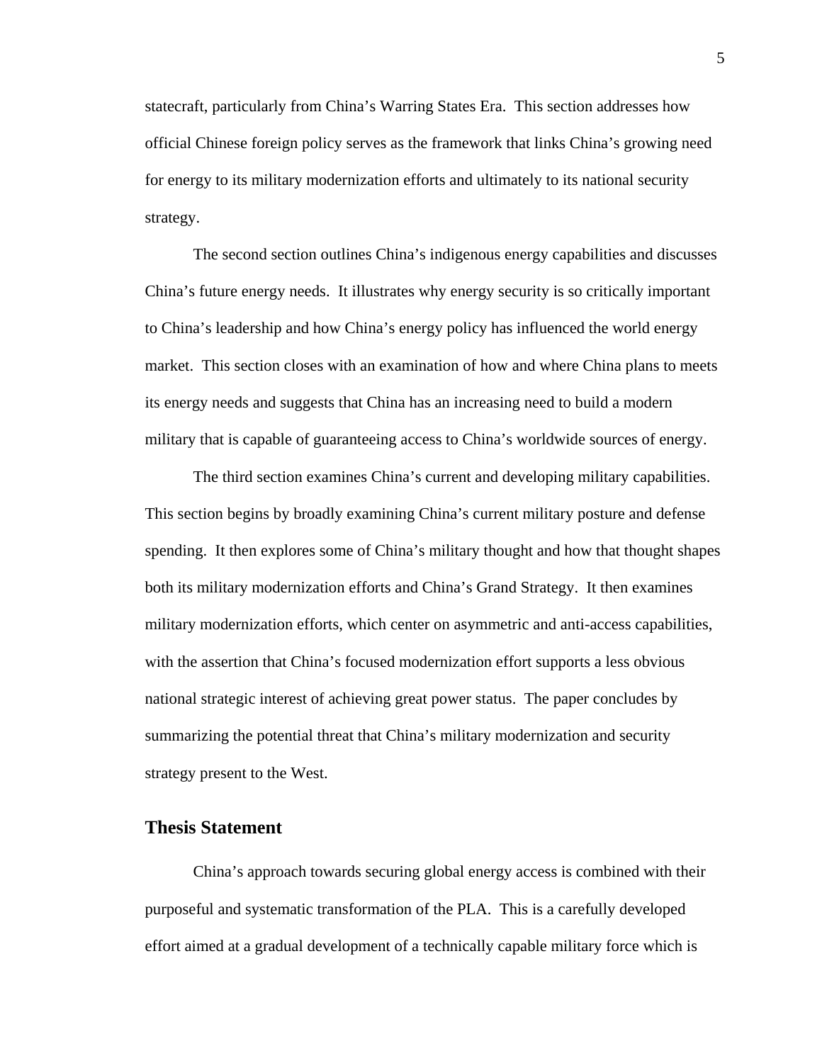statecraft, particularly from China's Warring States Era. This section addresses how official Chinese foreign policy serves as the framework that links China's growing need for energy to its military modernization efforts and ultimately to its national security strategy.

The second section outlines China's indigenous energy capabilities and discusses China's future energy needs. It illustrates why energy security is so critically important to China's leadership and how China's energy policy has influenced the world energy market. This section closes with an examination of how and where China plans to meets its energy needs and suggests that China has an increasing need to build a modern military that is capable of guaranteeing access to China's worldwide sources of energy.

The third section examines China's current and developing military capabilities. This section begins by broadly examining China's current military posture and defense spending. It then explores some of China's military thought and how that thought shapes both its military modernization efforts and China's Grand Strategy. It then examines military modernization efforts, which center on asymmetric and anti-access capabilities, with the assertion that China's focused modernization effort supports a less obvious national strategic interest of achieving great power status. The paper concludes by summarizing the potential threat that China's military modernization and security strategy present to the West.

## Thesis Statement

China's approach towards securing global energy access is combined with their purposeful and systematic transformation of the PLA. This is a carefully developed effort aimed at a gradual development of a technically capable military force which is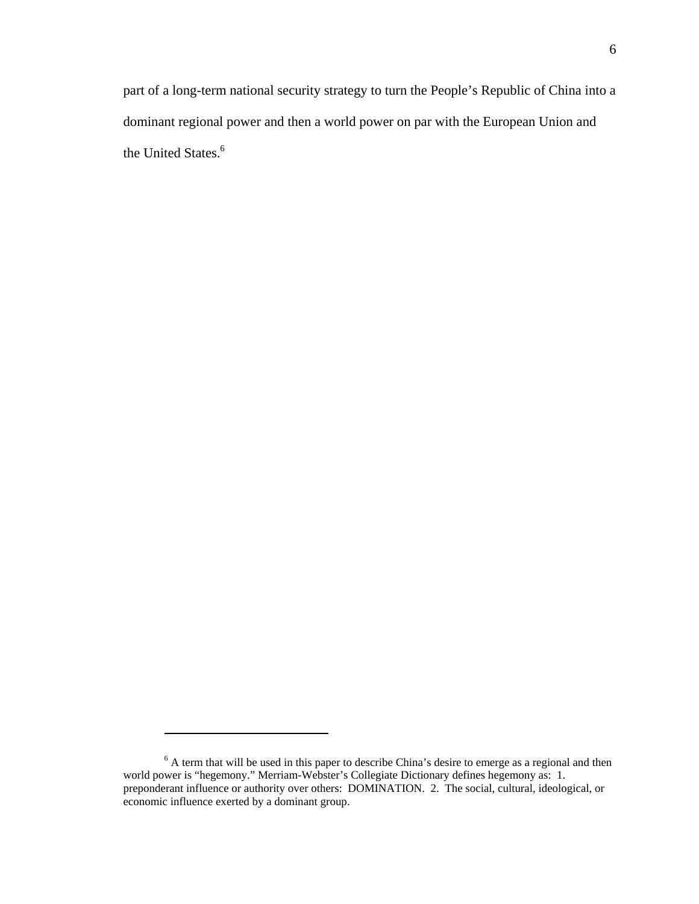part of a long-term national security strategy to turn the People's Republic of China into a dominant regional power and then a world power on par with the European Union and the United States.[6]

[6] A term that will be used in this paper to describe China's desire to emerge as a regional and then world power is "hegemony." Merriam-Webster's Collegiate Dictionary defines hegemony as: 1. preponderant influence or authority over others: DOMINATION. 2. The social, cultural, ideological, or economic influence exerted by a dominant group.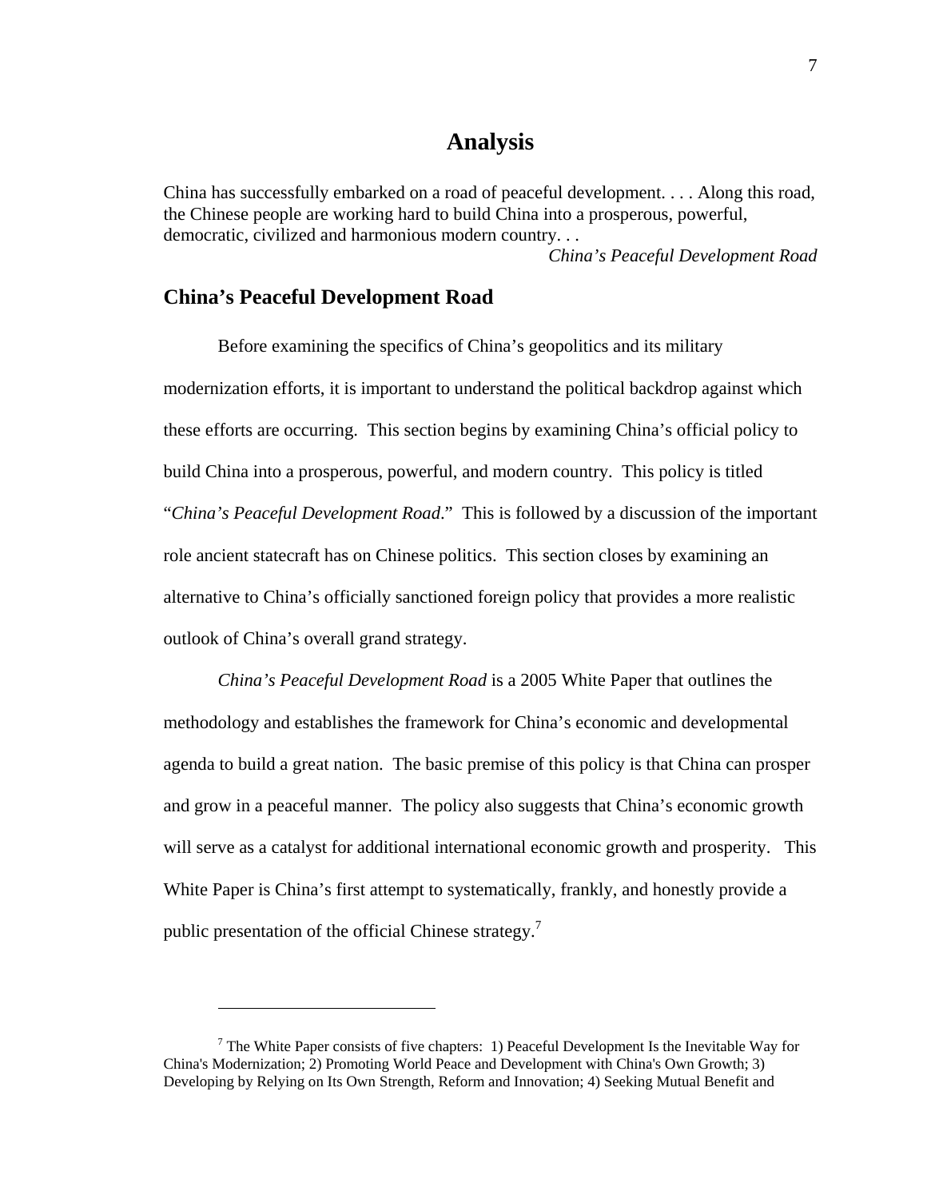# Analysis

China has successfully embarked on a road of peaceful development. . . . Along this road, the Chinese people are working hard to build China into a prosperous, powerful, democratic, civilized and harmonious modern country. . .

*China's Peaceful Development Road*

## China's Peaceful Development Road

Before examining the specifics of China's geopolitics and its military modernization efforts, it is important to understand the political backdrop against which these efforts are occurring. This section begins by examining China's official policy to build China into a prosperous, powerful, and modern country. This policy is titled "*China's Peaceful Development Road*." This is followed by a discussion of the important role ancient statecraft has on Chinese politics. This section closes by examining an alternative to China's officially sanctioned foreign policy that provides a more realistic outlook of China's overall grand strategy.

*China's Peaceful Development Road* is a 2005 White Paper that outlines the methodology and establishes the framework for China's economic and developmental agenda to build a great nation. The basic premise of this policy is that China can prosper and grow in a peaceful manner. The policy also suggests that China's economic growth will serve as a catalyst for additional international economic growth and prosperity. This White Paper is China's first attempt to systematically, frankly, and honestly provide a public presentation of the official Chinese strategy.[7]

---

[7] The White Paper consists of five chapters: 1) Peaceful Development Is the Inevitable Way for China's Modernization; 2) Promoting World Peace and Development with China's Own Growth; 3) Developing by Relying on Its Own Strength, Reform and Innovation; 4) Seeking Mutual Benefit and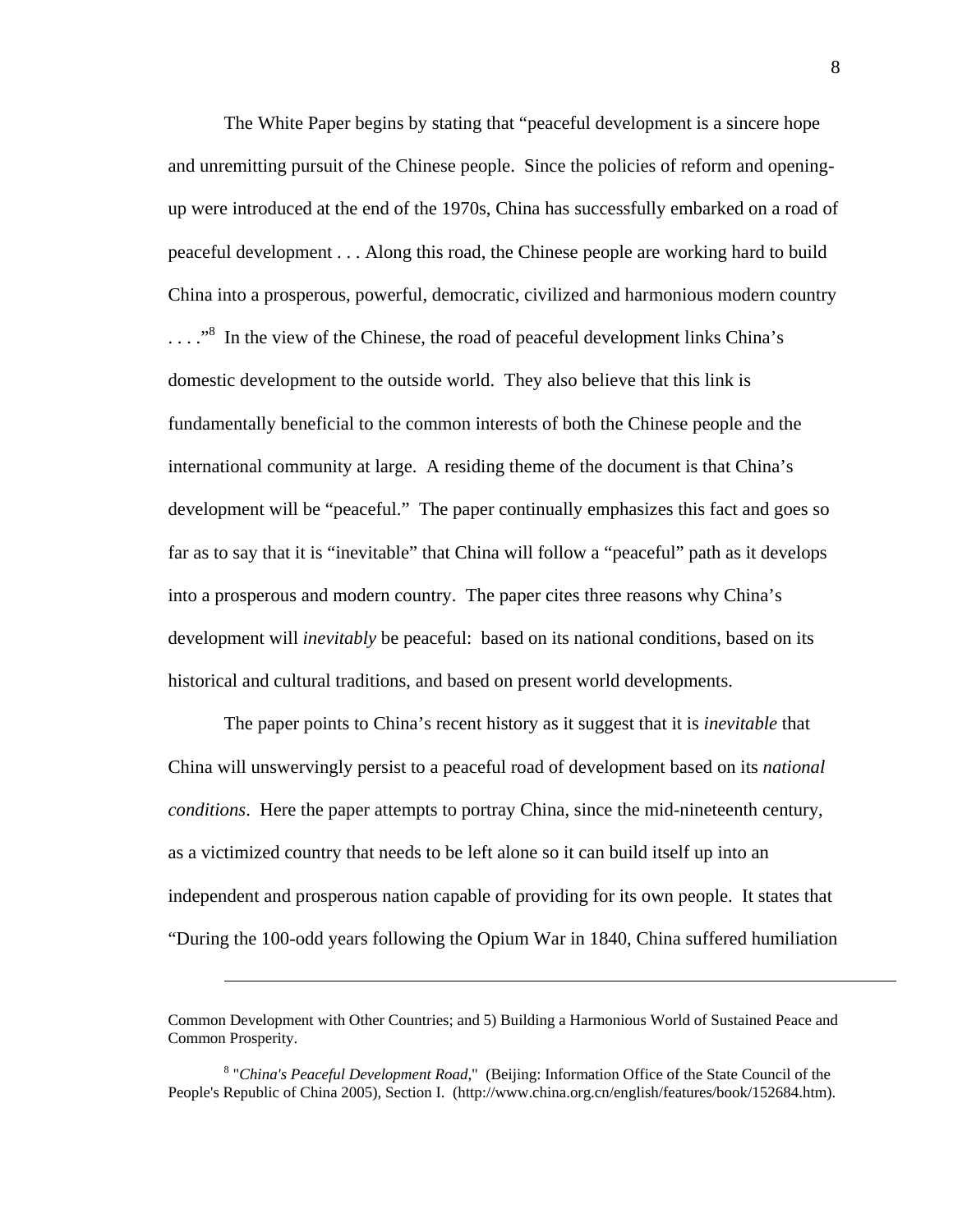The White Paper begins by stating that "peaceful development is a sincere hope and unremitting pursuit of the Chinese people. Since the policies of reform and opening-up were introduced at the end of the 1970s, China has successfully embarked on a road of peaceful development . . . Along this road, the Chinese people are working hard to build China into a prosperous, powerful, democratic, civilized and harmonious modern country . . . ."[8] In the view of the Chinese, the road of peaceful development links China's domestic development to the outside world. They also believe that this link is fundamentally beneficial to the common interests of both the Chinese people and the international community at large. A residing theme of the document is that China's development will be "peaceful." The paper continually emphasizes this fact and goes so far as to say that it is "inevitable" that China will follow a "peaceful" path as it develops into a prosperous and modern country. The paper cites three reasons why China's development will *inevitably* be peaceful: based on its national conditions, based on its historical and cultural traditions, and based on present world developments.

The paper points to China's recent history as it suggest that it is *inevitable* that China will unswervingly persist to a peaceful road of development based on its *national conditions*. Here the paper attempts to portray China, since the mid-nineteenth century, as a victimized country that needs to be left alone so it can build itself up into an independent and prosperous nation capable of providing for its own people. It states that "During the 100-odd years following the Opium War in 1840, China suffered humiliation

---

Common Development with Other Countries; and 5) Building a Harmonious World of Sustained Peace and Common Prosperity.

[8] "*China's Peaceful Development Road*," (Beijing: Information Office of the State Council of the People's Republic of China 2005), Section I. (http://www.china.org.cn/english/features/book/152684.htm).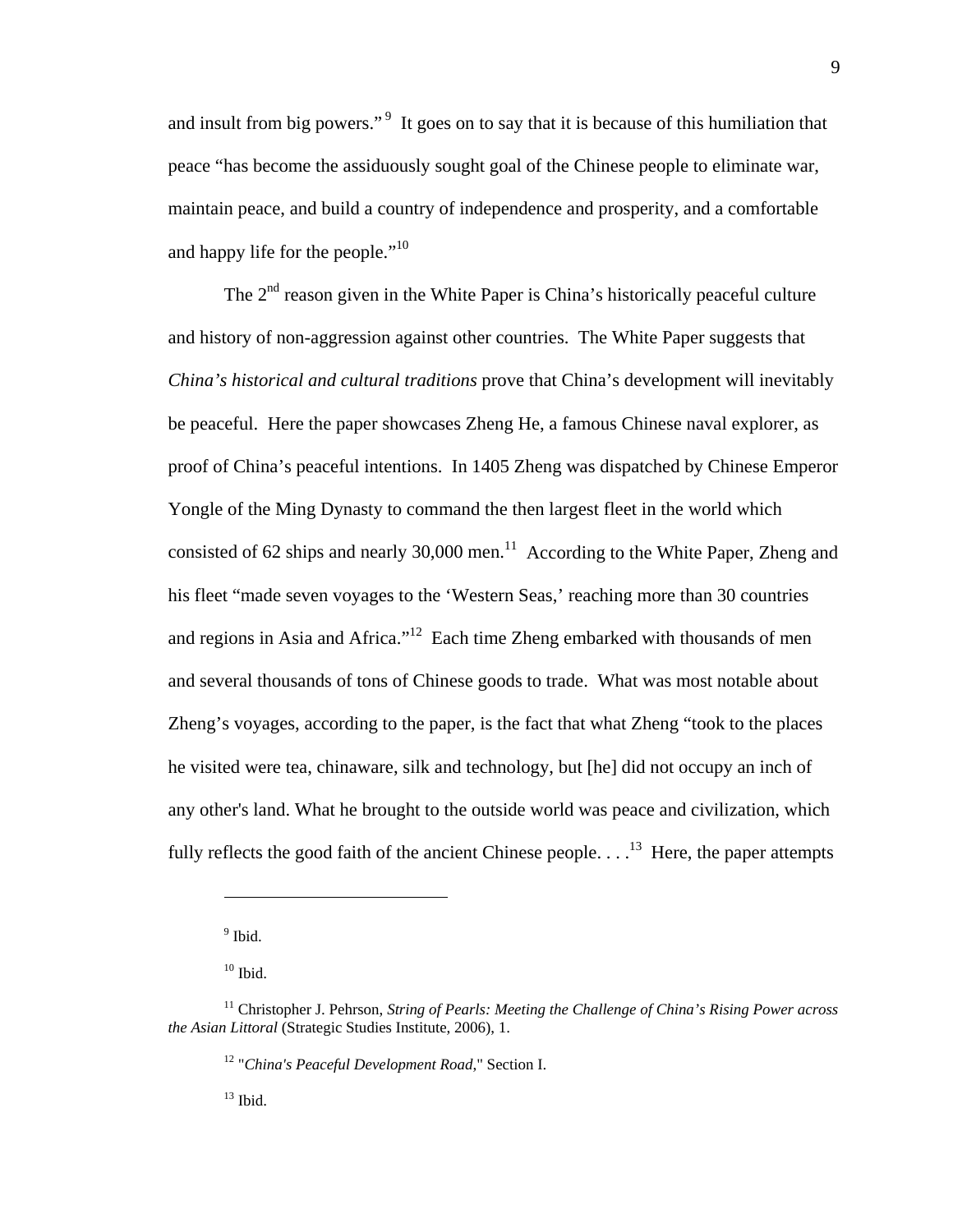and insult from big powers."[9] It goes on to say that it is because of this humiliation that peace "has become the assiduously sought goal of the Chinese people to eliminate war, maintain peace, and build a country of independence and prosperity, and a comfortable and happy life for the people."[10]

The 2nd reason given in the White Paper is China's historically peaceful culture and history of non-aggression against other countries. The White Paper suggests that *China's historical and cultural traditions* prove that China's development will inevitably be peaceful. Here the paper showcases Zheng He, a famous Chinese naval explorer, as proof of China's peaceful intentions. In 1405 Zheng was dispatched by Chinese Emperor Yongle of the Ming Dynasty to command the then largest fleet in the world which consisted of 62 ships and nearly 30,000 men.[11] According to the White Paper, Zheng and his fleet "made seven voyages to the 'Western Seas,' reaching more than 30 countries and regions in Asia and Africa."[12] Each time Zheng embarked with thousands of men and several thousands of tons of Chinese goods to trade. What was most notable about Zheng's voyages, according to the paper, is the fact that what Zheng "took to the places he visited were tea, chinaware, silk and technology, but [he] did not occupy an inch of any other's land. What he brought to the outside world was peace and civilization, which fully reflects the good faith of the ancient Chinese people. . . .[13] Here, the paper attempts

---

[9] Ibid.

[10] Ibid.

[11] Christopher J. Pehrson, *String of Pearls: Meeting the Challenge of China's Rising Power across the Asian Littoral* (Strategic Studies Institute, 2006), 1.

[12] "*China's Peaceful Development Road*," Section I.

[13] Ibid.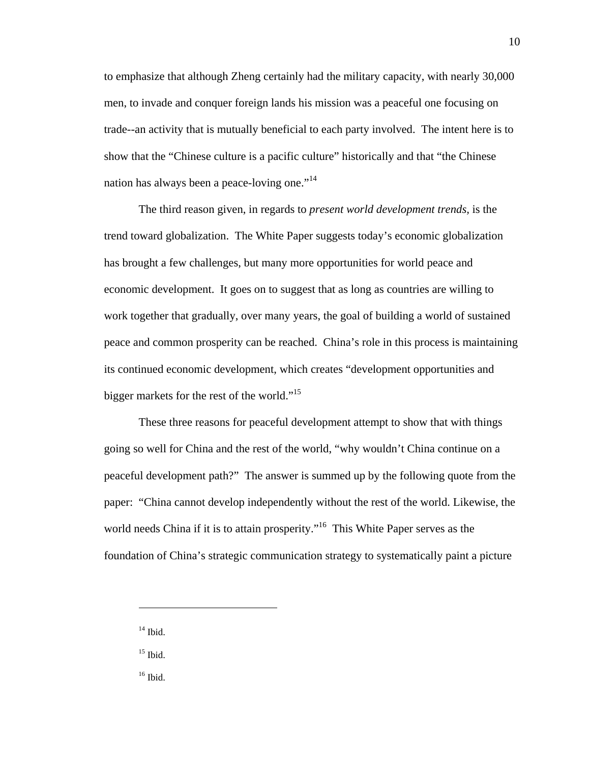to emphasize that although Zheng certainly had the military capacity, with nearly 30,000 men, to invade and conquer foreign lands his mission was a peaceful one focusing on trade--an activity that is mutually beneficial to each party involved. The intent here is to show that the "Chinese culture is a pacific culture" historically and that "the Chinese nation has always been a peace-loving one."[14]

The third reason given, in regards to *present world development trends*, is the trend toward globalization. The White Paper suggests today's economic globalization has brought a few challenges, but many more opportunities for world peace and economic development. It goes on to suggest that as long as countries are willing to work together that gradually, over many years, the goal of building a world of sustained peace and common prosperity can be reached. China's role in this process is maintaining its continued economic development, which creates "development opportunities and bigger markets for the rest of the world."[15]

These three reasons for peaceful development attempt to show that with things going so well for China and the rest of the world, "why wouldn't China continue on a peaceful development path?" The answer is summed up by the following quote from the paper: "China cannot develop independently without the rest of the world. Likewise, the world needs China if it is to attain prosperity."[16] This White Paper serves as the foundation of China's strategic communication strategy to systematically paint a picture

---

[14] Ibid.

[15] Ibid.

[16] Ibid.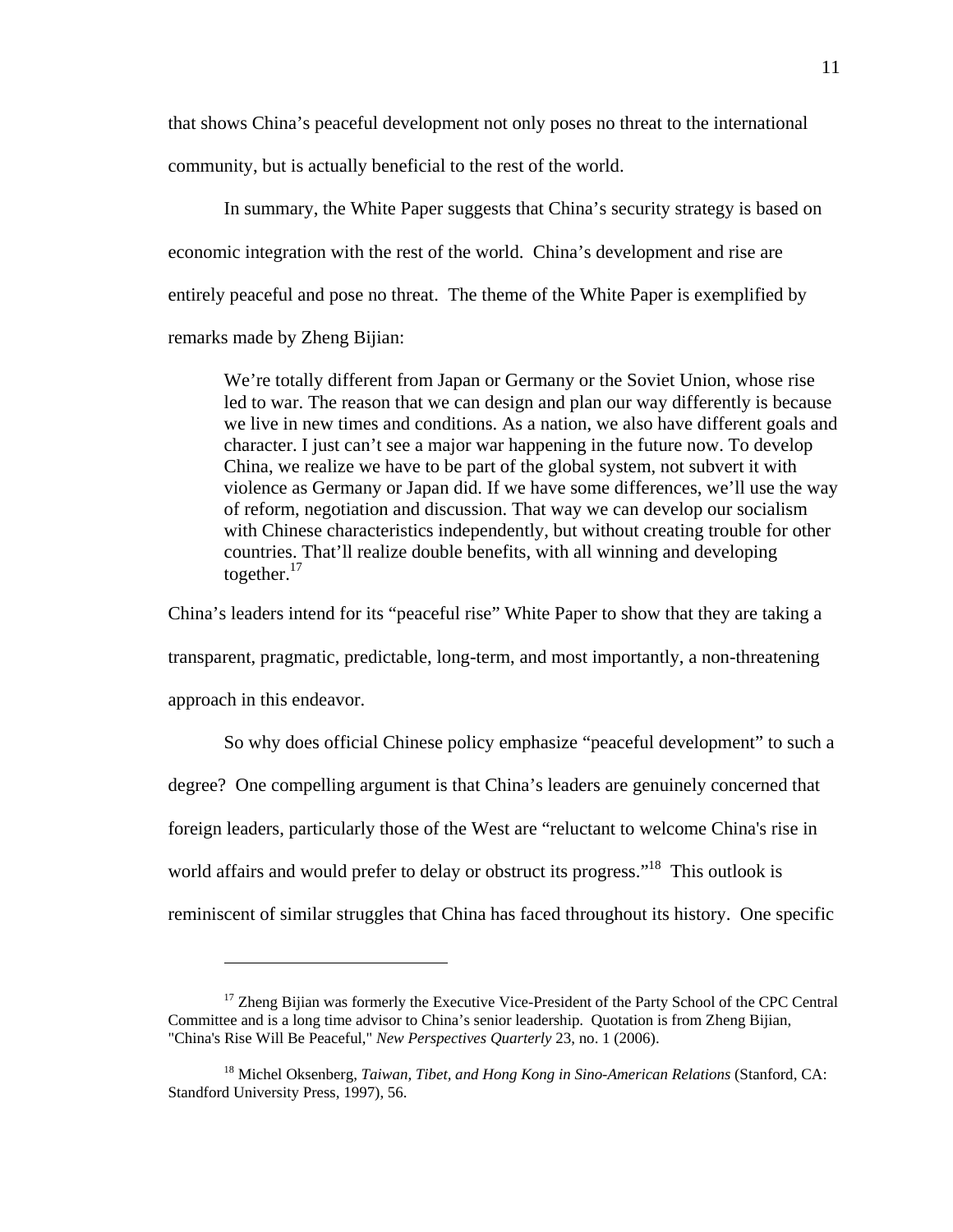that shows China's peaceful development not only poses no threat to the international community, but is actually beneficial to the rest of the world.

In summary, the White Paper suggests that China's security strategy is based on economic integration with the rest of the world. China's development and rise are entirely peaceful and pose no threat. The theme of the White Paper is exemplified by remarks made by Zheng Bijian:

> We're totally different from Japan or Germany or the Soviet Union, whose rise led to war. The reason that we can design and plan our way differently is because we live in new times and conditions. As a nation, we also have different goals and character. I just can't see a major war happening in the future now. To develop China, we realize we have to be part of the global system, not subvert it with violence as Germany or Japan did. If we have some differences, we'll use the way of reform, negotiation and discussion. That way we can develop our socialism with Chinese characteristics independently, but without creating trouble for other countries. That'll realize double benefits, with all winning and developing together.[17]

China's leaders intend for its "peaceful rise" White Paper to show that they are taking a transparent, pragmatic, predictable, long-term, and most importantly, a non-threatening approach in this endeavor.

So why does official Chinese policy emphasize "peaceful development" to such a degree? One compelling argument is that China's leaders are genuinely concerned that foreign leaders, particularly those of the West are "reluctant to welcome China's rise in world affairs and would prefer to delay or obstruct its progress."[18] This outlook is reminiscent of similar struggles that China has faced throughout its history. One specific

---

[17] Zheng Bijian was formerly the Executive Vice-President of the Party School of the CPC Central Committee and is a long time advisor to China's senior leadership. Quotation is from Zheng Bijian, "China's Rise Will Be Peaceful," *New Perspectives Quarterly* 23, no. 1 (2006).

[18] Michel Oksenberg, *Taiwan, Tibet, and Hong Kong in Sino-American Relations* (Stanford, CA: Standford University Press, 1997), 56.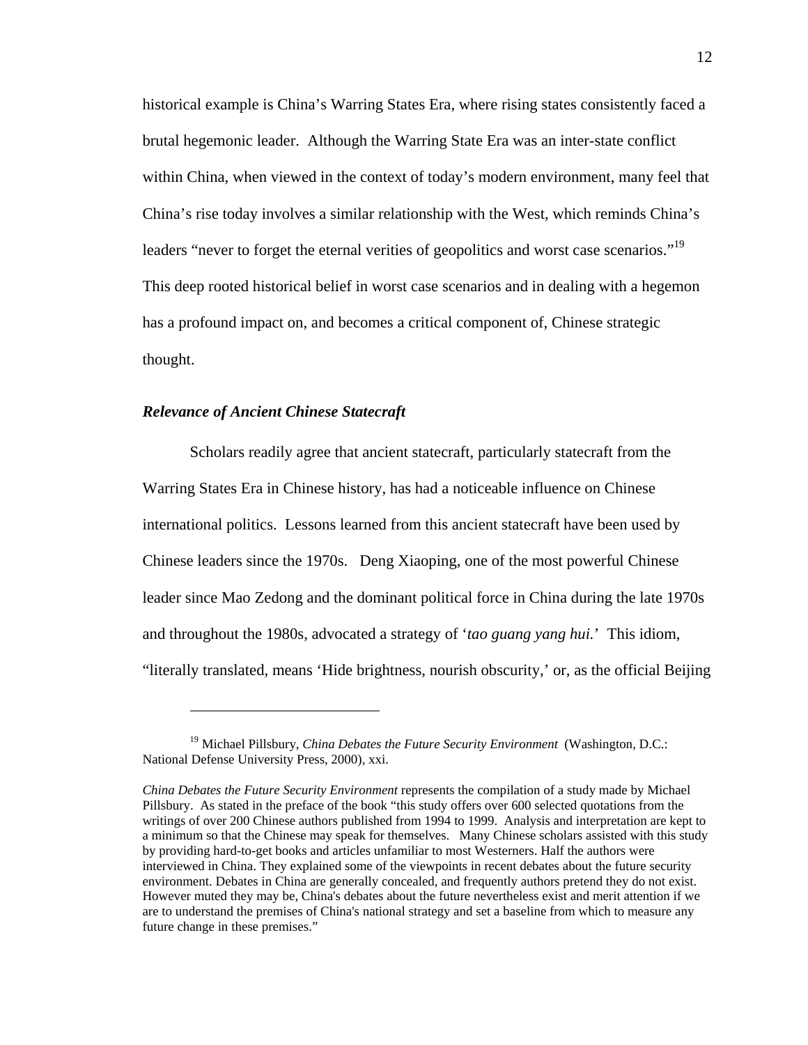historical example is China's Warring States Era, where rising states consistently faced a brutal hegemonic leader. Although the Warring State Era was an inter-state conflict within China, when viewed in the context of today's modern environment, many feel that China's rise today involves a similar relationship with the West, which reminds China's leaders "never to forget the eternal verities of geopolitics and worst case scenarios."[19] This deep rooted historical belief in worst case scenarios and in dealing with a hegemon has a profound impact on, and becomes a critical component of, Chinese strategic thought.

### *Relevance of Ancient Chinese Statecraft*

Scholars readily agree that ancient statecraft, particularly statecraft from the Warring States Era in Chinese history, has had a noticeable influence on Chinese international politics. Lessons learned from this ancient statecraft have been used by Chinese leaders since the 1970s. Deng Xiaoping, one of the most powerful Chinese leader since Mao Zedong and the dominant political force in China during the late 1970s and throughout the 1980s, advocated a strategy of '*tao guang yang hui.*' This idiom, "literally translated, means 'Hide brightness, nourish obscurity,' or, as the official Beijing

---

[19] Michael Pillsbury, *China Debates the Future Security Environment* (Washington, D.C.: National Defense University Press, 2000), xxi.

*China Debates the Future Security Environment* represents the compilation of a study made by Michael Pillsbury. As stated in the preface of the book "this study offers over 600 selected quotations from the writings of over 200 Chinese authors published from 1994 to 1999. Analysis and interpretation are kept to a minimum so that the Chinese may speak for themselves. Many Chinese scholars assisted with this study by providing hard-to-get books and articles unfamiliar to most Westerners. Half the authors were interviewed in China. They explained some of the viewpoints in recent debates about the future security environment. Debates in China are generally concealed, and frequently authors pretend they do not exist. However muted they may be, China's debates about the future nevertheless exist and merit attention if we are to understand the premises of China's national strategy and set a baseline from which to measure any future change in these premises."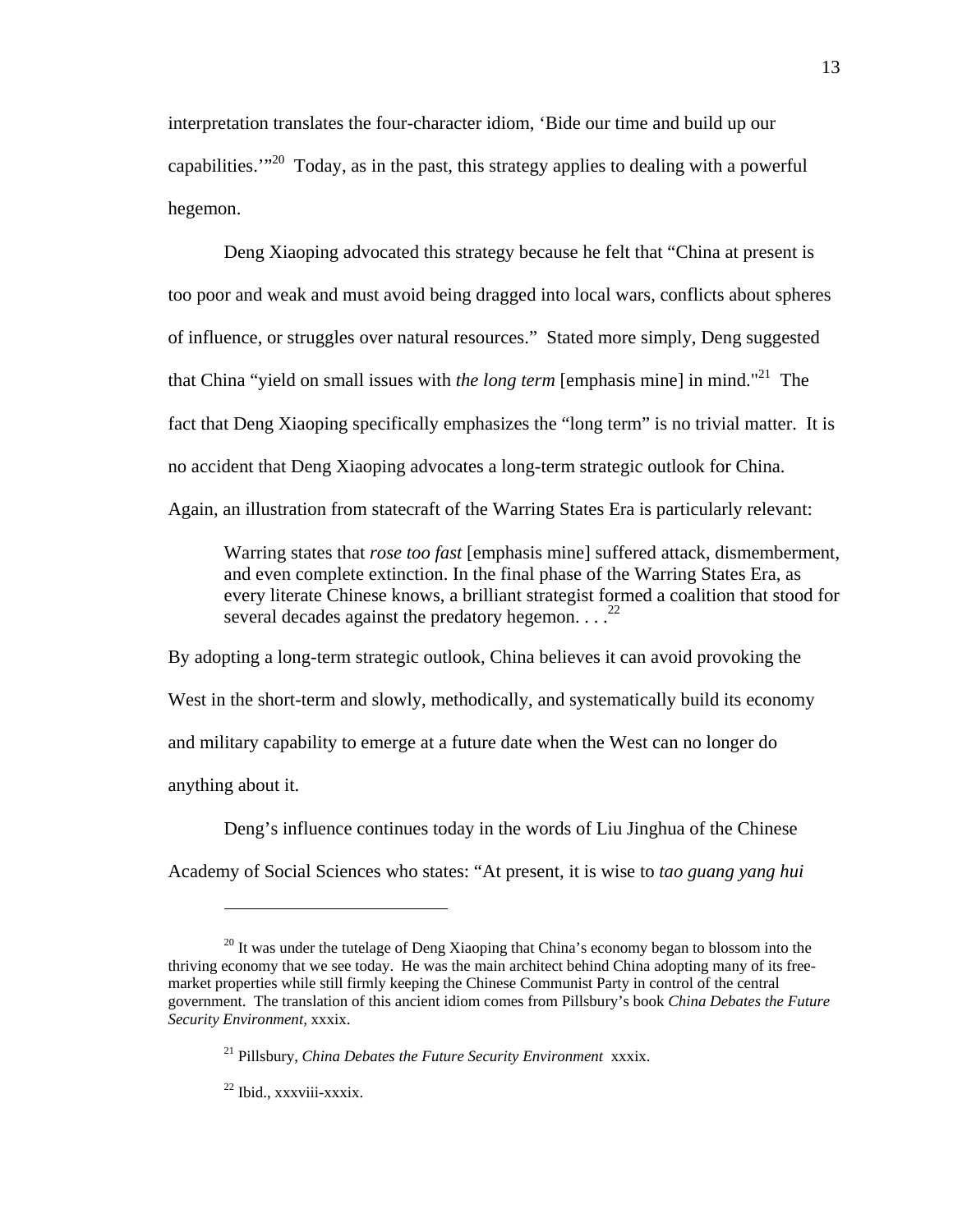interpretation translates the four-character idiom, 'Bide our time and build up our capabilities.'"[20] Today, as in the past, this strategy applies to dealing with a powerful hegemon.

Deng Xiaoping advocated this strategy because he felt that "China at present is too poor and weak and must avoid being dragged into local wars, conflicts about spheres of influence, or struggles over natural resources." Stated more simply, Deng suggested that China "yield on small issues with *the long term* [emphasis mine] in mind."[21] The fact that Deng Xiaoping specifically emphasizes the "long term" is no trivial matter. It is no accident that Deng Xiaoping advocates a long-term strategic outlook for China. Again, an illustration from statecraft of the Warring States Era is particularly relevant:

> Warring states that *rose too fast* [emphasis mine] suffered attack, dismemberment, and even complete extinction. In the final phase of the Warring States Era, as every literate Chinese knows, a brilliant strategist formed a coalition that stood for several decades against the predatory hegemon. . . .[22]

By adopting a long-term strategic outlook, China believes it can avoid provoking the West in the short-term and slowly, methodically, and systematically build its economy and military capability to emerge at a future date when the West can no longer do anything about it.

Deng's influence continues today in the words of Liu Jinghua of the Chinese Academy of Social Sciences who states: "At present, it is wise to *tao guang yang hui*

---

[20] It was under the tutelage of Deng Xiaoping that China's economy began to blossom into the thriving economy that we see today. He was the main architect behind China adopting many of its free-market properties while still firmly keeping the Chinese Communist Party in control of the central government. The translation of this ancient idiom comes from Pillsbury's book *China Debates the Future Security Environment*, xxxix.

[21] Pillsbury, *China Debates the Future Security Environment* xxxix.

[22] Ibid., xxxviii-xxxix.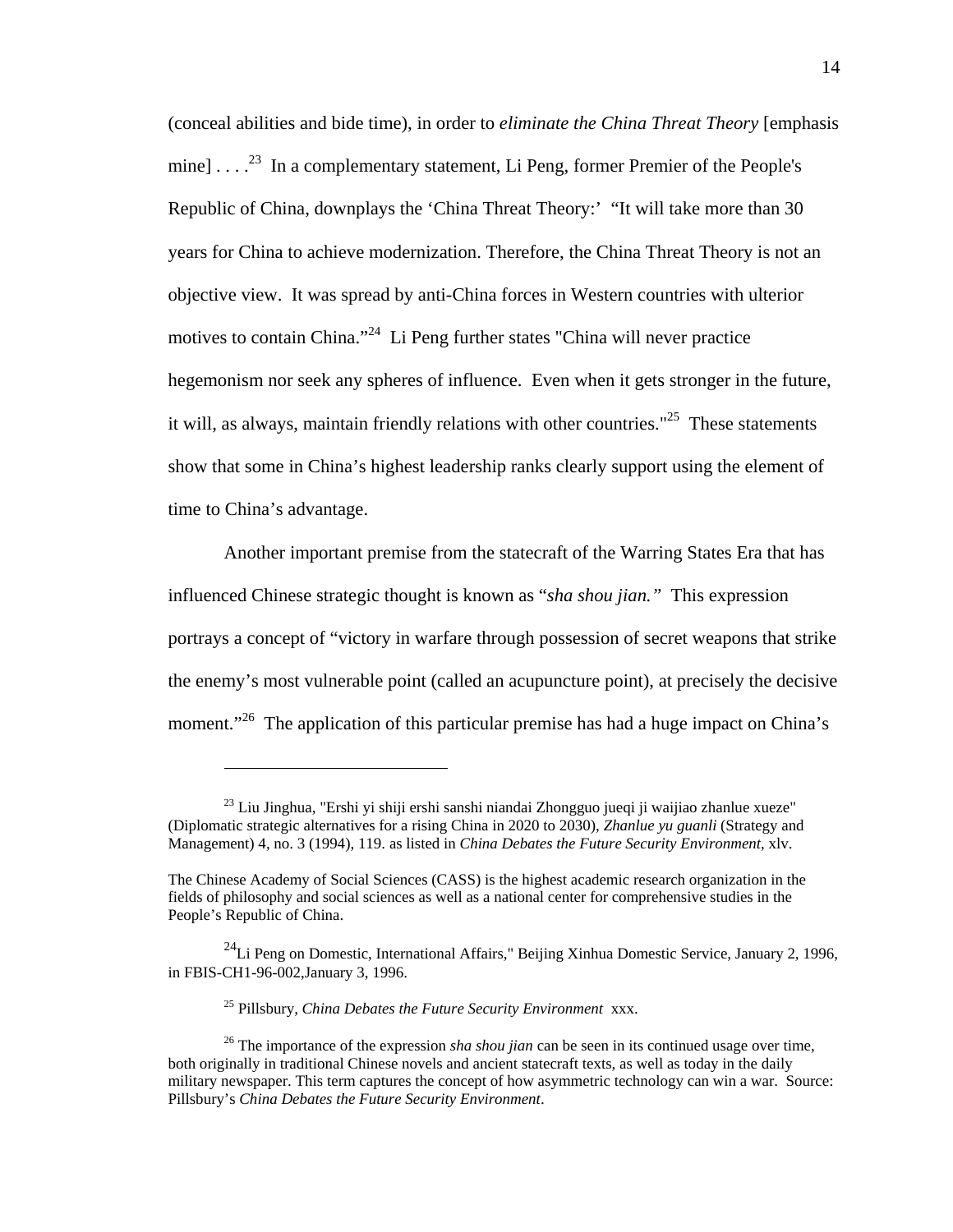(conceal abilities and bide time), in order to *eliminate the China Threat Theory* [emphasis mine] . . . .[23] In a complementary statement, Li Peng, former Premier of the People's Republic of China, downplays the 'China Threat Theory:' "It will take more than 30 years for China to achieve modernization. Therefore, the China Threat Theory is not an objective view. It was spread by anti-China forces in Western countries with ulterior motives to contain China."[24] Li Peng further states "China will never practice hegemonism nor seek any spheres of influence. Even when it gets stronger in the future, it will, as always, maintain friendly relations with other countries."[25] These statements show that some in China's highest leadership ranks clearly support using the element of time to China's advantage.

Another important premise from the statecraft of the Warring States Era that has influenced Chinese strategic thought is known as "*sha shou jian.*" This expression portrays a concept of "victory in warfare through possession of secret weapons that strike the enemy's most vulnerable point (called an acupuncture point), at precisely the decisive moment."[26] The application of this particular premise has had a huge impact on China's

---

[23] Liu Jinghua, "Ershi yi shiji ershi sanshi niandai Zhongguo jueqi ji waijiao zhanlue xueze" (Diplomatic strategic alternatives for a rising China in 2020 to 2030), *Zhanlue yu guanli* (Strategy and Management) 4, no. 3 (1994), 119. as listed in *China Debates the Future Security Environment*, xlv.

The Chinese Academy of Social Sciences (CASS) is the highest academic research organization in the fields of philosophy and social sciences as well as a national center for comprehensive studies in the People's Republic of China.

[24] Li Peng on Domestic, International Affairs," Beijing Xinhua Domestic Service, January 2, 1996, in FBIS-CH1-96-002,January 3, 1996.

[25] Pillsbury, *China Debates the Future Security Environment* xxx.

[26] The importance of the expression *sha shou jian* can be seen in its continued usage over time, both originally in traditional Chinese novels and ancient statecraft texts, as well as today in the daily military newspaper. This term captures the concept of how asymmetric technology can win a war. Source: Pillsbury's *China Debates the Future Security Environment*.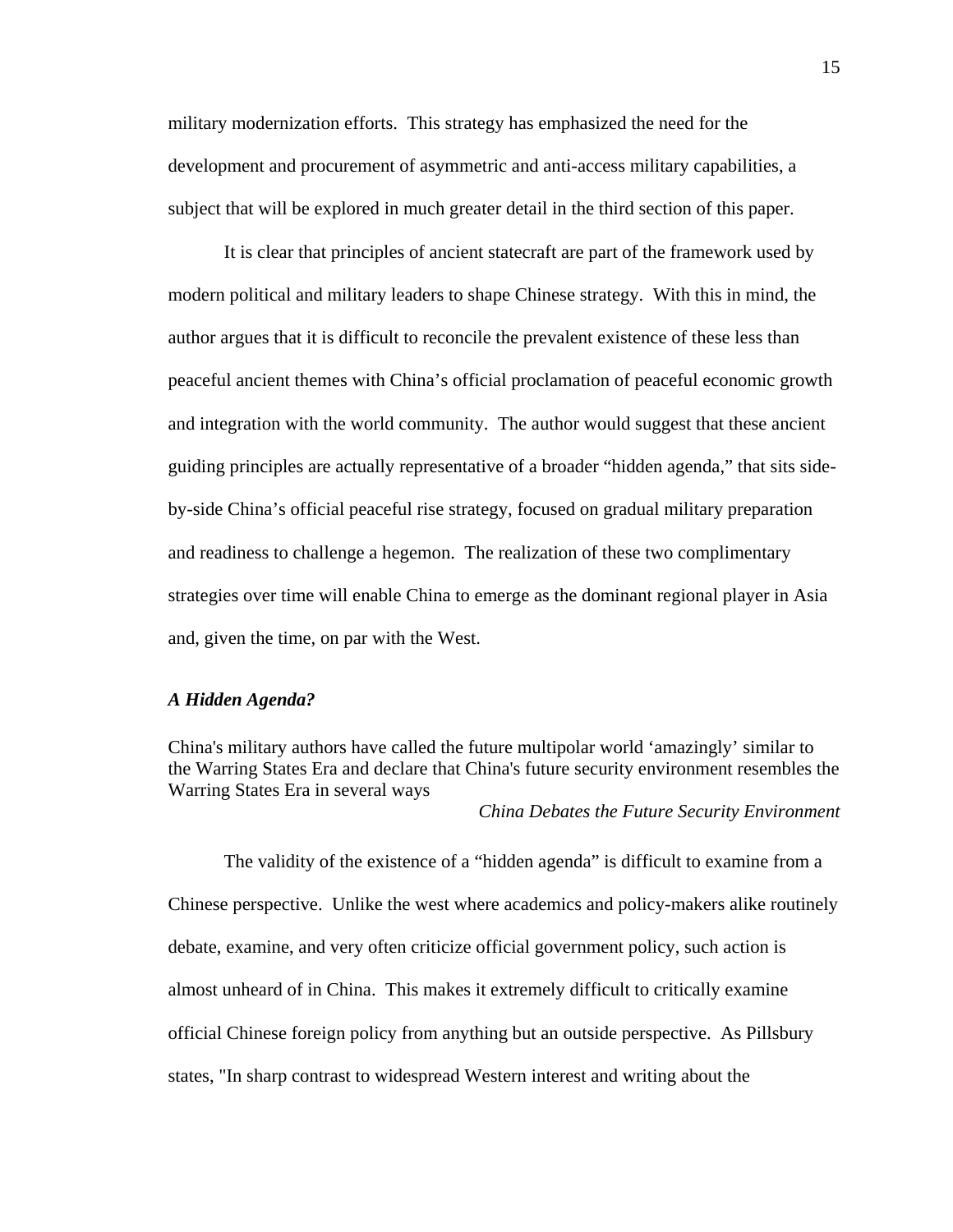military modernization efforts. This strategy has emphasized the need for the development and procurement of asymmetric and anti-access military capabilities, a subject that will be explored in much greater detail in the third section of this paper.

It is clear that principles of ancient statecraft are part of the framework used by modern political and military leaders to shape Chinese strategy. With this in mind, the author argues that it is difficult to reconcile the prevalent existence of these less than peaceful ancient themes with China's official proclamation of peaceful economic growth and integration with the world community. The author would suggest that these ancient guiding principles are actually representative of a broader "hidden agenda," that sits side-by-side China's official peaceful rise strategy, focused on gradual military preparation and readiness to challenge a hegemon. The realization of these two complimentary strategies over time will enable China to emerge as the dominant regional player in Asia and, given the time, on par with the West.

### *A Hidden Agenda?*

China's military authors have called the future multipolar world 'amazingly' similar to the Warring States Era and declare that China's future security environment resembles the Warring States Era in several ways

*China Debates the Future Security Environment*

The validity of the existence of a "hidden agenda" is difficult to examine from a Chinese perspective. Unlike the west where academics and policy-makers alike routinely debate, examine, and very often criticize official government policy, such action is almost unheard of in China. This makes it extremely difficult to critically examine official Chinese foreign policy from anything but an outside perspective. As Pillsbury states, "In sharp contrast to widespread Western interest and writing about the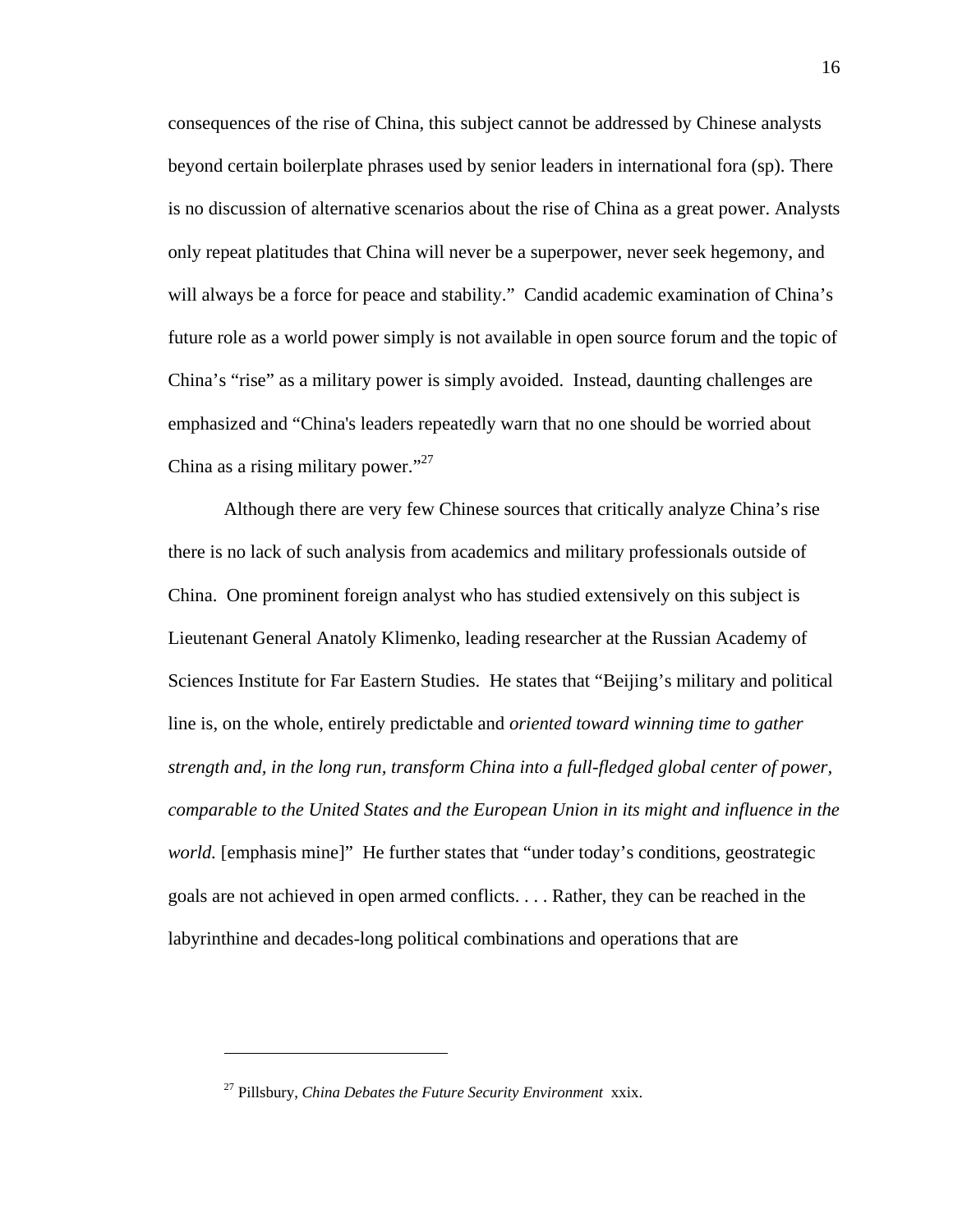consequences of the rise of China, this subject cannot be addressed by Chinese analysts beyond certain boilerplate phrases used by senior leaders in international fora (sp). There is no discussion of alternative scenarios about the rise of China as a great power. Analysts only repeat platitudes that China will never be a superpower, never seek hegemony, and will always be a force for peace and stability." Candid academic examination of China's future role as a world power simply is not available in open source forum and the topic of China's "rise" as a military power is simply avoided. Instead, daunting challenges are emphasized and "China's leaders repeatedly warn that no one should be worried about China as a rising military power."[27]

Although there are very few Chinese sources that critically analyze China's rise there is no lack of such analysis from academics and military professionals outside of China. One prominent foreign analyst who has studied extensively on this subject is Lieutenant General Anatoly Klimenko, leading researcher at the Russian Academy of Sciences Institute for Far Eastern Studies. He states that "Beijing's military and political line is, on the whole, entirely predictable and *oriented toward winning time to gather strength and, in the long run, transform China into a full-fledged global center of power, comparable to the United States and the European Union in its might and influence in the world.* [emphasis mine]" He further states that "under today's conditions, geostrategic goals are not achieved in open armed conflicts. . . . Rather, they can be reached in the labyrinthine and decades-long political combinations and operations that are

---

[27] Pillsbury, *China Debates the Future Security Environment* xxix.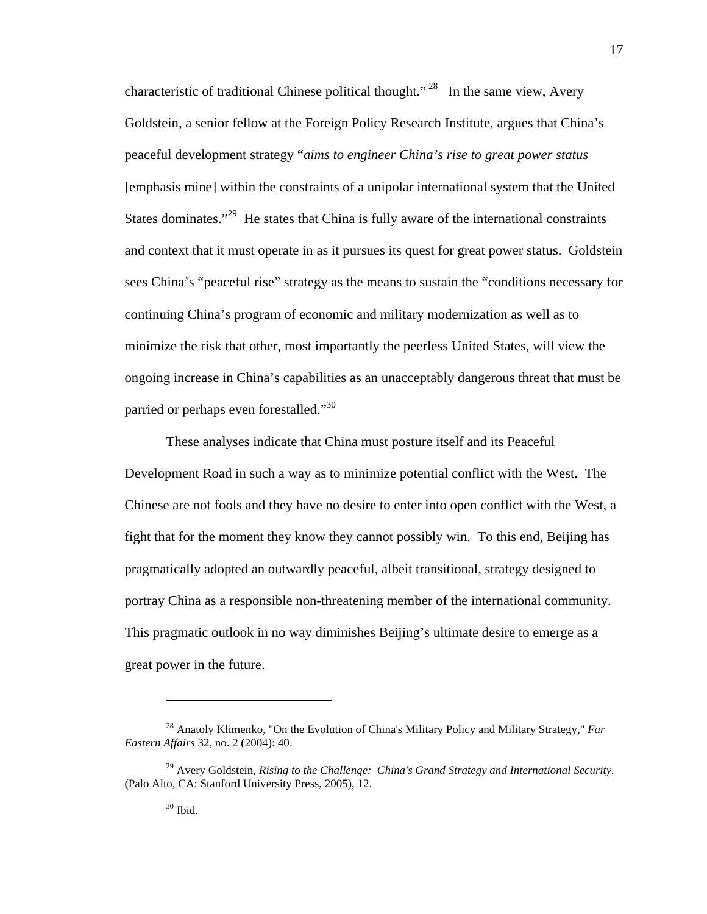characteristic of traditional Chinese political thought."[28] In the same view, Avery Goldstein, a senior fellow at the Foreign Policy Research Institute, argues that China's peaceful development strategy "*aims to engineer China's rise to great power status* [emphasis mine] within the constraints of a unipolar international system that the United States dominates."[29] He states that China is fully aware of the international constraints and context that it must operate in as it pursues its quest for great power status. Goldstein sees China's "peaceful rise" strategy as the means to sustain the "conditions necessary for continuing China's program of economic and military modernization as well as to minimize the risk that other, most importantly the peerless United States, will view the ongoing increase in China's capabilities as an unacceptably dangerous threat that must be parried or perhaps even forestalled."[30]

These analyses indicate that China must posture itself and its Peaceful Development Road in such a way as to minimize potential conflict with the West. The Chinese are not fools and they have no desire to enter into open conflict with the West, a fight that for the moment they know they cannot possibly win. To this end, Beijing has pragmatically adopted an outwardly peaceful, albeit transitional, strategy designed to portray China as a responsible non-threatening member of the international community. This pragmatic outlook in no way diminishes Beijing's ultimate desire to emerge as a great power in the future.

---

[28] Anatoly Klimenko, "On the Evolution of China's Military Policy and Military Strategy," *Far Eastern Affairs* 32, no. 2 (2004): 40.

[29] Avery Goldstein, *Rising to the Challenge: China's Grand Strategy and International Security*. (Palo Alto, CA: Stanford University Press, 2005), 12.

[30] Ibid.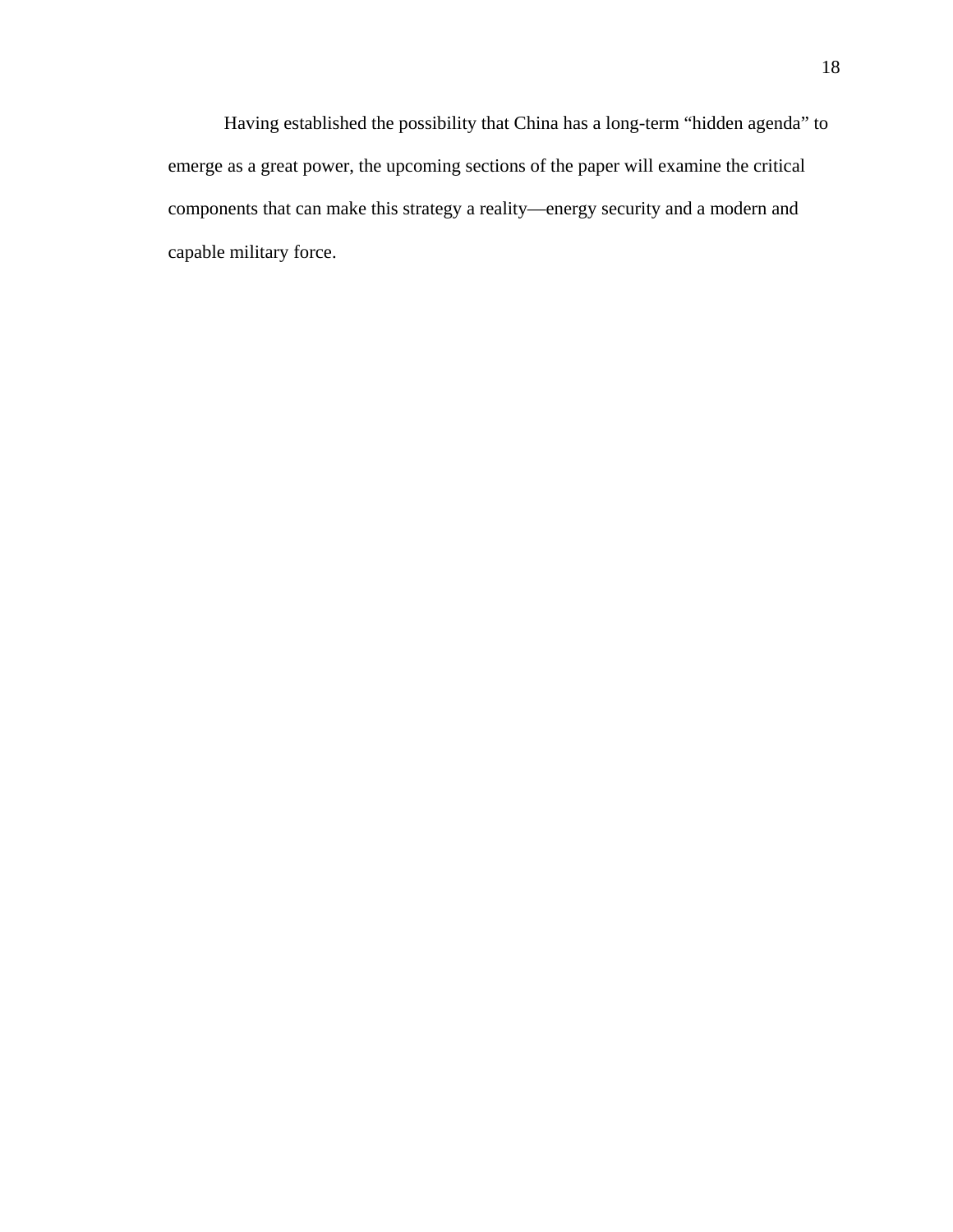Having established the possibility that China has a long-term “hidden agenda” to emerge as a great power, the upcoming sections of the paper will examine the critical components that can make this strategy a reality—energy security and a modern and capable military force.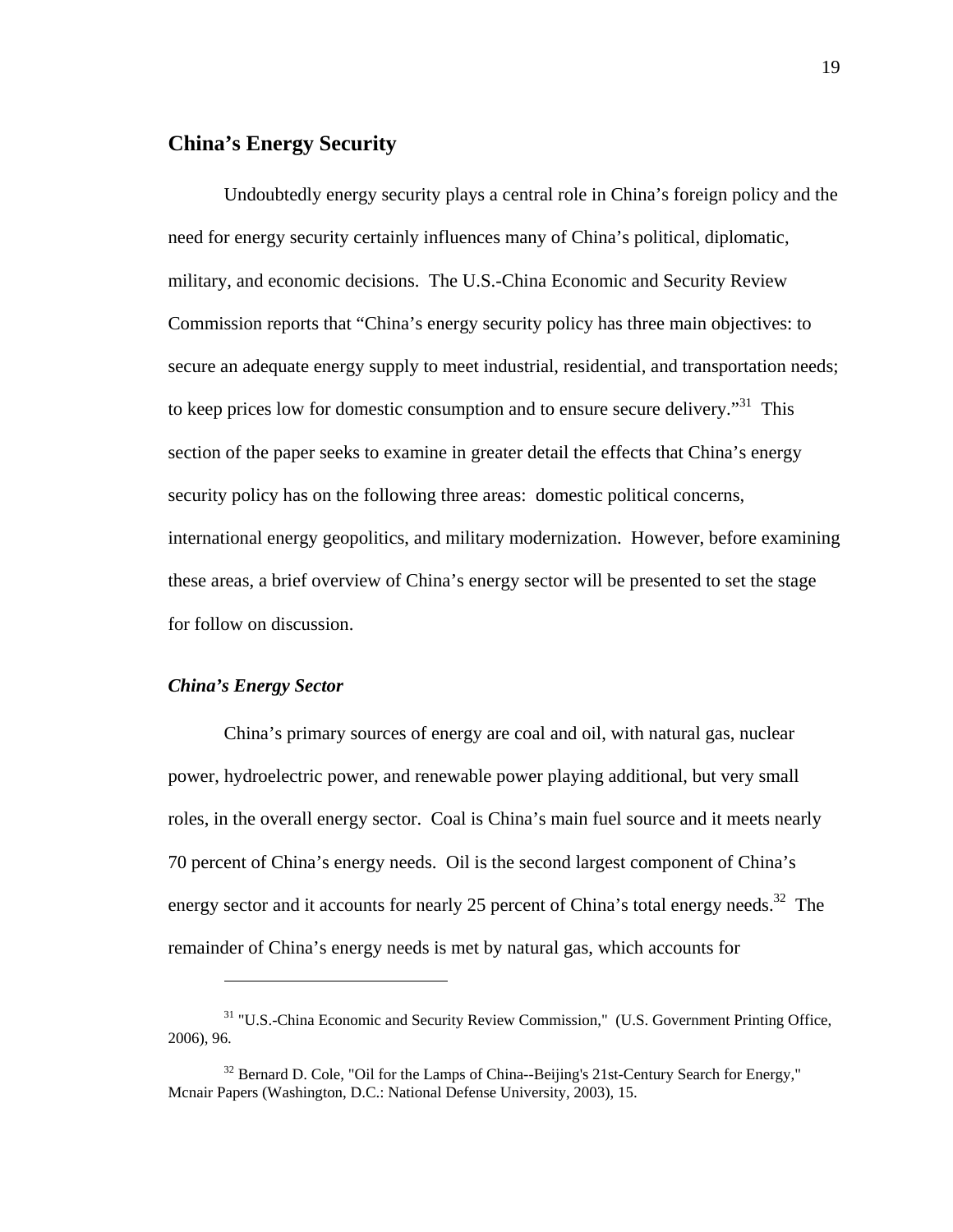## China's Energy Security

Undoubtedly energy security plays a central role in China's foreign policy and the need for energy security certainly influences many of China's political, diplomatic, military, and economic decisions. The U.S.-China Economic and Security Review Commission reports that "China's energy security policy has three main objectives: to secure an adequate energy supply to meet industrial, residential, and transportation needs; to keep prices low for domestic consumption and to ensure secure delivery."[31] This section of the paper seeks to examine in greater detail the effects that China's energy security policy has on the following three areas: domestic political concerns, international energy geopolitics, and military modernization. However, before examining these areas, a brief overview of China's energy sector will be presented to set the stage for follow on discussion.

### *China's Energy Sector*

China's primary sources of energy are coal and oil, with natural gas, nuclear power, hydroelectric power, and renewable power playing additional, but very small roles, in the overall energy sector. Coal is China's main fuel source and it meets nearly 70 percent of China's energy needs. Oil is the second largest component of China's energy sector and it accounts for nearly 25 percent of China's total energy needs.[32] The remainder of China's energy needs is met by natural gas, which accounts for

---

[31] "U.S.-China Economic and Security Review Commission," (U.S. Government Printing Office, 2006), 96.

[32] Bernard D. Cole, "Oil for the Lamps of China--Beijing's 21st-Century Search for Energy," Mcnair Papers (Washington, D.C.: National Defense University, 2003), 15.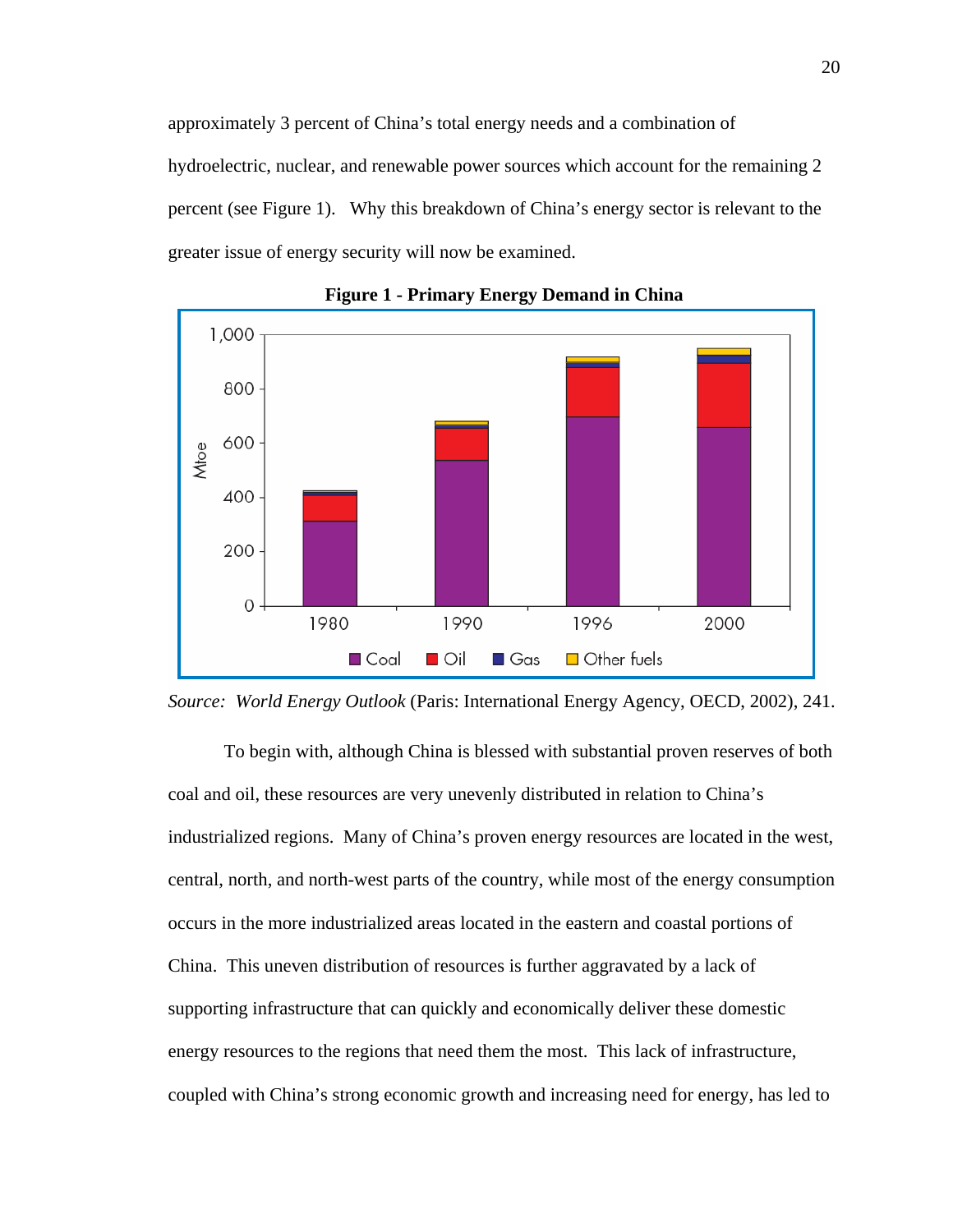approximately 3 percent of China's total energy needs and a combination of hydroelectric, nuclear, and renewable power sources which account for the remaining 2 percent (see Figure 1). Why this breakdown of China's energy sector is relevant to the greater issue of energy security will now be examined.

**Figure 1 - Primary Energy Demand in China**

*Source: World Energy Outlook* (Paris: International Energy Agency, OECD, 2002), 241.

To begin with, although China is blessed with substantial proven reserves of both coal and oil, these resources are very unevenly distributed in relation to China's industrialized regions. Many of China's proven energy resources are located in the west, central, north, and north-west parts of the country, while most of the energy consumption occurs in the more industrialized areas located in the eastern and coastal portions of China. This uneven distribution of resources is further aggravated by a lack of supporting infrastructure that can quickly and economically deliver these domestic energy resources to the regions that need them the most. This lack of infrastructure, coupled with China's strong economic growth and increasing need for energy, has led to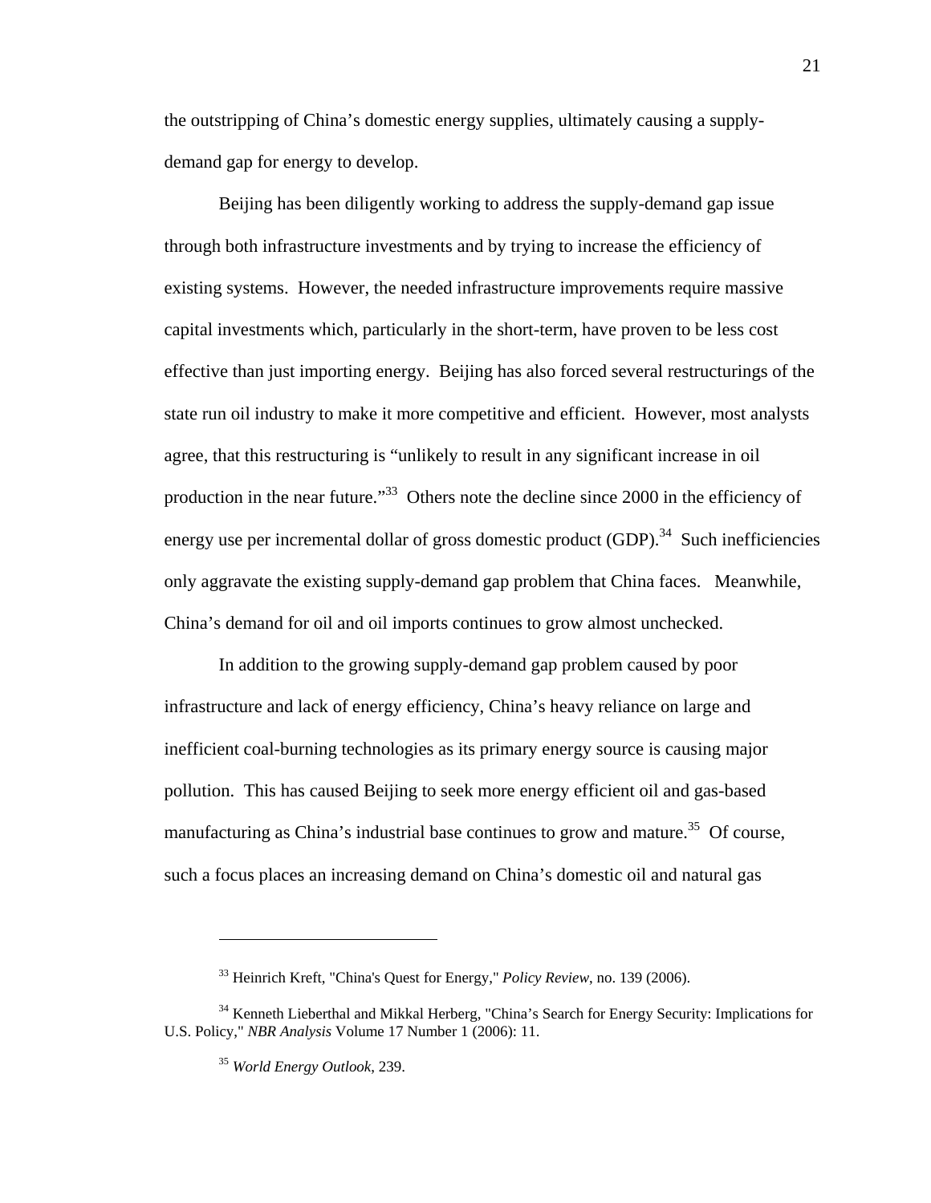the outstripping of China's domestic energy supplies, ultimately causing a supply-demand gap for energy to develop.

Beijing has been diligently working to address the supply-demand gap issue through both infrastructure investments and by trying to increase the efficiency of existing systems. However, the needed infrastructure improvements require massive capital investments which, particularly in the short-term, have proven to be less cost effective than just importing energy. Beijing has also forced several restructurings of the state run oil industry to make it more competitive and efficient. However, most analysts agree, that this restructuring is "unlikely to result in any significant increase in oil production in the near future."[33] Others note the decline since 2000 in the efficiency of energy use per incremental dollar of gross domestic product (GDP).[34] Such inefficiencies only aggravate the existing supply-demand gap problem that China faces. Meanwhile, China's demand for oil and oil imports continues to grow almost unchecked.

In addition to the growing supply-demand gap problem caused by poor infrastructure and lack of energy efficiency, China's heavy reliance on large and inefficient coal-burning technologies as its primary energy source is causing major pollution. This has caused Beijing to seek more energy efficient oil and gas-based manufacturing as China's industrial base continues to grow and mature.[35] Of course, such a focus places an increasing demand on China's domestic oil and natural gas

---

[33] Heinrich Kreft, "China's Quest for Energy," *Policy Review*, no. 139 (2006).

[34] Kenneth Lieberthal and Mikkal Herberg, "China's Search for Energy Security: Implications for U.S. Policy," *NBR Analysis* Volume 17 Number 1 (2006): 11.

[35] *World Energy Outlook*, 239.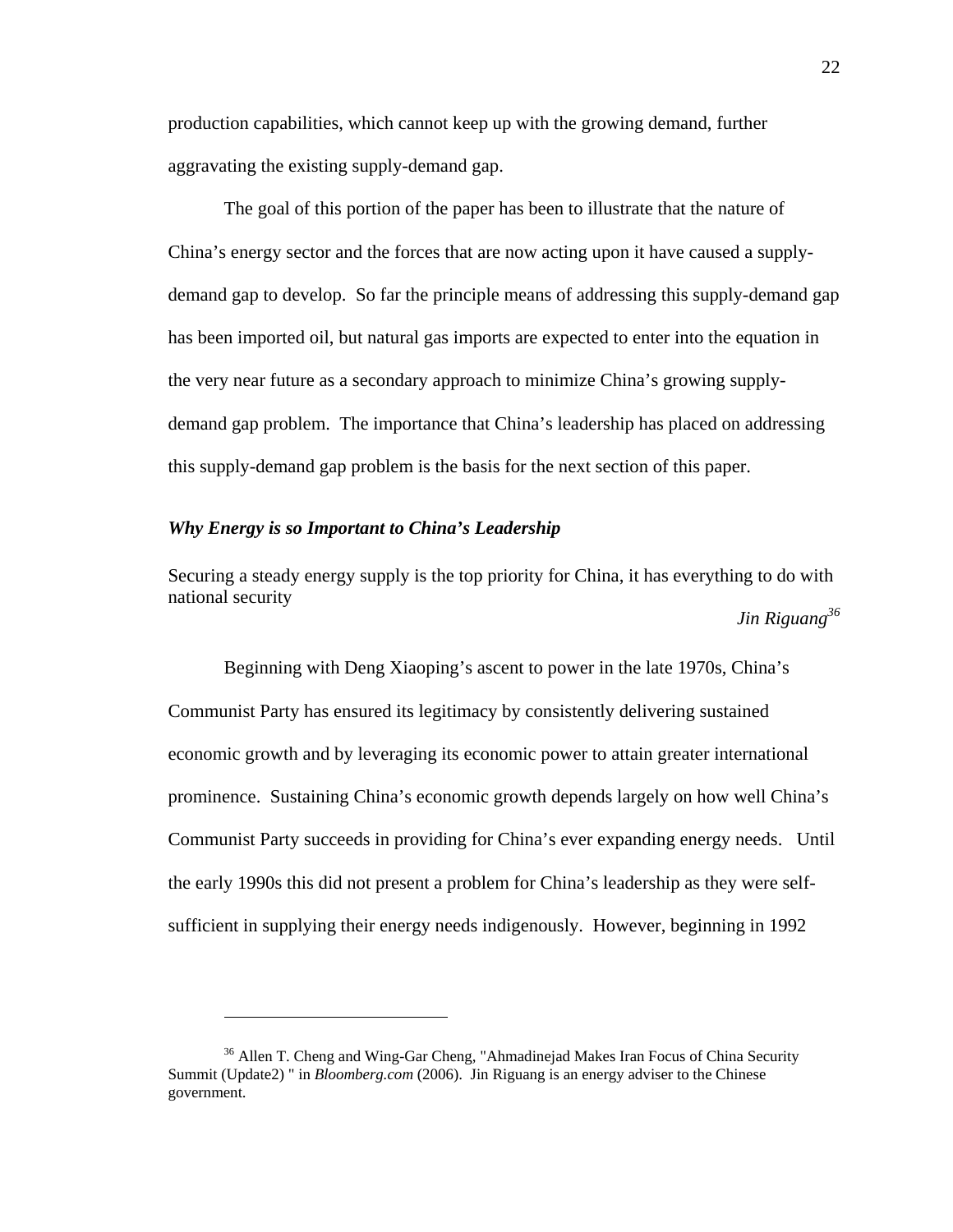production capabilities, which cannot keep up with the growing demand, further aggravating the existing supply-demand gap.

The goal of this portion of the paper has been to illustrate that the nature of China's energy sector and the forces that are now acting upon it have caused a supply-demand gap to develop. So far the principle means of addressing this supply-demand gap has been imported oil, but natural gas imports are expected to enter into the equation in the very near future as a secondary approach to minimize China's growing supply-demand gap problem. The importance that China's leadership has placed on addressing this supply-demand gap problem is the basis for the next section of this paper.

### *Why Energy is so Important to China's Leadership*

Securing a steady energy supply is the top priority for China, it has everything to do with national security

*Jin Riguang*[36]

Beginning with Deng Xiaoping's ascent to power in the late 1970s, China's Communist Party has ensured its legitimacy by consistently delivering sustained economic growth and by leveraging its economic power to attain greater international prominence. Sustaining China's economic growth depends largely on how well China's Communist Party succeeds in providing for China's ever expanding energy needs. Until the early 1990s this did not present a problem for China's leadership as they were self-sufficient in supplying their energy needs indigenously. However, beginning in 1992

---

[36] Allen T. Cheng and Wing-Gar Cheng, "Ahmadinejad Makes Iran Focus of China Security Summit (Update2) " in *Bloomberg.com* (2006). Jin Riguang is an energy adviser to the Chinese government.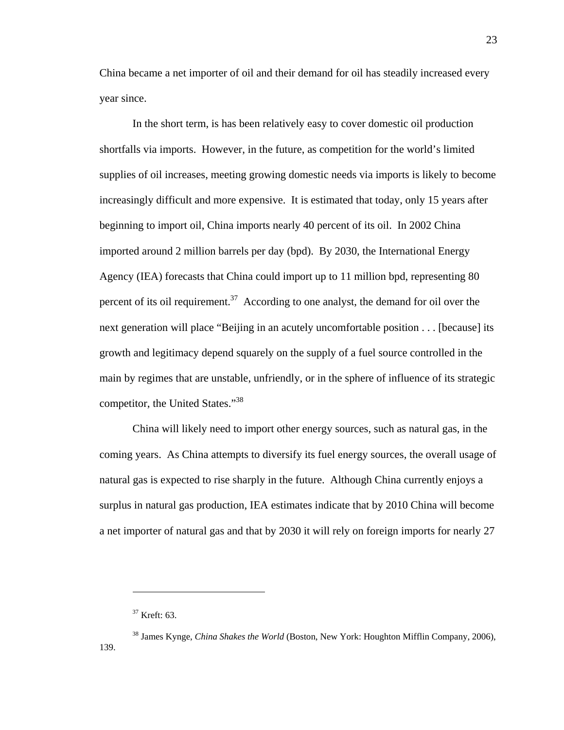China became a net importer of oil and their demand for oil has steadily increased every year since.

In the short term, is has been relatively easy to cover domestic oil production shortfalls via imports. However, in the future, as competition for the world's limited supplies of oil increases, meeting growing domestic needs via imports is likely to become increasingly difficult and more expensive. It is estimated that today, only 15 years after beginning to import oil, China imports nearly 40 percent of its oil. In 2002 China imported around 2 million barrels per day (bpd). By 2030, the International Energy Agency (IEA) forecasts that China could import up to 11 million bpd, representing 80 percent of its oil requirement.[37] According to one analyst, the demand for oil over the next generation will place "Beijing in an acutely uncomfortable position . . . [because] its growth and legitimacy depend squarely on the supply of a fuel source controlled in the main by regimes that are unstable, unfriendly, or in the sphere of influence of its strategic competitor, the United States."[38]

China will likely need to import other energy sources, such as natural gas, in the coming years. As China attempts to diversify its fuel energy sources, the overall usage of natural gas is expected to rise sharply in the future. Although China currently enjoys a surplus in natural gas production, IEA estimates indicate that by 2010 China will become a net importer of natural gas and that by 2030 it will rely on foreign imports for nearly 27

---

[37] Kreft: 63.

[38] James Kynge, *China Shakes the World* (Boston, New York: Houghton Mifflin Company, 2006), 139.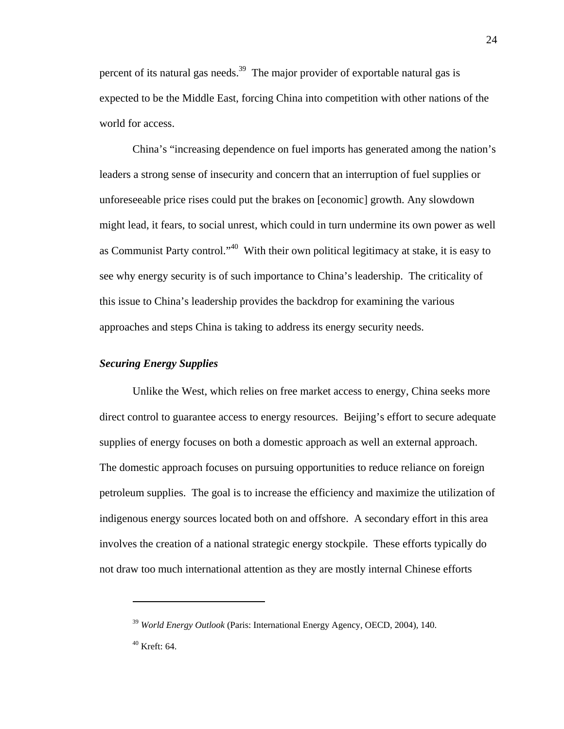percent of its natural gas needs.[39] The major provider of exportable natural gas is expected to be the Middle East, forcing China into competition with other nations of the world for access.

China's "increasing dependence on fuel imports has generated among the nation's leaders a strong sense of insecurity and concern that an interruption of fuel supplies or unforeseeable price rises could put the brakes on [economic] growth. Any slowdown might lead, it fears, to social unrest, which could in turn undermine its own power as well as Communist Party control."[40] With their own political legitimacy at stake, it is easy to see why energy security is of such importance to China's leadership. The criticality of this issue to China's leadership provides the backdrop for examining the various approaches and steps China is taking to address its energy security needs.

***Securing Energy Supplies***

Unlike the West, which relies on free market access to energy, China seeks more direct control to guarantee access to energy resources. Beijing's effort to secure adequate supplies of energy focuses on both a domestic approach as well an external approach. The domestic approach focuses on pursuing opportunities to reduce reliance on foreign petroleum supplies. The goal is to increase the efficiency and maximize the utilization of indigenous energy sources located both on and offshore. A secondary effort in this area involves the creation of a national strategic energy stockpile. These efforts typically do not draw too much international attention as they are mostly internal Chinese efforts

---

[39] *World Energy Outlook* (Paris: International Energy Agency, OECD, 2004), 140.

[40] Kreft: 64.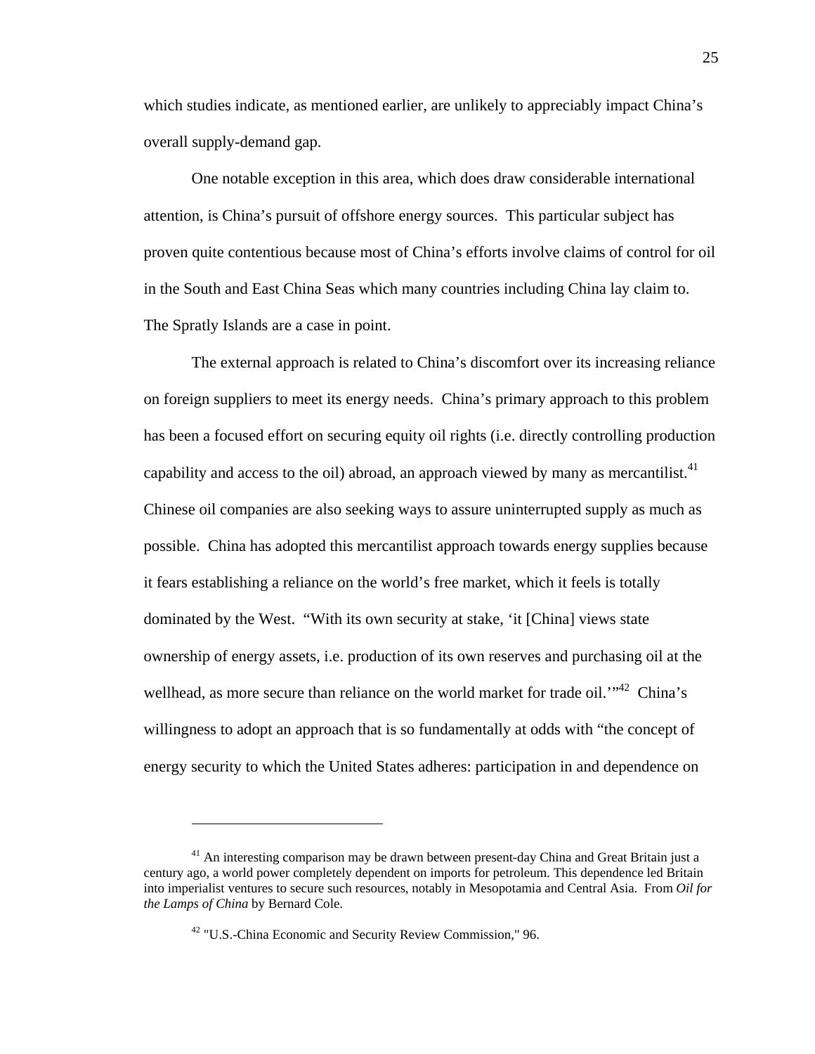which studies indicate, as mentioned earlier, are unlikely to appreciably impact China's overall supply-demand gap.

One notable exception in this area, which does draw considerable international attention, is China's pursuit of offshore energy sources. This particular subject has proven quite contentious because most of China's efforts involve claims of control for oil in the South and East China Seas which many countries including China lay claim to. The Spratly Islands are a case in point.

The external approach is related to China's discomfort over its increasing reliance on foreign suppliers to meet its energy needs. China's primary approach to this problem has been a focused effort on securing equity oil rights (i.e. directly controlling production capability and access to the oil) abroad, an approach viewed by many as mercantilist.[41] Chinese oil companies are also seeking ways to assure uninterrupted supply as much as possible. China has adopted this mercantilist approach towards energy supplies because it fears establishing a reliance on the world's free market, which it feels is totally dominated by the West. "With its own security at stake, 'it [China] views state ownership of energy assets, i.e. production of its own reserves and purchasing oil at the wellhead, as more secure than reliance on the world market for trade oil.'"[42] China's willingness to adopt an approach that is so fundamentally at odds with "the concept of energy security to which the United States adheres: participation in and dependence on

---

[41] An interesting comparison may be drawn between present-day China and Great Britain just a century ago, a world power completely dependent on imports for petroleum. This dependence led Britain into imperialist ventures to secure such resources, notably in Mesopotamia and Central Asia. From *Oil for the Lamps of China* by Bernard Cole.

[42] "U.S.-China Economic and Security Review Commission," 96.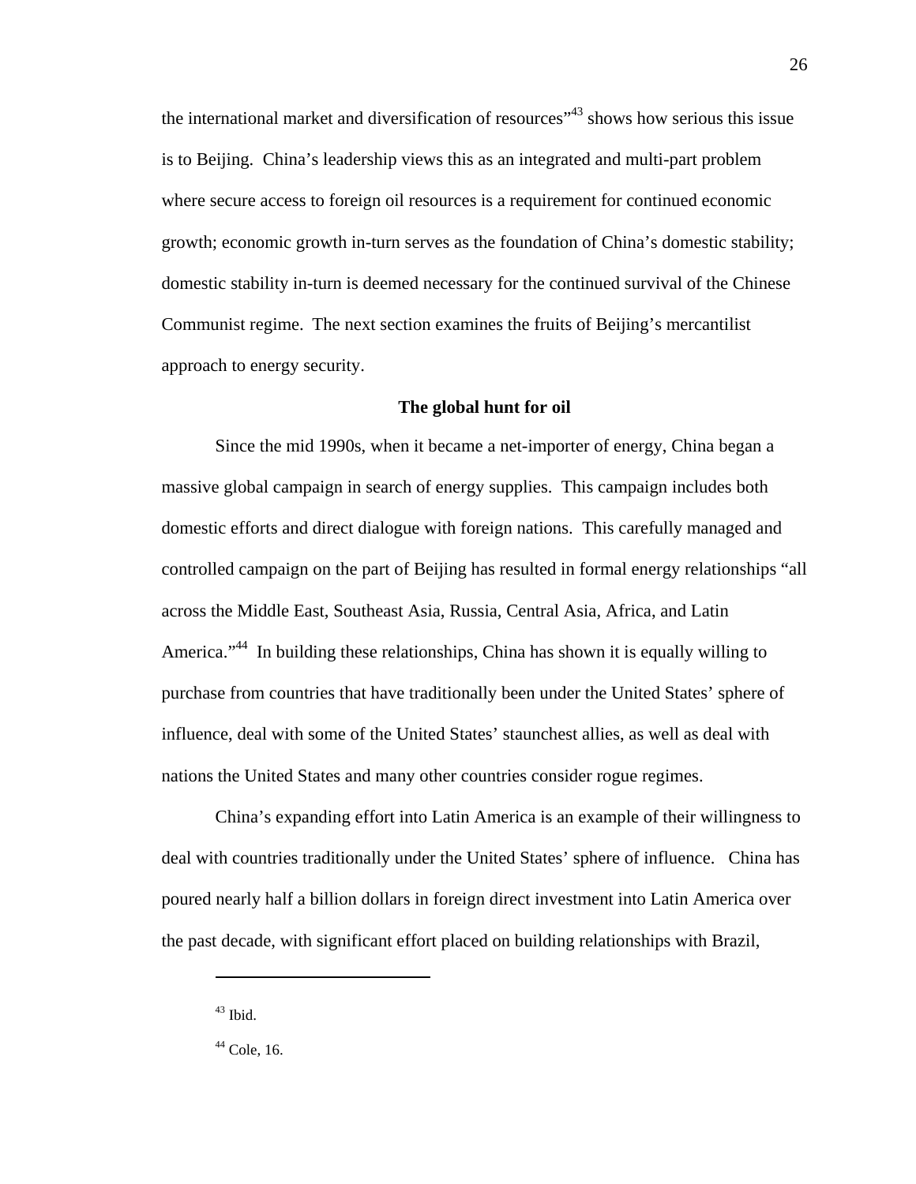the international market and diversification of resources"[43] shows how serious this issue is to Beijing. China's leadership views this as an integrated and multi-part problem where secure access to foreign oil resources is a requirement for continued economic growth; economic growth in-turn serves as the foundation of China's domestic stability; domestic stability in-turn is deemed necessary for the continued survival of the Chinese Communist regime. The next section examines the fruits of Beijing's mercantilist approach to energy security.

## The global hunt for oil

Since the mid 1990s, when it became a net-importer of energy, China began a massive global campaign in search of energy supplies. This campaign includes both domestic efforts and direct dialogue with foreign nations. This carefully managed and controlled campaign on the part of Beijing has resulted in formal energy relationships "all across the Middle East, Southeast Asia, Russia, Central Asia, Africa, and Latin America."[44] In building these relationships, China has shown it is equally willing to purchase from countries that have traditionally been under the United States' sphere of influence, deal with some of the United States' staunchest allies, as well as deal with nations the United States and many other countries consider rogue regimes.

China's expanding effort into Latin America is an example of their willingness to deal with countries traditionally under the United States' sphere of influence. China has poured nearly half a billion dollars in foreign direct investment into Latin America over the past decade, with significant effort placed on building relationships with Brazil,

---

[43] Ibid.

[44] Cole, 16.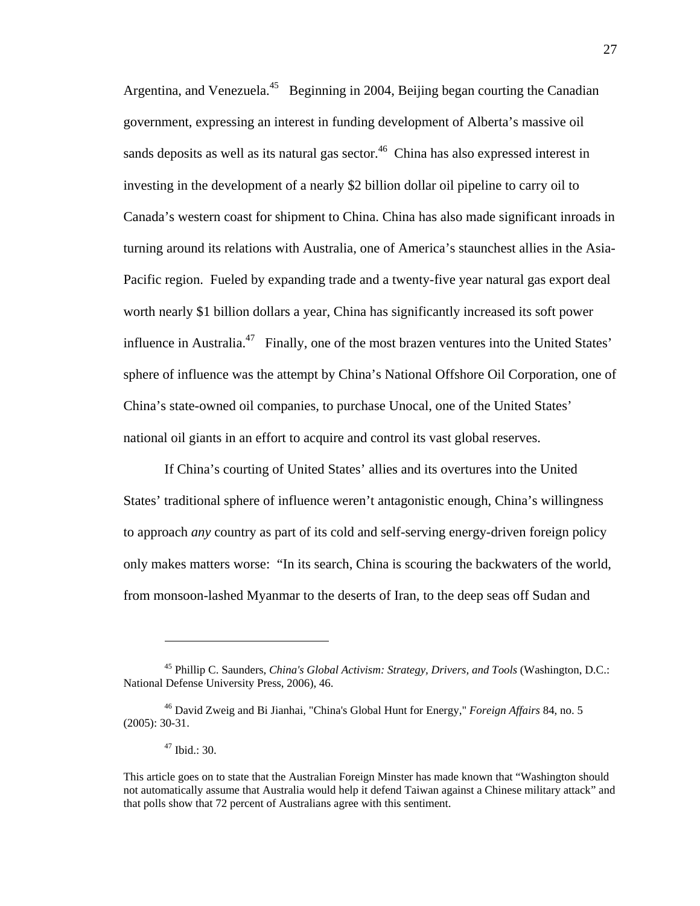Argentina, and Venezuela.[45] Beginning in 2004, Beijing began courting the Canadian government, expressing an interest in funding development of Alberta's massive oil sands deposits as well as its natural gas sector.[46] China has also expressed interest in investing in the development of a nearly $2 billion dollar oil pipeline to carry oil to Canada's western coast for shipment to China. China has also made significant inroads in turning around its relations with Australia, one of America's staunchest allies in the Asia-Pacific region. Fueled by expanding trade and a twenty-five year natural gas export deal worth nearly $1 billion dollars a year, China has significantly increased its soft power influence in Australia.[47] Finally, one of the most brazen ventures into the United States' sphere of influence was the attempt by China's National Offshore Oil Corporation, one of China's state-owned oil companies, to purchase Unocal, one of the United States' national oil giants in an effort to acquire and control its vast global reserves.

If China's courting of United States' allies and its overtures into the United States' traditional sphere of influence weren't antagonistic enough, China's willingness to approach *any* country as part of its cold and self-serving energy-driven foreign policy only makes matters worse: "In its search, China is scouring the backwaters of the world, from monsoon-lashed Myanmar to the deserts of Iran, to the deep seas off Sudan and

---

[45] Phillip C. Saunders, *China's Global Activism: Strategy, Drivers, and Tools* (Washington, D.C.: National Defense University Press, 2006), 46.

[46] David Zweig and Bi Jianhai, "China's Global Hunt for Energy," *Foreign Affairs* 84, no. 5 (2005): 30-31.

[47] Ibid.: 30.

This article goes on to state that the Australian Foreign Minster has made known that "Washington should not automatically assume that Australia would help it defend Taiwan against a Chinese military attack" and that polls show that 72 percent of Australians agree with this sentiment.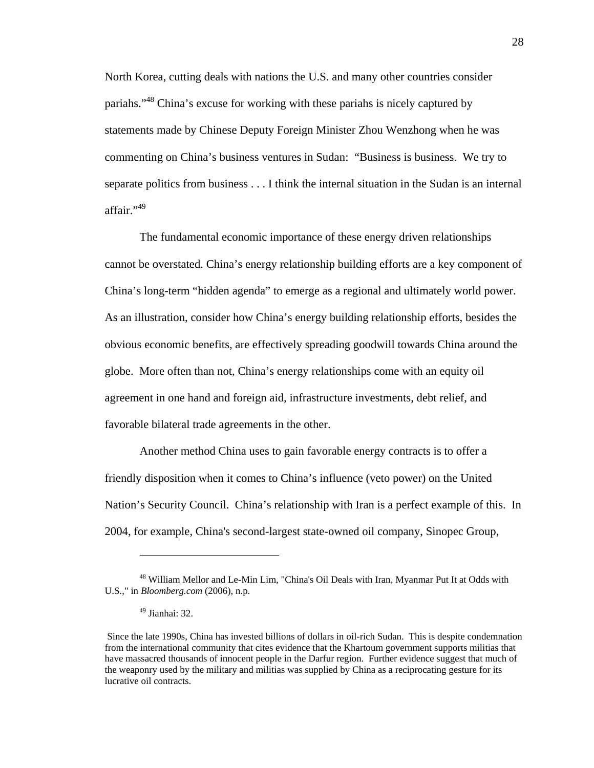North Korea, cutting deals with nations the U.S. and many other countries consider pariahs."[48] China's excuse for working with these pariahs is nicely captured by statements made by Chinese Deputy Foreign Minister Zhou Wenzhong when he was commenting on China's business ventures in Sudan: "Business is business. We try to separate politics from business . . . I think the internal situation in the Sudan is an internal affair."[49]

The fundamental economic importance of these energy driven relationships cannot be overstated. China's energy relationship building efforts are a key component of China's long-term "hidden agenda" to emerge as a regional and ultimately world power. As an illustration, consider how China's energy building relationship efforts, besides the obvious economic benefits, are effectively spreading goodwill towards China around the globe. More often than not, China's energy relationships come with an equity oil agreement in one hand and foreign aid, infrastructure investments, debt relief, and favorable bilateral trade agreements in the other.

Another method China uses to gain favorable energy contracts is to offer a friendly disposition when it comes to China's influence (veto power) on the United Nation's Security Council. China's relationship with Iran is a perfect example of this. In 2004, for example, China's second-largest state-owned oil company, Sinopec Group,

---

[48] William Mellor and Le-Min Lim, "China's Oil Deals with Iran, Myanmar Put It at Odds with U.S.," in *Bloomberg.com* (2006), n.p.

[49] Jianhai: 32.

Since the late 1990s, China has invested billions of dollars in oil-rich Sudan. This is despite condemnation from the international community that cites evidence that the Khartoum government supports militias that have massacred thousands of innocent people in the Darfur region. Further evidence suggest that much of the weaponry used by the military and militias was supplied by China as a reciprocating gesture for its lucrative oil contracts.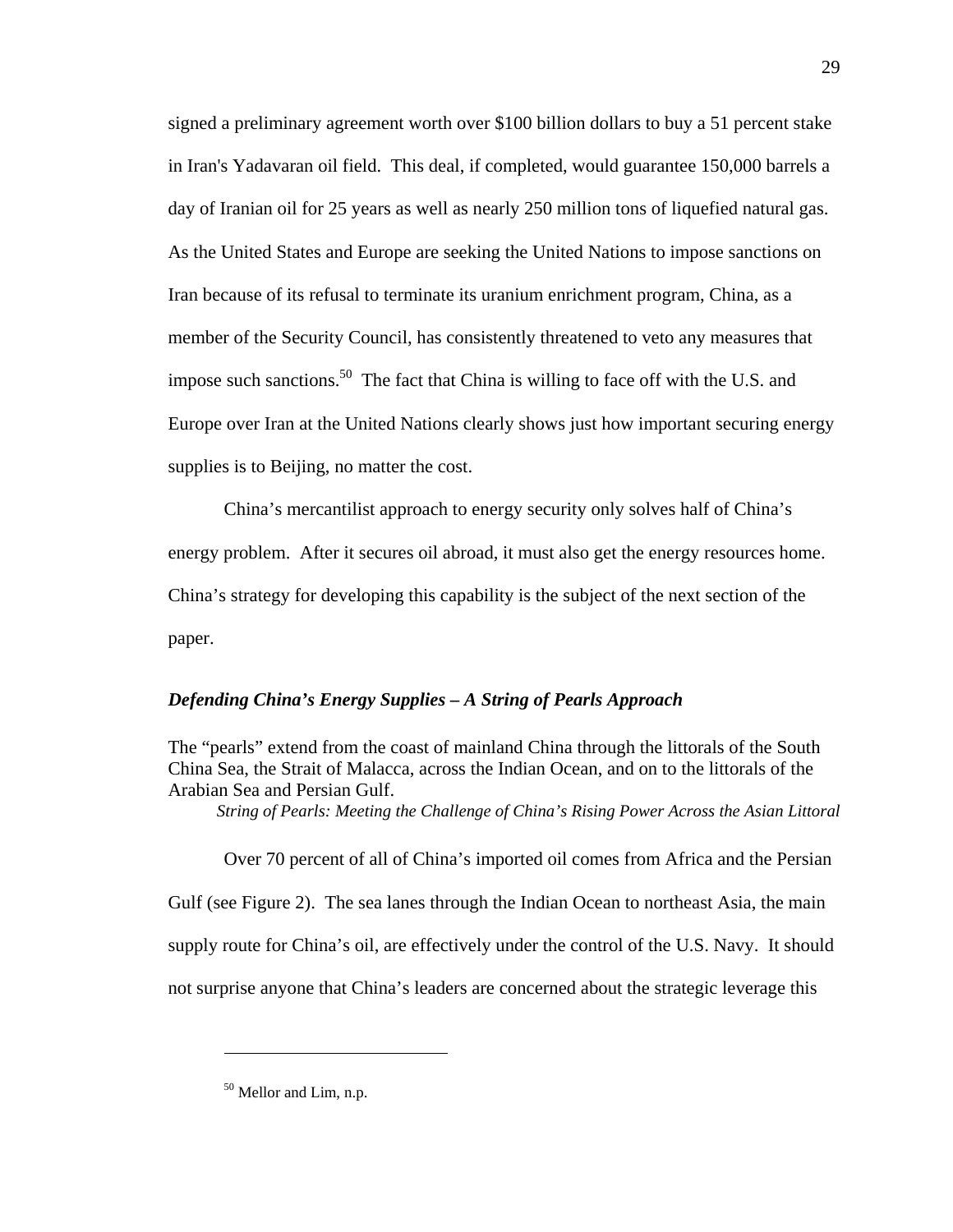signed a preliminary agreement worth over $100 billion dollars to buy a 51 percent stake in Iran's Yadavaran oil field. This deal, if completed, would guarantee 150,000 barrels a day of Iranian oil for 25 years as well as nearly 250 million tons of liquefied natural gas. As the United States and Europe are seeking the United Nations to impose sanctions on Iran because of its refusal to terminate its uranium enrichment program, China, as a member of the Security Council, has consistently threatened to veto any measures that impose such sanctions.[50] The fact that China is willing to face off with the U.S. and Europe over Iran at the United Nations clearly shows just how important securing energy supplies is to Beijing, no matter the cost.

China's mercantilist approach to energy security only solves half of China's energy problem. After it secures oil abroad, it must also get the energy resources home. China's strategy for developing this capability is the subject of the next section of the paper.

### *Defending China's Energy Supplies – A String of Pearls Approach*

The "pearls" extend from the coast of mainland China through the littorals of the South China Sea, the Strait of Malacca, across the Indian Ocean, and on to the littorals of the Arabian Sea and Persian Gulf.

*String of Pearls: Meeting the Challenge of China's Rising Power Across the Asian Littoral*

Over 70 percent of all of China's imported oil comes from Africa and the Persian Gulf (see Figure 2). The sea lanes through the Indian Ocean to northeast Asia, the main supply route for China's oil, are effectively under the control of the U.S. Navy. It should not surprise anyone that China's leaders are concerned about the strategic leverage this

---

[50] Mellor and Lim, n.p.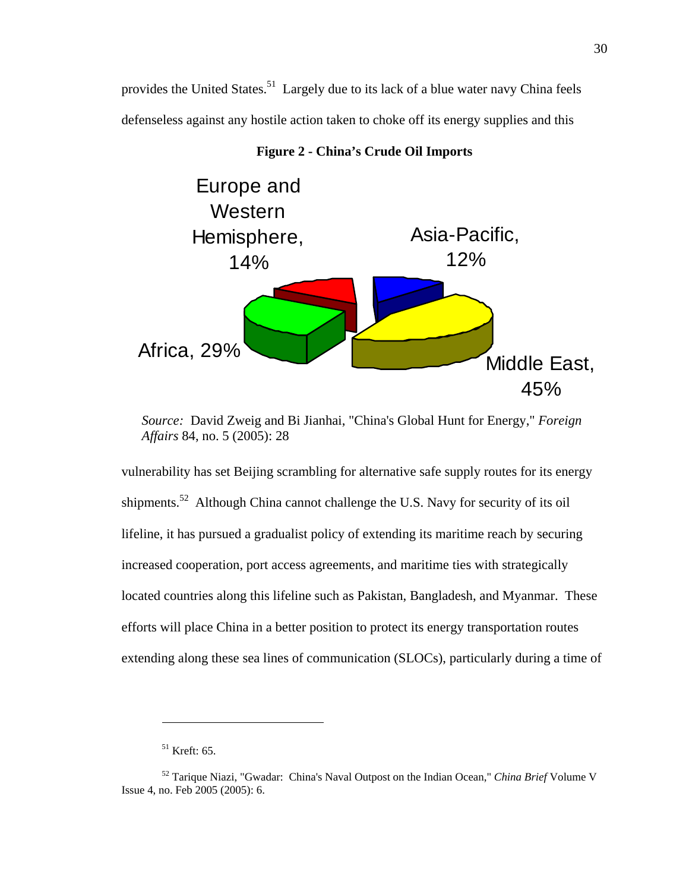provides the United States.[51] Largely due to its lack of a blue water navy China feels defenseless against any hostile action taken to choke off its energy supplies and this

**Figure 2 - China's Crude Oil Imports**

Europe and Western Hemisphere, 14%

Asia-Pacific, 12%

Africa, 29%

Middle East, 45%

*Source:* David Zweig and Bi Jianhai, "China's Global Hunt for Energy," *Foreign Affairs* 84, no. 5 (2005): 28

vulnerability has set Beijing scrambling for alternative safe supply routes for its energy shipments.[52] Although China cannot challenge the U.S. Navy for security of its oil lifeline, it has pursued a gradualist policy of extending its maritime reach by securing increased cooperation, port access agreements, and maritime ties with strategically located countries along this lifeline such as Pakistan, Bangladesh, and Myanmar. These efforts will place China in a better position to protect its energy transportation routes extending along these sea lines of communication (SLOCs), particularly during a time of

---

[51] Kreft: 65.

[52] Tarique Niazi, "Gwadar: China's Naval Outpost on the Indian Ocean," *China Brief* Volume V Issue 4, no. Feb 2005 (2005): 6.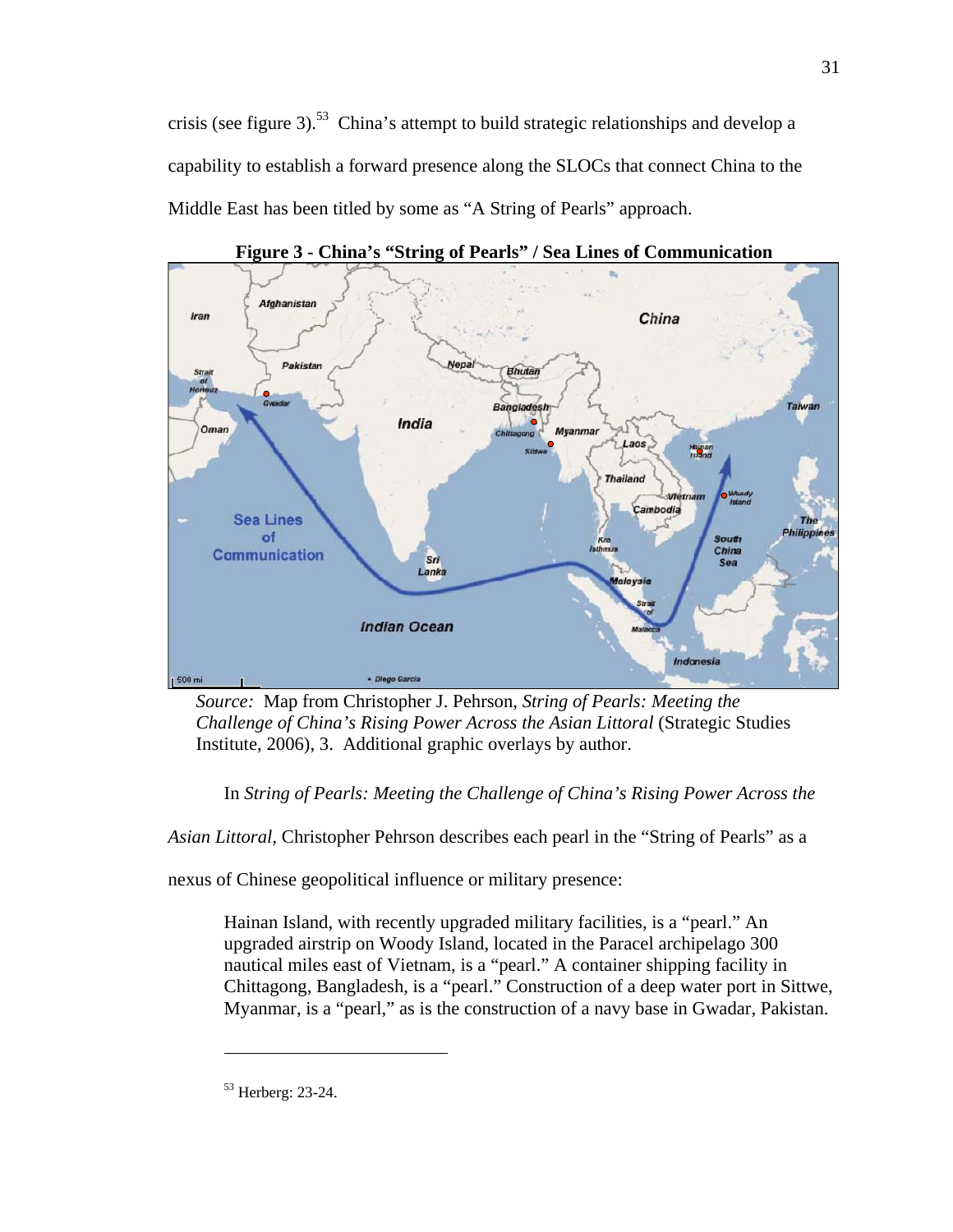crisis (see figure 3).[53] China's attempt to build strategic relationships and develop a capability to establish a forward presence along the SLOCs that connect China to the Middle East has been titled by some as "A String of Pearls" approach.

**Figure 3 - China's "String of Pearls" / Sea Lines of Communication**

*Source:* Map from Christopher J. Pehrson, *String of Pearls: Meeting the Challenge of China's Rising Power Across the Asian Littoral* (Strategic Studies Institute, 2006), 3. Additional graphic overlays by author.

In *String of Pearls: Meeting the Challenge of China's Rising Power Across the Asian Littoral*, Christopher Pehrson describes each pearl in the "String of Pearls" as a nexus of Chinese geopolitical influence or military presence:

> Hainan Island, with recently upgraded military facilities, is a "pearl." An upgraded airstrip on Woody Island, located in the Paracel archipelago 300 nautical miles east of Vietnam, is a "pearl." A container shipping facility in Chittagong, Bangladesh, is a "pearl." Construction of a deep water port in Sittwe, Myanmar, is a "pearl," as is the construction of a navy base in Gwadar, Pakistan.

---

[53] Herberg: 23-24.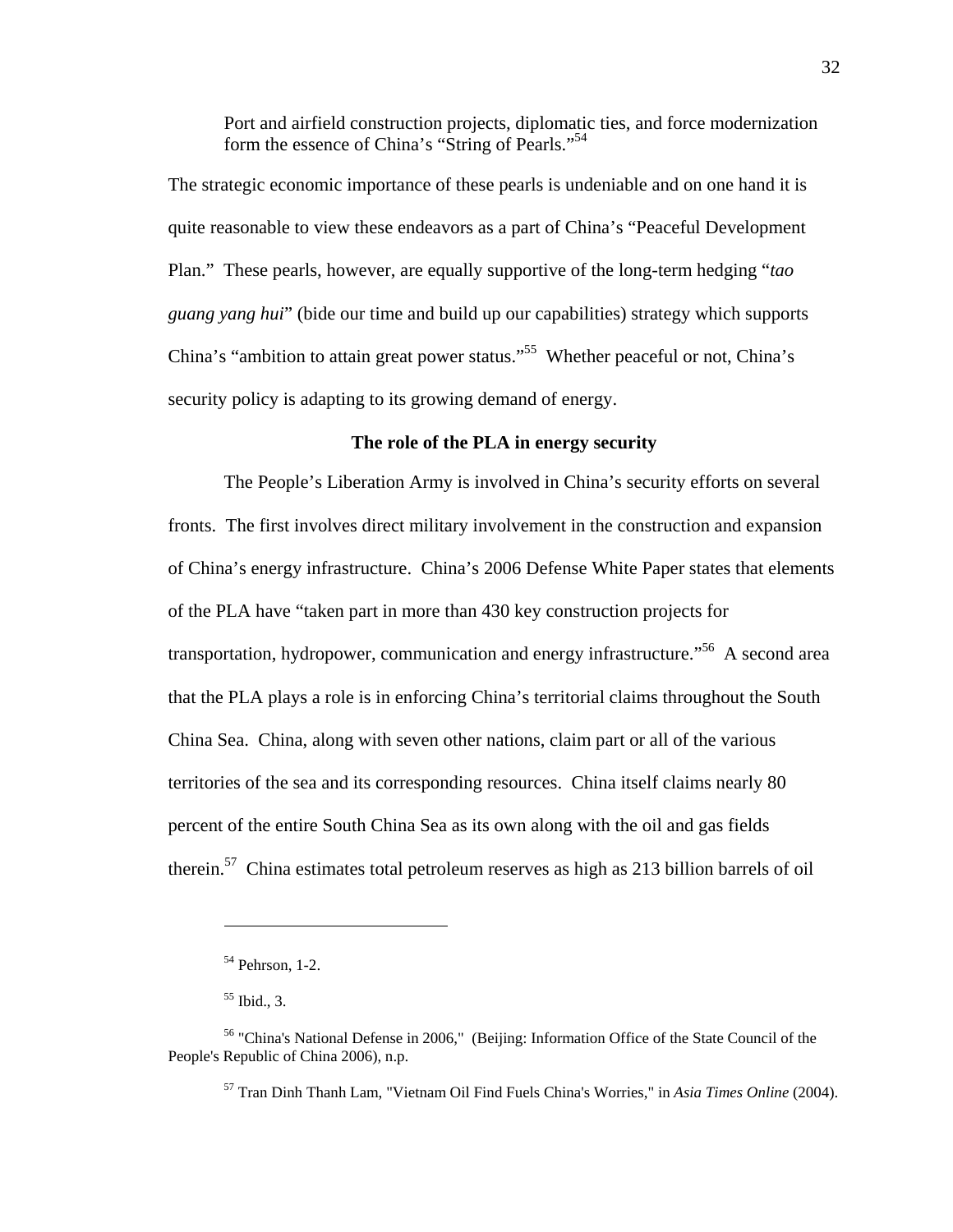> Port and airfield construction projects, diplomatic ties, and force modernization form the essence of China's "String of Pearls."[54]

The strategic economic importance of these pearls is undeniable and on one hand it is quite reasonable to view these endeavors as a part of China's "Peaceful Development Plan." These pearls, however, are equally supportive of the long-term hedging "*tao guang yang hui*" (bide our time and build up our capabilities) strategy which supports China's "ambition to attain great power status."[55] Whether peaceful or not, China's security policy is adapting to its growing demand of energy.

### The role of the PLA in energy security

The People's Liberation Army is involved in China's security efforts on several fronts. The first involves direct military involvement in the construction and expansion of China's energy infrastructure. China's 2006 Defense White Paper states that elements of the PLA have "taken part in more than 430 key construction projects for transportation, hydropower, communication and energy infrastructure."[56] A second area that the PLA plays a role is in enforcing China's territorial claims throughout the South China Sea. China, along with seven other nations, claim part or all of the various territories of the sea and its corresponding resources. China itself claims nearly 80 percent of the entire South China Sea as its own along with the oil and gas fields therein.[57] China estimates total petroleum reserves as high as 213 billion barrels of oil

---

[54] Pehrson, 1-2.

[55] Ibid., 3.

[56] "China's National Defense in 2006," (Beijing: Information Office of the State Council of the People's Republic of China 2006), n.p.

[57] Tran Dinh Thanh Lam, "Vietnam Oil Find Fuels China's Worries," in *Asia Times Online* (2004).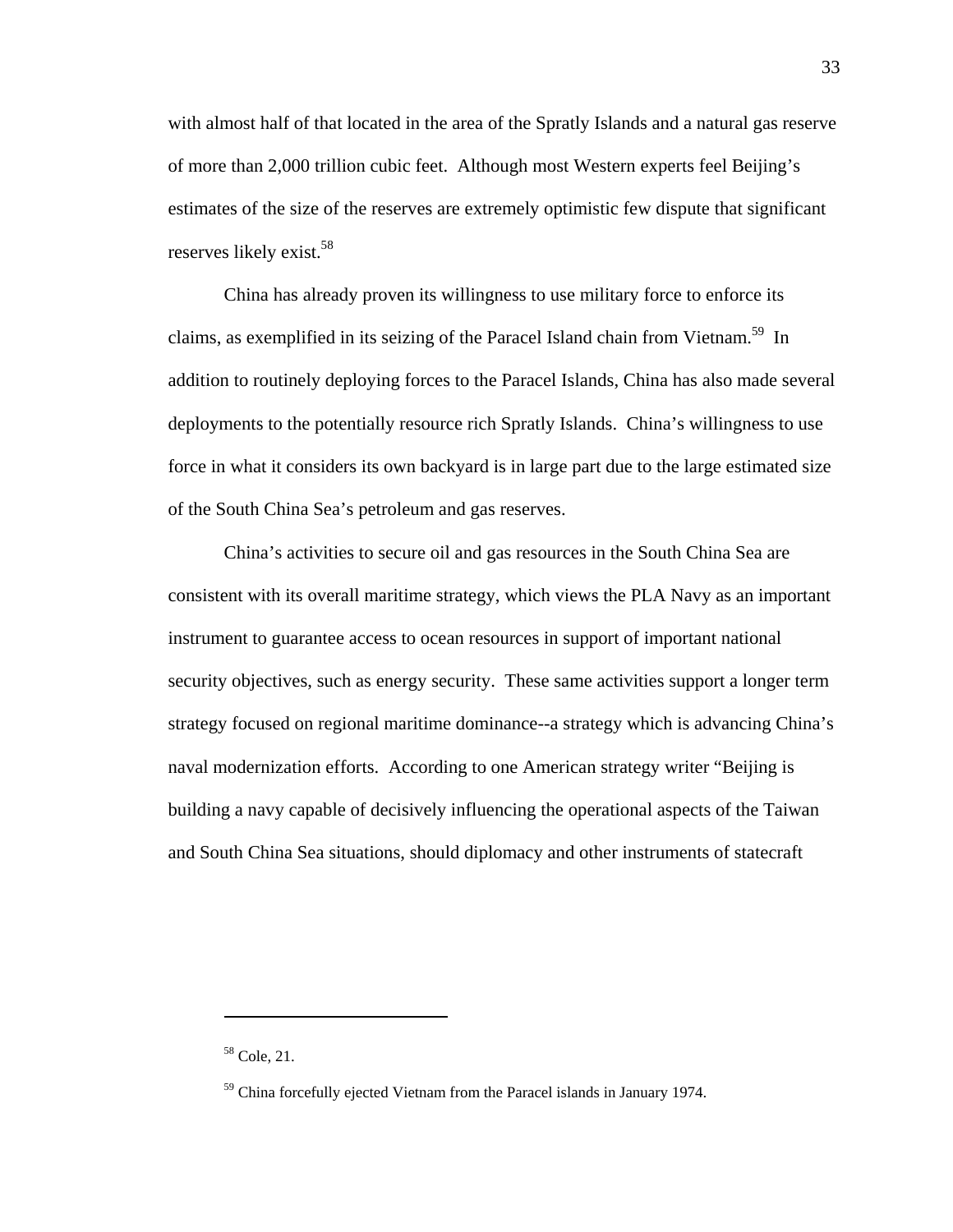with almost half of that located in the area of the Spratly Islands and a natural gas reserve of more than 2,000 trillion cubic feet. Although most Western experts feel Beijing's estimates of the size of the reserves are extremely optimistic few dispute that significant reserves likely exist.[58]

China has already proven its willingness to use military force to enforce its claims, as exemplified in its seizing of the Paracel Island chain from Vietnam.[59] In addition to routinely deploying forces to the Paracel Islands, China has also made several deployments to the potentially resource rich Spratly Islands. China's willingness to use force in what it considers its own backyard is in large part due to the large estimated size of the South China Sea's petroleum and gas reserves.

China's activities to secure oil and gas resources in the South China Sea are consistent with its overall maritime strategy, which views the PLA Navy as an important instrument to guarantee access to ocean resources in support of important national security objectives, such as energy security. These same activities support a longer term strategy focused on regional maritime dominance--a strategy which is advancing China's naval modernization efforts. According to one American strategy writer "Beijing is building a navy capable of decisively influencing the operational aspects of the Taiwan and South China Sea situations, should diplomacy and other instruments of statecraft

---

[58] Cole, 21.

[59] China forcefully ejected Vietnam from the Paracel islands in January 1974.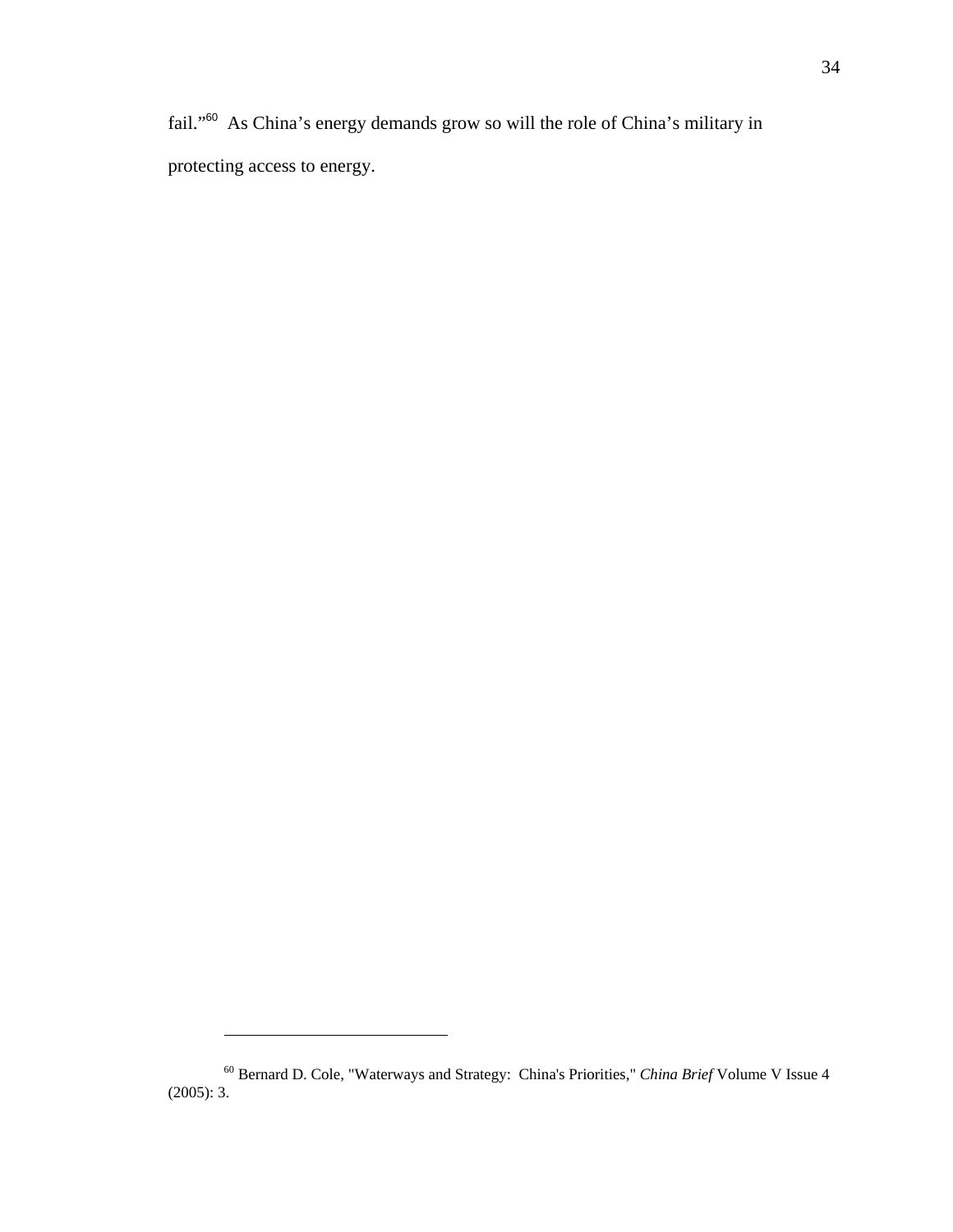fail."[60] As China's energy demands grow so will the role of China's military in protecting access to energy.

---

[60] Bernard D. Cole, "Waterways and Strategy: China's Priorities," *China Brief* Volume V Issue 4 (2005): 3.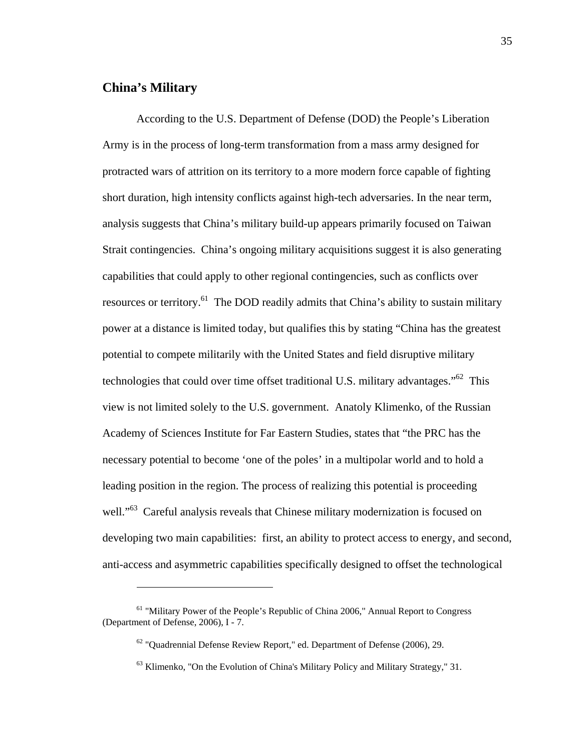## China's Military

According to the U.S. Department of Defense (DOD) the People's Liberation Army is in the process of long-term transformation from a mass army designed for protracted wars of attrition on its territory to a more modern force capable of fighting short duration, high intensity conflicts against high-tech adversaries. In the near term, analysis suggests that China's military build-up appears primarily focused on Taiwan Strait contingencies. China's ongoing military acquisitions suggest it is also generating capabilities that could apply to other regional contingencies, such as conflicts over resources or territory.[61] The DOD readily admits that China's ability to sustain military power at a distance is limited today, but qualifies this by stating "China has the greatest potential to compete militarily with the United States and field disruptive military technologies that could over time offset traditional U.S. military advantages."[62] This view is not limited solely to the U.S. government. Anatoly Klimenko, of the Russian Academy of Sciences Institute for Far Eastern Studies, states that "the PRC has the necessary potential to become 'one of the poles' in a multipolar world and to hold a leading position in the region. The process of realizing this potential is proceeding well."[63] Careful analysis reveals that Chinese military modernization is focused on developing two main capabilities: first, an ability to protect access to energy, and second, anti-access and asymmetric capabilities specifically designed to offset the technological

---

[61] "Military Power of the People's Republic of China 2006," Annual Report to Congress (Department of Defense, 2006), I - 7.

[62] "Quadrennial Defense Review Report," ed. Department of Defense (2006), 29.

[63] Klimenko, "On the Evolution of China's Military Policy and Military Strategy," 31.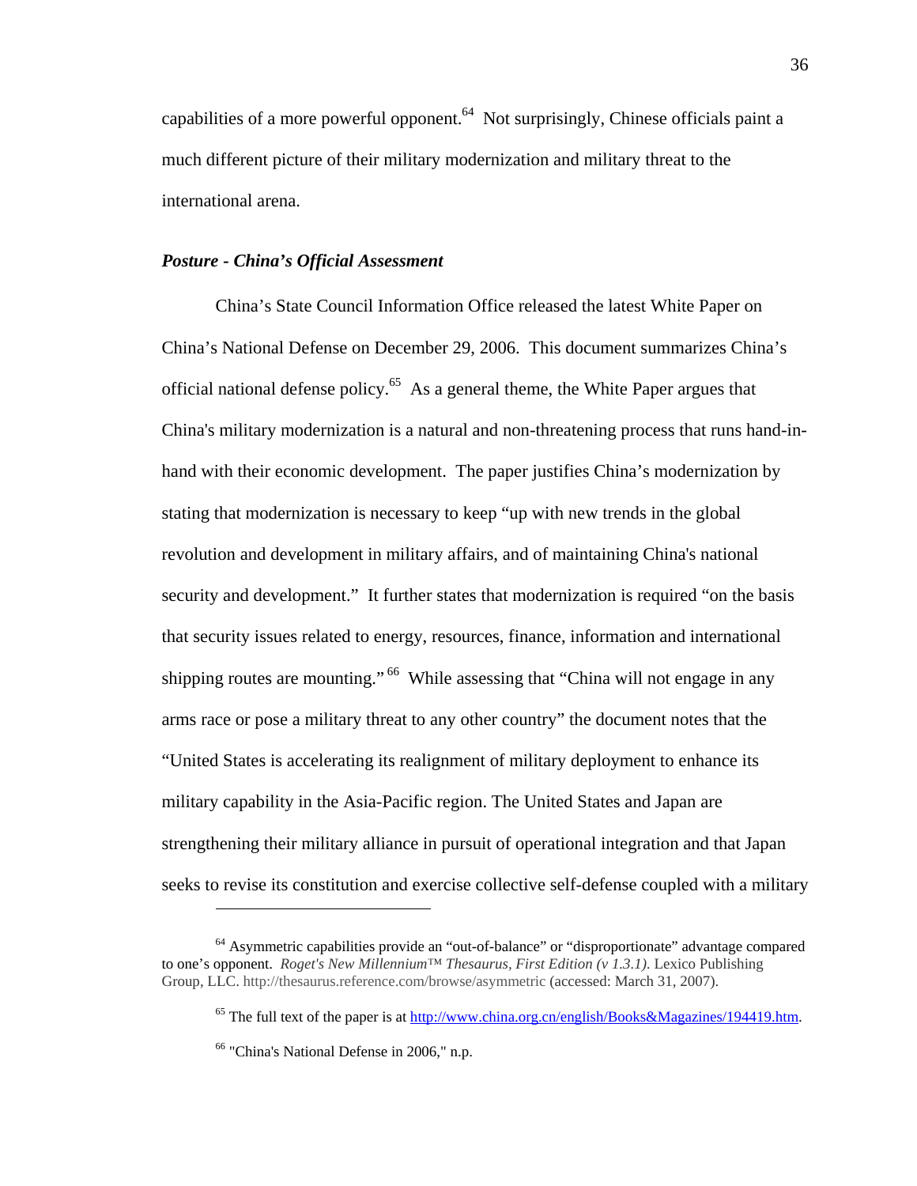capabilities of a more powerful opponent.[64] Not surprisingly, Chinese officials paint a much different picture of their military modernization and military threat to the international arena.

### ***Posture - China's Official Assessment***

China's State Council Information Office released the latest White Paper on China's National Defense on December 29, 2006. This document summarizes China's official national defense policy.[65] As a general theme, the White Paper argues that China's military modernization is a natural and non-threatening process that runs hand-in-hand with their economic development. The paper justifies China's modernization by stating that modernization is necessary to keep "up with new trends in the global revolution and development in military affairs, and of maintaining China's national security and development." It further states that modernization is required "on the basis that security issues related to energy, resources, finance, information and international shipping routes are mounting."[66] While assessing that "China will not engage in any arms race or pose a military threat to any other country" the document notes that the "United States is accelerating its realignment of military deployment to enhance its military capability in the Asia-Pacific region. The United States and Japan are strengthening their military alliance in pursuit of operational integration and that Japan seeks to revise its constitution and exercise collective self-defense coupled with a military

---

[64] Asymmetric capabilities provide an "out-of-balance" or "disproportionate" advantage compared to one's opponent. *Roget's New Millennium™ Thesaurus, First Edition (v 1.3.1).* Lexico Publishing Group, LLC. http://thesaurus.reference.com/browse/asymmetric (accessed: March 31, 2007).

[65] The full text of the paper is at http://www.china.org.cn/english/Books&Magazines/194419.htm.

[66] "China's National Defense in 2006," n.p.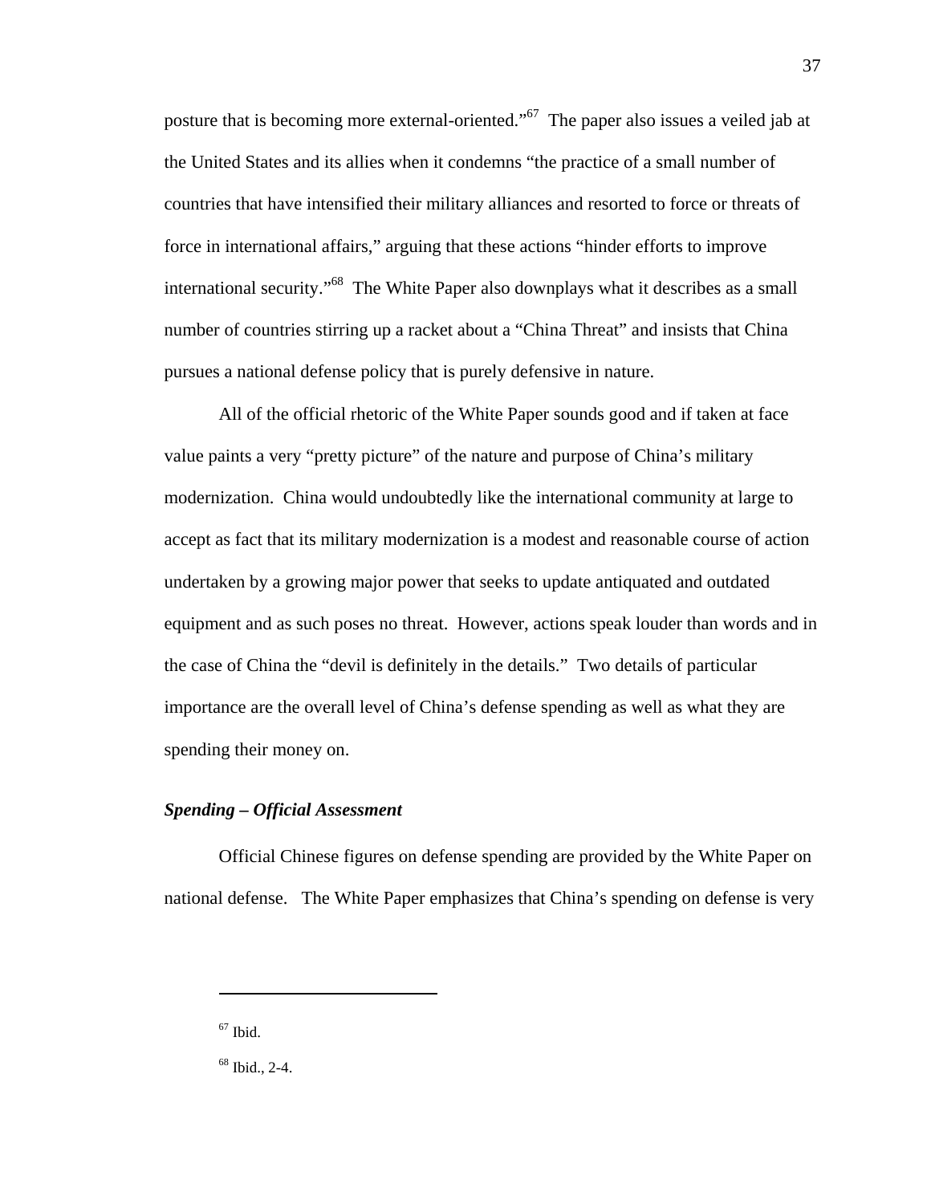posture that is becoming more external-oriented."[67] The paper also issues a veiled jab at the United States and its allies when it condemns "the practice of a small number of countries that have intensified their military alliances and resorted to force or threats of force in international affairs," arguing that these actions "hinder efforts to improve international security."[68] The White Paper also downplays what it describes as a small number of countries stirring up a racket about a "China Threat" and insists that China pursues a national defense policy that is purely defensive in nature.

All of the official rhetoric of the White Paper sounds good and if taken at face value paints a very "pretty picture" of the nature and purpose of China's military modernization. China would undoubtedly like the international community at large to accept as fact that its military modernization is a modest and reasonable course of action undertaken by a growing major power that seeks to update antiquated and outdated equipment and as such poses no threat. However, actions speak louder than words and in the case of China the "devil is definitely in the details." Two details of particular importance are the overall level of China's defense spending as well as what they are spending their money on.

***Spending – Official Assessment***

Official Chinese figures on defense spending are provided by the White Paper on national defense. The White Paper emphasizes that China's spending on defense is very

---

[67] Ibid.

[68] Ibid., 2-4.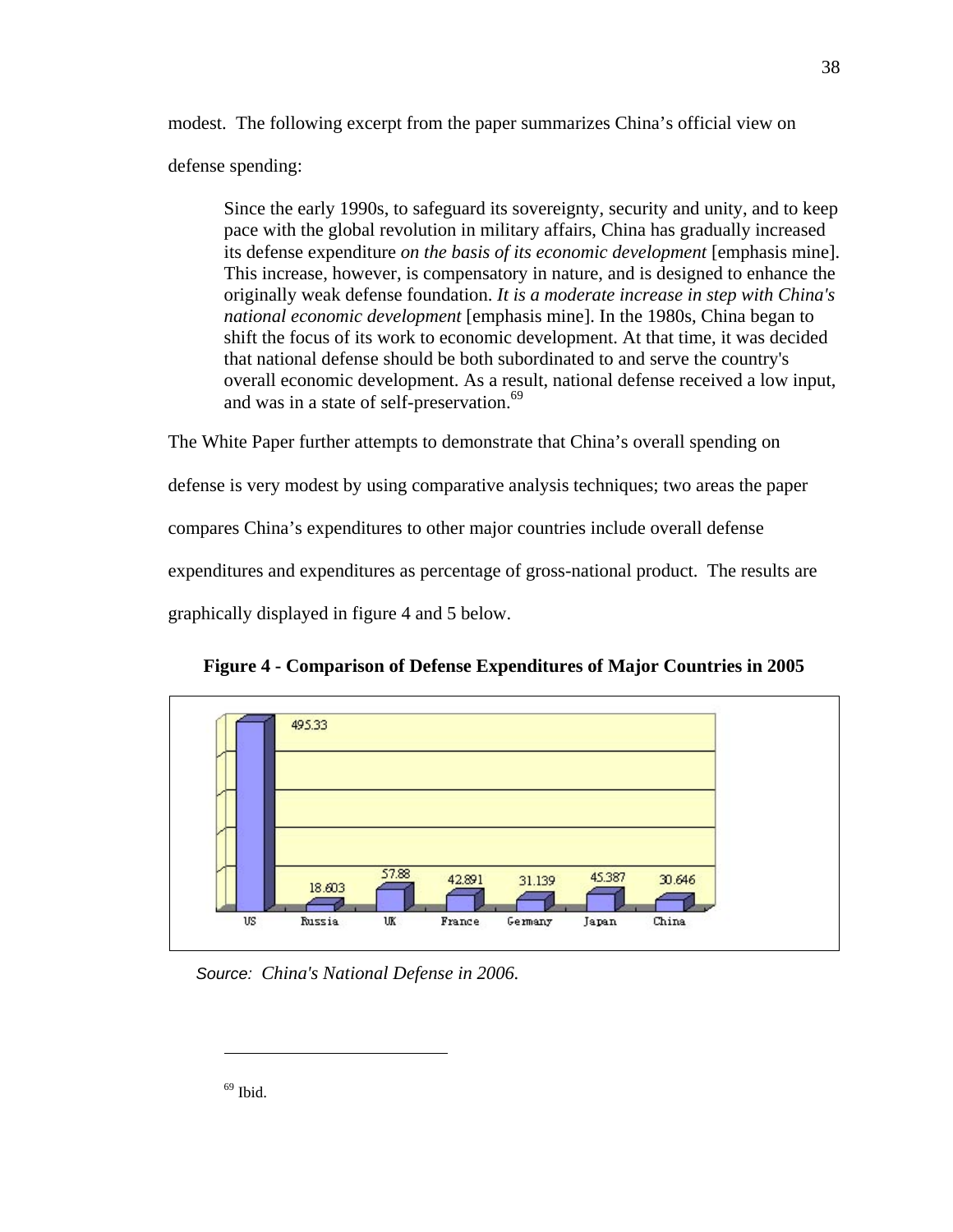modest. The following excerpt from the paper summarizes China's official view on defense spending:

> Since the early 1990s, to safeguard its sovereignty, security and unity, and to keep pace with the global revolution in military affairs, China has gradually increased its defense expenditure *on the basis of its economic development* [emphasis mine]. This increase, however, is compensatory in nature, and is designed to enhance the originally weak defense foundation. *It is a moderate increase in step with China's national economic development* [emphasis mine]. In the 1980s, China began to shift the focus of its work to economic development. At that time, it was decided that national defense should be both subordinated to and serve the country's overall economic development. As a result, national defense received a low input, and was in a state of self-preservation.[69]

The White Paper further attempts to demonstrate that China's overall spending on defense is very modest by using comparative analysis techniques; two areas the paper compares China's expenditures to other major countries include overall defense expenditures and expenditures as percentage of gross-national product. The results are graphically displayed in figure 4 and 5 below.

**Figure 4 - Comparison of Defense Expenditures of Major Countries in 2005**

| US | Russia | UK | France | Germany | Japan | China |
|---|---|---|---|---|---|---|
| 495.33 | 18.603 | 57.88 | 42.891 | 31.139 | 45.387 | 30.646 |

*Source: China's National Defense in 2006.*

[69] Ibid.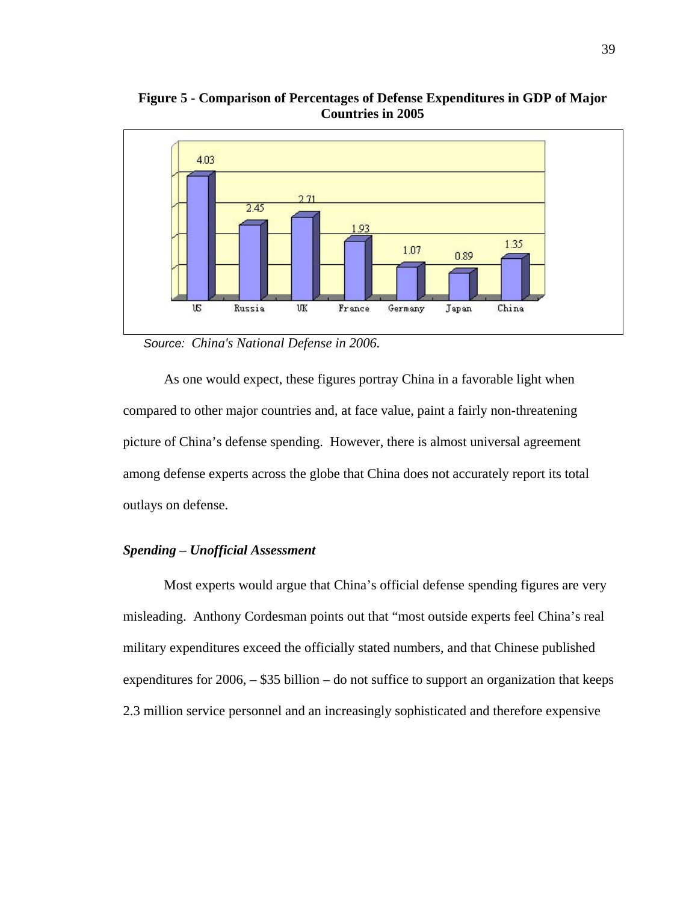**Figure 5 - Comparison of Percentages of Defense Expenditures in GDP of Major Countries in 2005**

| US | Russia | UK | France | Germany | Japan | China |
|---|---|---|---|---|---|---|
| 4.03 | 2.45 | 2.71 | 1.93 | 1.07 | 0.89 | 1.35 |

*Source: China's National Defense in 2006.*

As one would expect, these figures portray China in a favorable light when compared to other major countries and, at face value, paint a fairly non-threatening picture of China's defense spending. However, there is almost universal agreement among defense experts across the globe that China does not accurately report its total outlays on defense.

### *Spending – Unofficial Assessment*

Most experts would argue that China's official defense spending figures are very misleading. Anthony Cordesman points out that "most outside experts feel China's real military expenditures exceed the officially stated numbers, and that Chinese published expenditures for 2006, – $35 billion – do not suffice to support an organization that keeps 2.3 million service personnel and an increasingly sophisticated and therefore expensive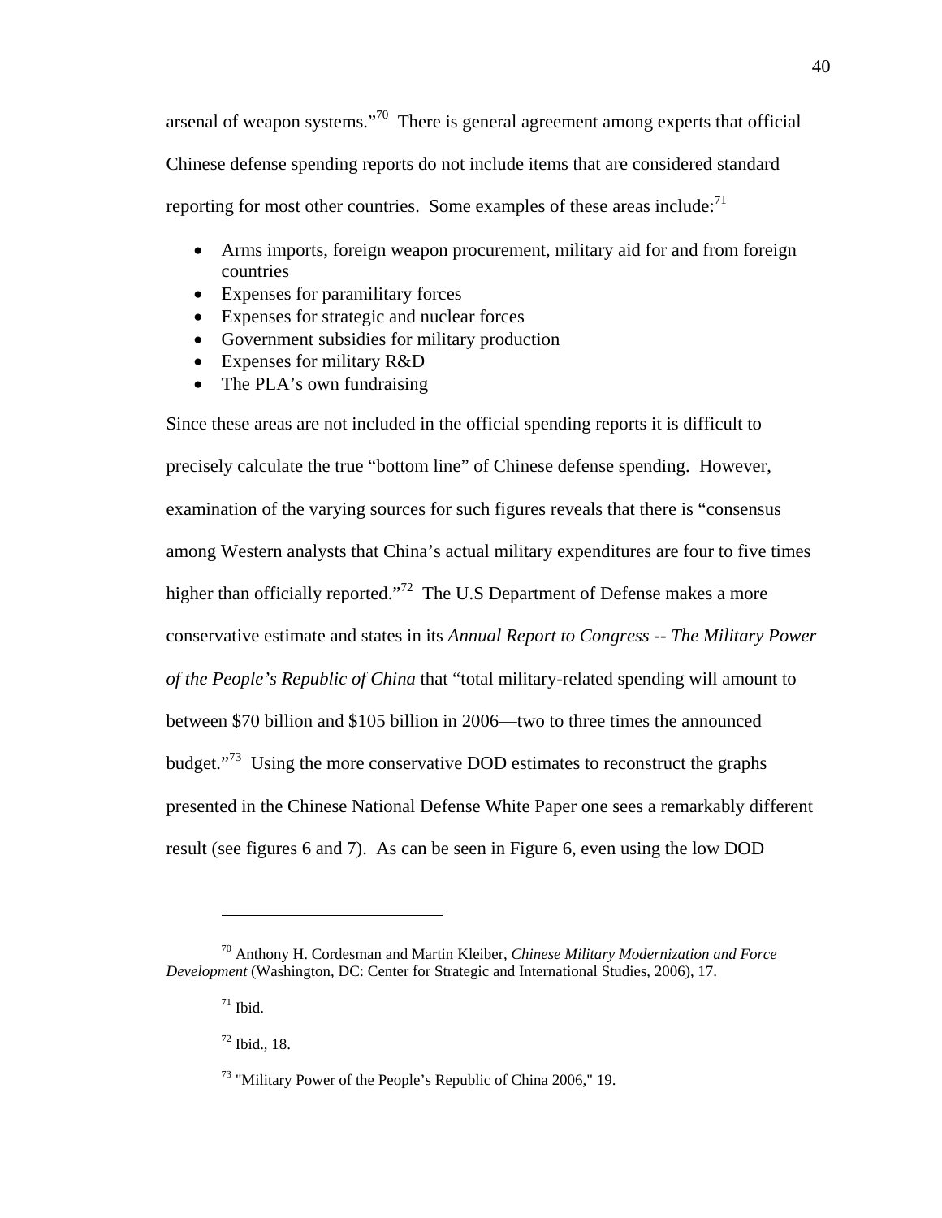arsenal of weapon systems."[70] There is general agreement among experts that official Chinese defense spending reports do not include items that are considered standard reporting for most other countries. Some examples of these areas include:[71]

- Arms imports, foreign weapon procurement, military aid for and from foreign countries
- Expenses for paramilitary forces
- Expenses for strategic and nuclear forces
- Government subsidies for military production
- Expenses for military R&D
- The PLA's own fundraising

Since these areas are not included in the official spending reports it is difficult to precisely calculate the true "bottom line" of Chinese defense spending. However, examination of the varying sources for such figures reveals that there is "consensus among Western analysts that China's actual military expenditures are four to five times higher than officially reported."[72] The U.S Department of Defense makes a more conservative estimate and states in its *Annual Report to Congress -- The Military Power of the People's Republic of China* that "total military-related spending will amount to between $70 billion and $105 billion in 2006—two to three times the announced budget."[73] Using the more conservative DOD estimates to reconstruct the graphs presented in the Chinese National Defense White Paper one sees a remarkably different result (see figures 6 and 7). As can be seen in Figure 6, even using the low DOD

---

[70] Anthony H. Cordesman and Martin Kleiber, *Chinese Military Modernization and Force Development* (Washington, DC: Center for Strategic and International Studies, 2006), 17.

[71] Ibid.

[72] Ibid., 18.

[73] "Military Power of the People's Republic of China 2006," 19.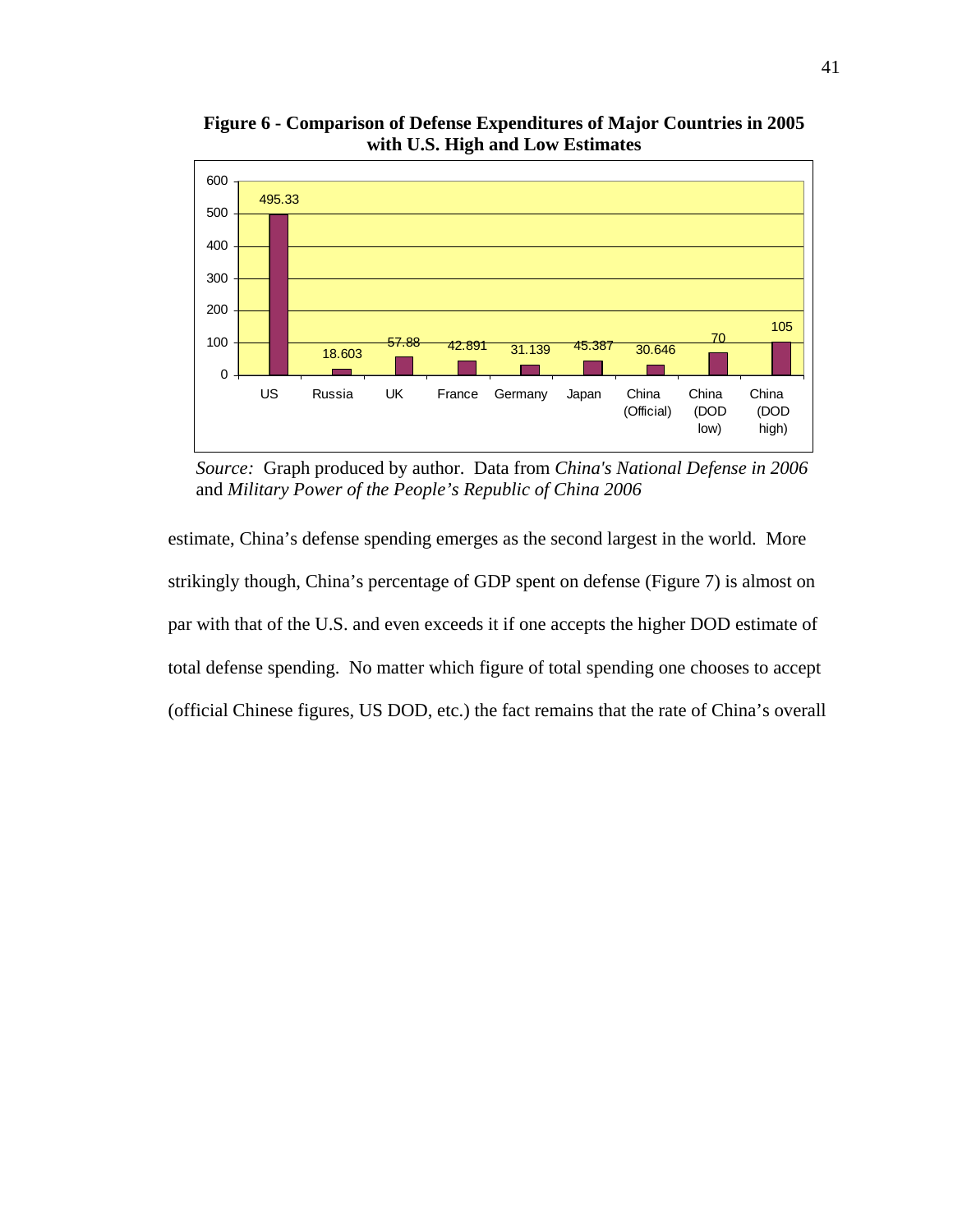**Figure 6 - Comparison of Defense Expenditures of Major Countries in 2005 with U.S. High and Low Estimates**

| Country | Defense Expenditure |
|---|---|
| US | 495.33 |
| Russia | 18.603 |
| UK | 57.88 |
| France | 42.891 |
| Germany | 31.139 |
| Japan | 45.387 |
| China (Official) | 30.646 |
| China (DOD low) | 70 |
| China (DOD high) | 105 |

*Source:* Graph produced by author. Data from *China's National Defense in 2006* and *Military Power of the People's Republic of China 2006*

estimate, China's defense spending emerges as the second largest in the world. More strikingly though, China's percentage of GDP spent on defense (Figure 7) is almost on par with that of the U.S. and even exceeds it if one accepts the higher DOD estimate of total defense spending. No matter which figure of total spending one chooses to accept (official Chinese figures, US DOD, etc.) the fact remains that the rate of China's overall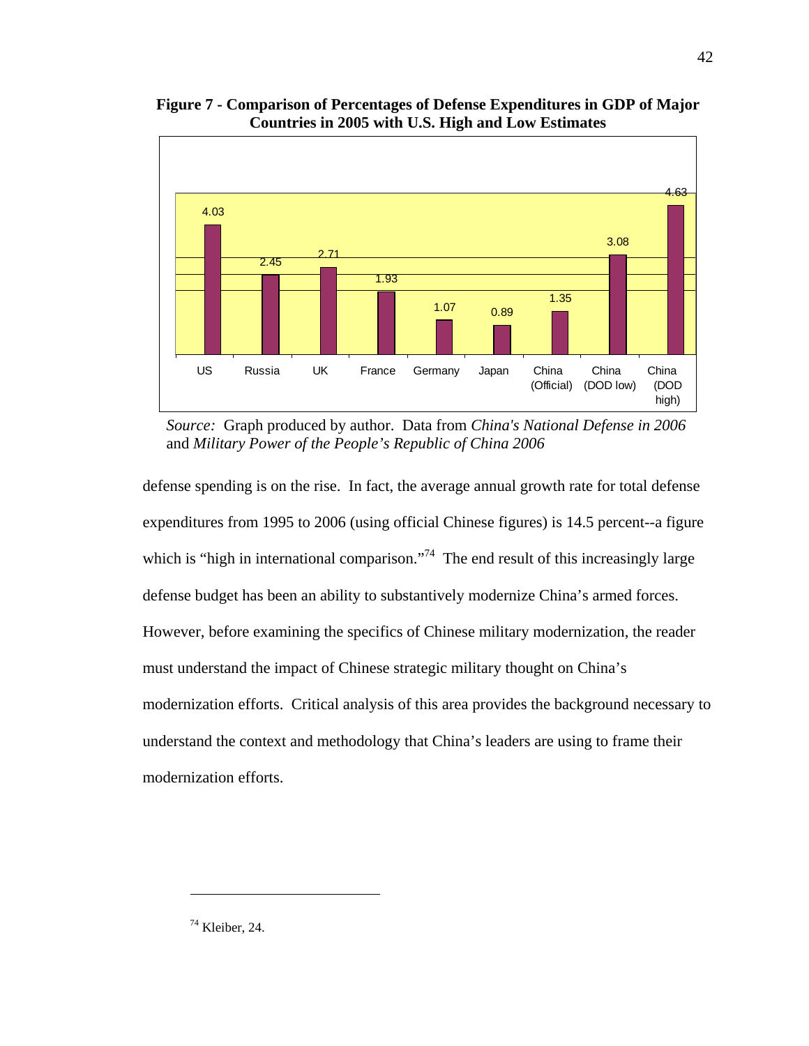**Figure 7 - Comparison of Percentages of Defense Expenditures in GDP of Major Countries in 2005 with U.S. High and Low Estimates**

| Country | Percentage of GDP |
|---|---|
| US | 4.03 |
| Russia | 2.45 |
| UK | 2.71 |
| France | 1.93 |
| Germany | 1.07 |
| Japan | 0.89 |
| China (Official) | 1.35 |
| China (DOD low) | 3.08 |
| China (DOD high) | 4.63 |

*Source:* Graph produced by author. Data from *China's National Defense in 2006* and *Military Power of the People's Republic of China 2006*

defense spending is on the rise. In fact, the average annual growth rate for total defense expenditures from 1995 to 2006 (using official Chinese figures) is 14.5 percent--a figure which is "high in international comparison."[74] The end result of this increasingly large defense budget has been an ability to substantively modernize China's armed forces. However, before examining the specifics of Chinese military modernization, the reader must understand the impact of Chinese strategic military thought on China's modernization efforts. Critical analysis of this area provides the background necessary to understand the context and methodology that China's leaders are using to frame their modernization efforts.

---

[74] Kleiber, 24.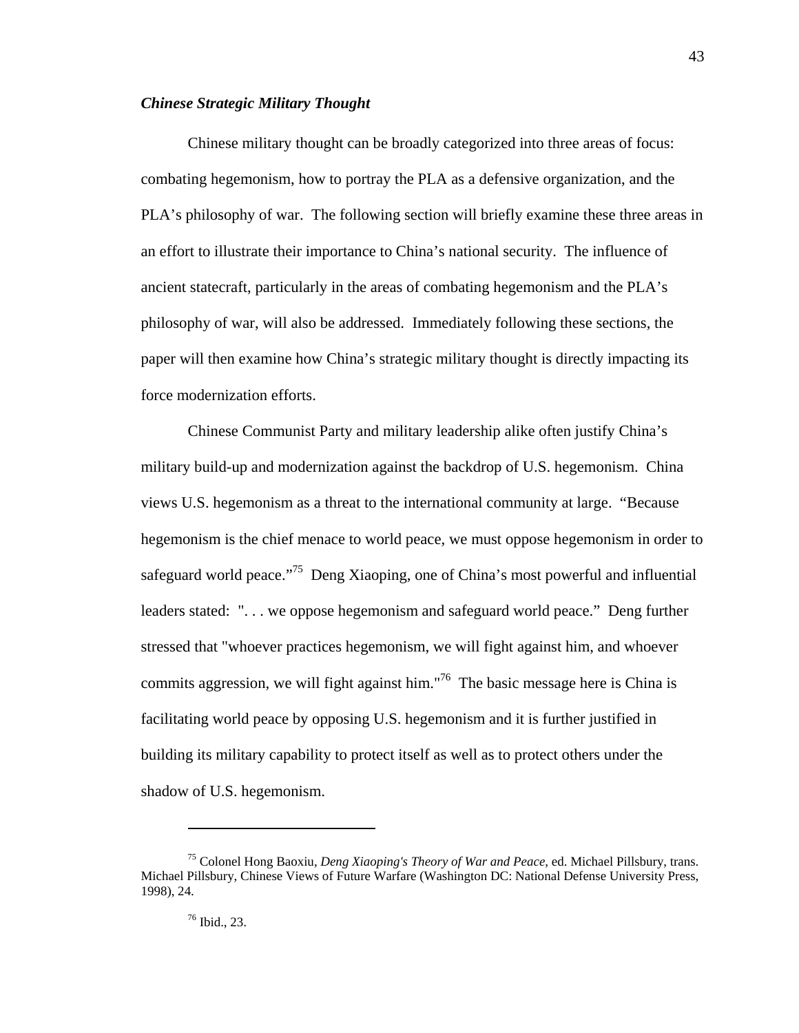### *Chinese Strategic Military Thought*

Chinese military thought can be broadly categorized into three areas of focus: combating hegemonism, how to portray the PLA as a defensive organization, and the PLA's philosophy of war. The following section will briefly examine these three areas in an effort to illustrate their importance to China's national security. The influence of ancient statecraft, particularly in the areas of combating hegemonism and the PLA's philosophy of war, will also be addressed. Immediately following these sections, the paper will then examine how China's strategic military thought is directly impacting its force modernization efforts.

Chinese Communist Party and military leadership alike often justify China's military build-up and modernization against the backdrop of U.S. hegemonism. China views U.S. hegemonism as a threat to the international community at large. "Because hegemonism is the chief menace to world peace, we must oppose hegemonism in order to safeguard world peace."[75] Deng Xiaoping, one of China's most powerful and influential leaders stated: ". . . we oppose hegemonism and safeguard world peace." Deng further stressed that "whoever practices hegemonism, we will fight against him, and whoever commits aggression, we will fight against him."[76] The basic message here is China is facilitating world peace by opposing U.S. hegemonism and it is further justified in building its military capability to protect itself as well as to protect others under the shadow of U.S. hegemonism.

---

[75] Colonel Hong Baoxiu, *Deng Xiaoping's Theory of War and Peace*, ed. Michael Pillsbury, trans. Michael Pillsbury, Chinese Views of Future Warfare (Washington DC: National Defense University Press, 1998), 24.

[76] Ibid., 23.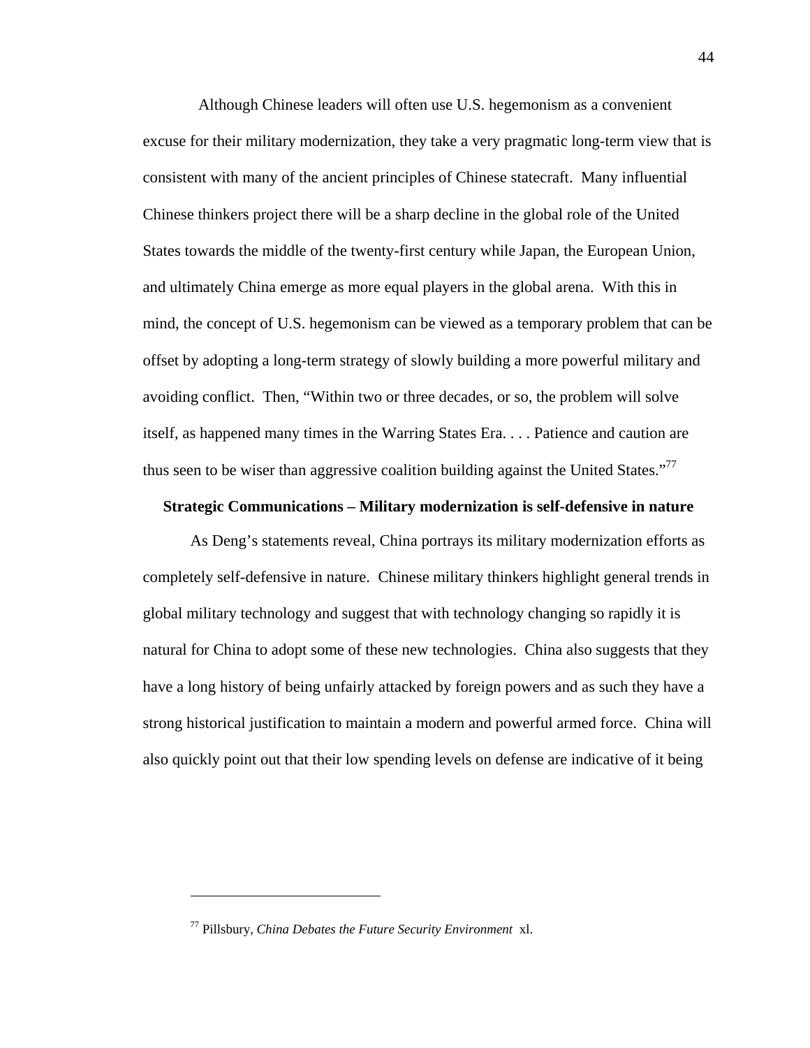Although Chinese leaders will often use U.S. hegemonism as a convenient excuse for their military modernization, they take a very pragmatic long-term view that is consistent with many of the ancient principles of Chinese statecraft. Many influential Chinese thinkers project there will be a sharp decline in the global role of the United States towards the middle of the twenty-first century while Japan, the European Union, and ultimately China emerge as more equal players in the global arena. With this in mind, the concept of U.S. hegemonism can be viewed as a temporary problem that can be offset by adopting a long-term strategy of slowly building a more powerful military and avoiding conflict. Then, "Within two or three decades, or so, the problem will solve itself, as happened many times in the Warring States Era. . . . Patience and caution are thus seen to be wiser than aggressive coalition building against the United States."[77]

**Strategic Communications – Military modernization is self-defensive in nature**

As Deng's statements reveal, China portrays its military modernization efforts as completely self-defensive in nature. Chinese military thinkers highlight general trends in global military technology and suggest that with technology changing so rapidly it is natural for China to adopt some of these new technologies. China also suggests that they have a long history of being unfairly attacked by foreign powers and as such they have a strong historical justification to maintain a modern and powerful armed force. China will also quickly point out that their low spending levels on defense are indicative of it being

---

[77] Pillsbury, *China Debates the Future Security Environment* xl.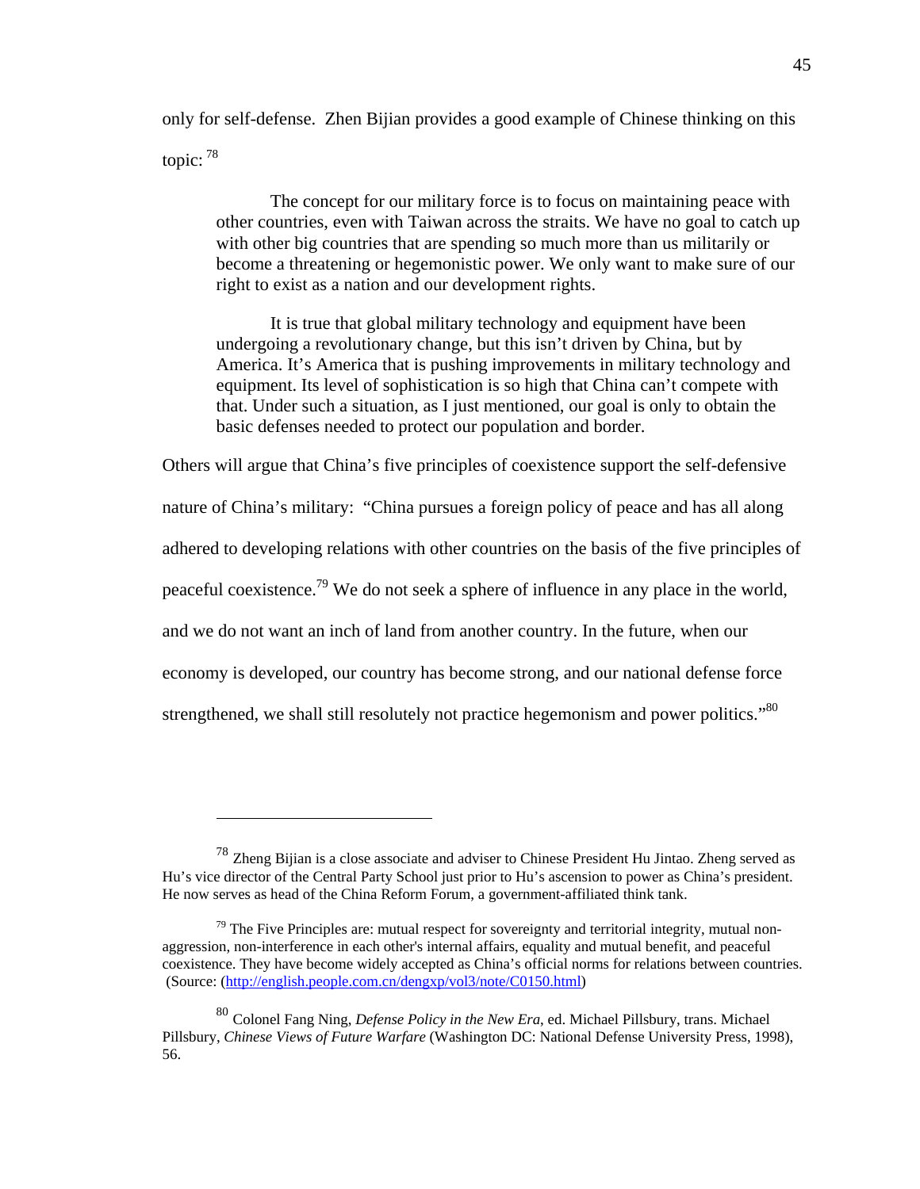only for self-defense. Zhen Bijian provides a good example of Chinese thinking on this topic: [78]

> The concept for our military force is to focus on maintaining peace with other countries, even with Taiwan across the straits. We have no goal to catch up with other big countries that are spending so much more than us militarily or become a threatening or hegemonistic power. We only want to make sure of our right to exist as a nation and our development rights.
>
> It is true that global military technology and equipment have been undergoing a revolutionary change, but this isn't driven by China, but by America. It's America that is pushing improvements in military technology and equipment. Its level of sophistication is so high that China can't compete with that. Under such a situation, as I just mentioned, our goal is only to obtain the basic defenses needed to protect our population and border.

Others will argue that China's five principles of coexistence support the self-defensive nature of China's military: "China pursues a foreign policy of peace and has all along adhered to developing relations with other countries on the basis of the five principles of peaceful coexistence.[79] We do not seek a sphere of influence in any place in the world, and we do not want an inch of land from another country. In the future, when our economy is developed, our country has become strong, and our national defense force strengthened, we shall still resolutely not practice hegemonism and power politics."[80]

---

[78] Zheng Bijian is a close associate and adviser to Chinese President Hu Jintao. Zheng served as Hu's vice director of the Central Party School just prior to Hu's ascension to power as China's president. He now serves as head of the China Reform Forum, a government-affiliated think tank.

[79] The Five Principles are: mutual respect for sovereignty and territorial integrity, mutual non-aggression, non-interference in each other's internal affairs, equality and mutual benefit, and peaceful coexistence. They have become widely accepted as China's official norms for relations between countries. (Source: (http://english.people.com.cn/dengxp/vol3/note/C0150.html)

[80] Colonel Fang Ning, *Defense Policy in the New Era*, ed. Michael Pillsbury, trans. Michael Pillsbury, *Chinese Views of Future Warfare* (Washington DC: National Defense University Press, 1998), 56.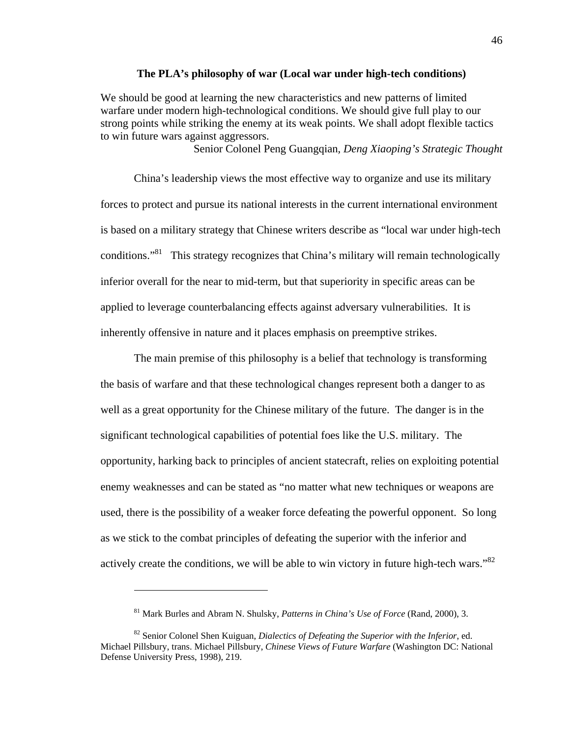### The PLA's philosophy of war (Local war under high-tech conditions)

We should be good at learning the new characteristics and new patterns of limited warfare under modern high-technological conditions. We should give full play to our strong points while striking the enemy at its weak points. We shall adopt flexible tactics to win future wars against aggressors.

Senior Colonel Peng Guangqian, *Deng Xiaoping's Strategic Thought*

China's leadership views the most effective way to organize and use its military forces to protect and pursue its national interests in the current international environment is based on a military strategy that Chinese writers describe as "local war under high-tech conditions."[81] This strategy recognizes that China's military will remain technologically inferior overall for the near to mid-term, but that superiority in specific areas can be applied to leverage counterbalancing effects against adversary vulnerabilities. It is inherently offensive in nature and it places emphasis on preemptive strikes.

The main premise of this philosophy is a belief that technology is transforming the basis of warfare and that these technological changes represent both a danger to as well as a great opportunity for the Chinese military of the future. The danger is in the significant technological capabilities of potential foes like the U.S. military. The opportunity, harking back to principles of ancient statecraft, relies on exploiting potential enemy weaknesses and can be stated as "no matter what new techniques or weapons are used, there is the possibility of a weaker force defeating the powerful opponent. So long as we stick to the combat principles of defeating the superior with the inferior and actively create the conditions, we will be able to win victory in future high-tech wars."[82]

---

[81] Mark Burles and Abram N. Shulsky, *Patterns in China's Use of Force* (Rand, 2000), 3.

[82] Senior Colonel Shen Kuiguan, *Dialectics of Defeating the Superior with the Inferior*, ed. Michael Pillsbury, trans. Michael Pillsbury, *Chinese Views of Future Warfare* (Washington DC: National Defense University Press, 1998), 219.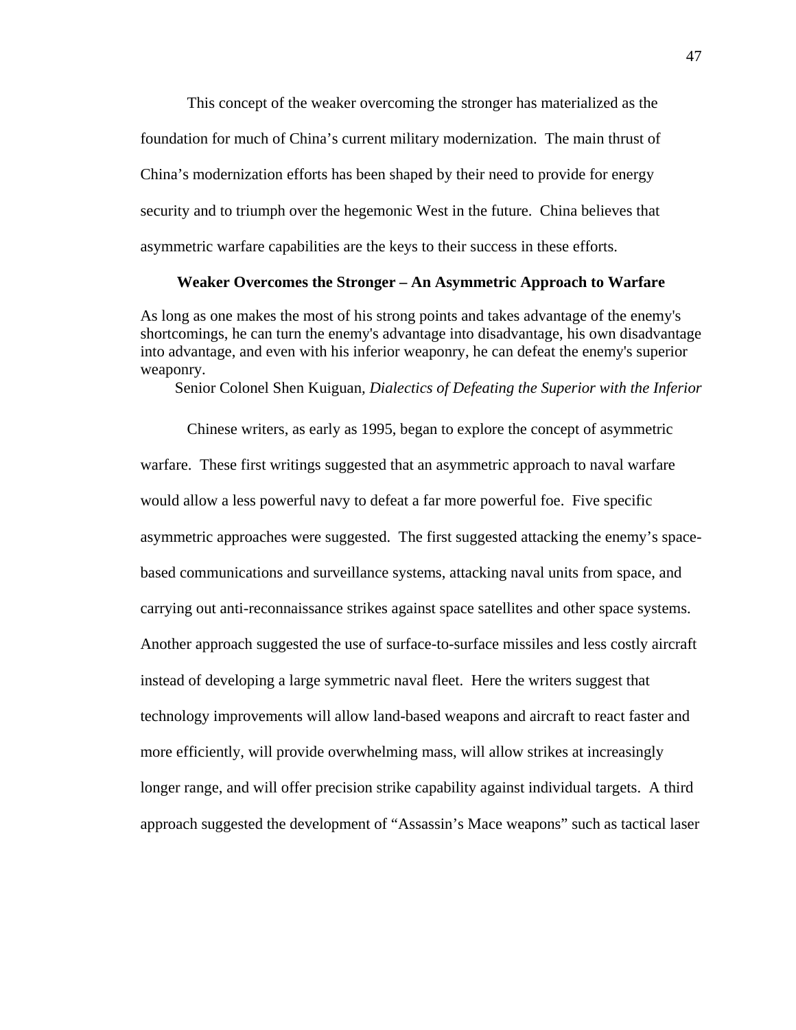This concept of the weaker overcoming the stronger has materialized as the foundation for much of China's current military modernization. The main thrust of China's modernization efforts has been shaped by their need to provide for energy security and to triumph over the hegemonic West in the future. China believes that asymmetric warfare capabilities are the keys to their success in these efforts.

### Weaker Overcomes the Stronger – An Asymmetric Approach to Warfare

As long as one makes the most of his strong points and takes advantage of the enemy's shortcomings, he can turn the enemy's advantage into disadvantage, his own disadvantage into advantage, and even with his inferior weaponry, he can defeat the enemy's superior weaponry.

Senior Colonel Shen Kuiguan, *Dialectics of Defeating the Superior with the Inferior*

Chinese writers, as early as 1995, began to explore the concept of asymmetric warfare. These first writings suggested that an asymmetric approach to naval warfare would allow a less powerful navy to defeat a far more powerful foe. Five specific asymmetric approaches were suggested. The first suggested attacking the enemy's space-based communications and surveillance systems, attacking naval units from space, and carrying out anti-reconnaissance strikes against space satellites and other space systems. Another approach suggested the use of surface-to-surface missiles and less costly aircraft instead of developing a large symmetric naval fleet. Here the writers suggest that technology improvements will allow land-based weapons and aircraft to react faster and more efficiently, will provide overwhelming mass, will allow strikes at increasingly longer range, and will offer precision strike capability against individual targets. A third approach suggested the development of "Assassin's Mace weapons" such as tactical laser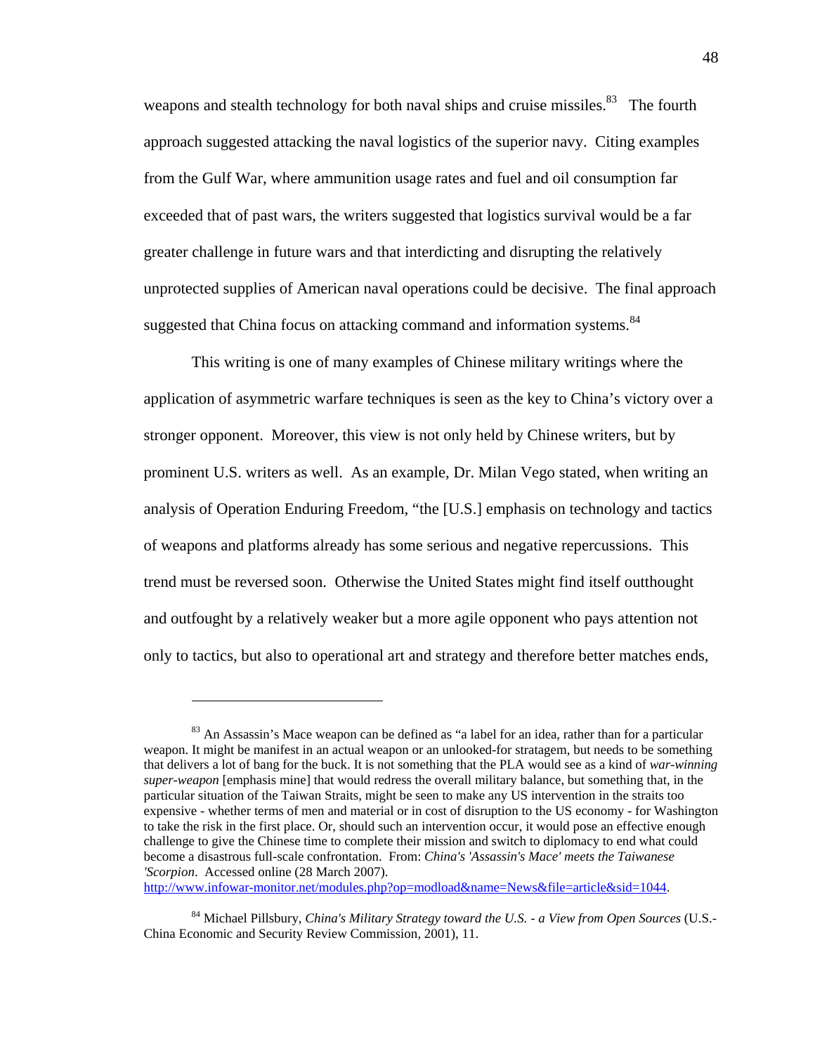weapons and stealth technology for both naval ships and cruise missiles.[83] The fourth approach suggested attacking the naval logistics of the superior navy. Citing examples from the Gulf War, where ammunition usage rates and fuel and oil consumption far exceeded that of past wars, the writers suggested that logistics survival would be a far greater challenge in future wars and that interdicting and disrupting the relatively unprotected supplies of American naval operations could be decisive. The final approach suggested that China focus on attacking command and information systems.[84]

This writing is one of many examples of Chinese military writings where the application of asymmetric warfare techniques is seen as the key to China's victory over a stronger opponent. Moreover, this view is not only held by Chinese writers, but by prominent U.S. writers as well. As an example, Dr. Milan Vego stated, when writing an analysis of Operation Enduring Freedom, "the [U.S.] emphasis on technology and tactics of weapons and platforms already has some serious and negative repercussions. This trend must be reversed soon. Otherwise the United States might find itself outthought and outfought by a relatively weaker but a more agile opponent who pays attention not only to tactics, but also to operational art and strategy and therefore better matches ends,

---

[83] An Assassin's Mace weapon can be defined as "a label for an idea, rather than for a particular weapon. It might be manifest in an actual weapon or an unlooked-for stratagem, but needs to be something that delivers a lot of bang for the buck. It is not something that the PLA would see as a kind of *war-winning super-weapon* [emphasis mine] that would redress the overall military balance, but something that, in the particular situation of the Taiwan Straits, might be seen to make any US intervention in the straits too expensive - whether terms of men and material or in cost of disruption to the US economy - for Washington to take the risk in the first place. Or, should such an intervention occur, it would pose an effective enough challenge to give the Chinese time to complete their mission and switch to diplomacy to end what could become a disastrous full-scale confrontation. From: *China's 'Assassin's Mace' meets the Taiwanese 'Scorpion*. Accessed online (28 March 2007). http://www.infowar-monitor.net/modules.php?op=modload&name=News&file=article&sid=1044.

[84] Michael Pillsbury, *China's Military Strategy toward the U.S. - a View from Open Sources* (U.S.-China Economic and Security Review Commission, 2001), 11.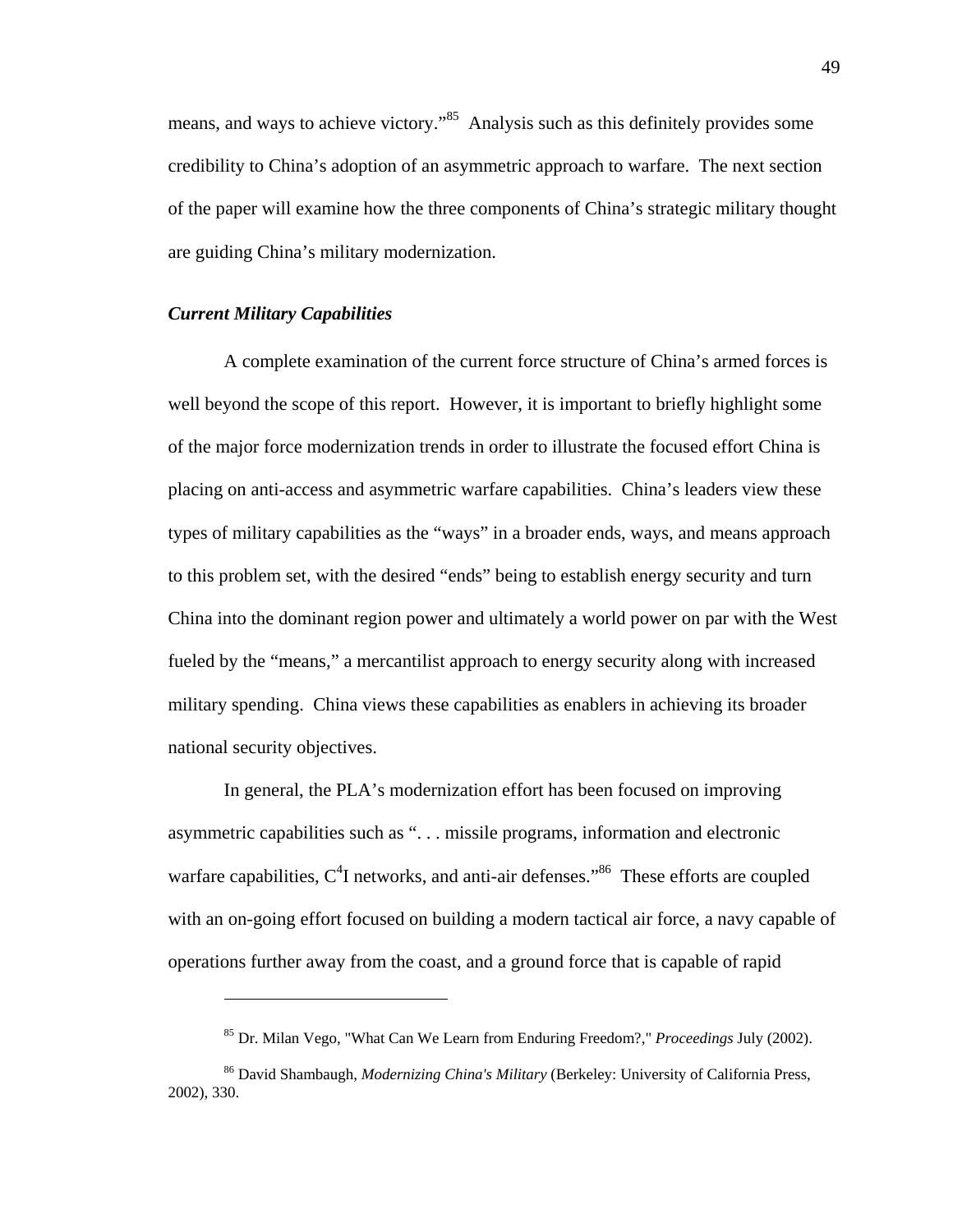means, and ways to achieve victory."[85] Analysis such as this definitely provides some credibility to China's adoption of an asymmetric approach to warfare. The next section of the paper will examine how the three components of China's strategic military thought are guiding China's military modernization.

### *Current Military Capabilities*

A complete examination of the current force structure of China's armed forces is well beyond the scope of this report. However, it is important to briefly highlight some of the major force modernization trends in order to illustrate the focused effort China is placing on anti-access and asymmetric warfare capabilities. China's leaders view these types of military capabilities as the "ways" in a broader ends, ways, and means approach to this problem set, with the desired "ends" being to establish energy security and turn China into the dominant region power and ultimately a world power on par with the West fueled by the "means," a mercantilist approach to energy security along with increased military spending. China views these capabilities as enablers in achieving its broader national security objectives.

In general, the PLA's modernization effort has been focused on improving asymmetric capabilities such as ". . . missile programs, information and electronic warfare capabilities, $C^4$I networks, and anti-air defenses."[86] These efforts are coupled with an on-going effort focused on building a modern tactical air force, a navy capable of operations further away from the coast, and a ground force that is capable of rapid

---

[85] Dr. Milan Vego, "What Can We Learn from Enduring Freedom?," *Proceedings* July (2002).

[86] David Shambaugh, *Modernizing China's Military* (Berkeley: University of California Press, 2002), 330.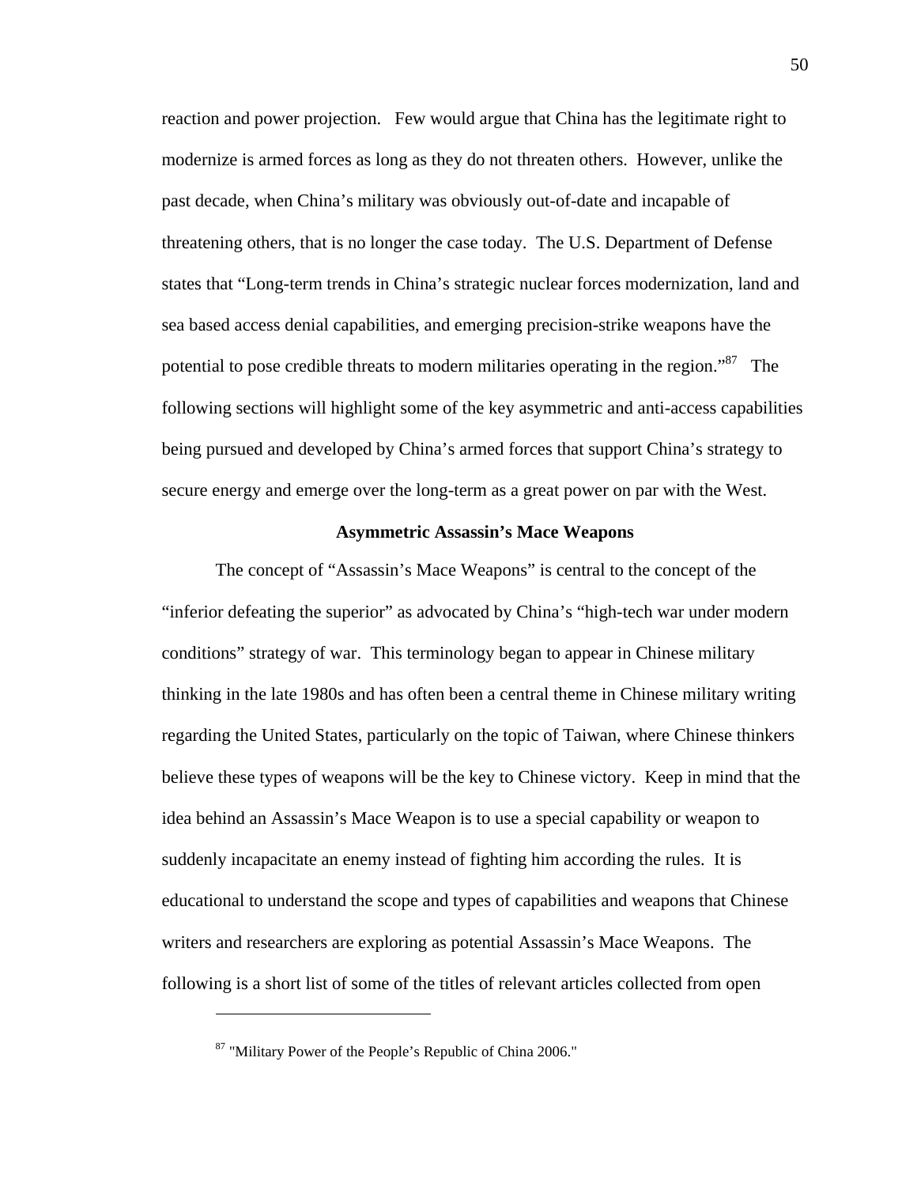reaction and power projection. Few would argue that China has the legitimate right to modernize is armed forces as long as they do not threaten others. However, unlike the past decade, when China's military was obviously out-of-date and incapable of threatening others, that is no longer the case today. The U.S. Department of Defense states that "Long-term trends in China's strategic nuclear forces modernization, land and sea based access denial capabilities, and emerging precision-strike weapons have the potential to pose credible threats to modern militaries operating in the region."[87] The following sections will highlight some of the key asymmetric and anti-access capabilities being pursued and developed by China's armed forces that support China's strategy to secure energy and emerge over the long-term as a great power on par with the West.

### Asymmetric Assassin's Mace Weapons

The concept of "Assassin's Mace Weapons" is central to the concept of the "inferior defeating the superior" as advocated by China's "high-tech war under modern conditions" strategy of war. This terminology began to appear in Chinese military thinking in the late 1980s and has often been a central theme in Chinese military writing regarding the United States, particularly on the topic of Taiwan, where Chinese thinkers believe these types of weapons will be the key to Chinese victory. Keep in mind that the idea behind an Assassin's Mace Weapon is to use a special capability or weapon to suddenly incapacitate an enemy instead of fighting him according the rules. It is educational to understand the scope and types of capabilities and weapons that Chinese writers and researchers are exploring as potential Assassin's Mace Weapons. The following is a short list of some of the titles of relevant articles collected from open

---

[87] "Military Power of the People's Republic of China 2006."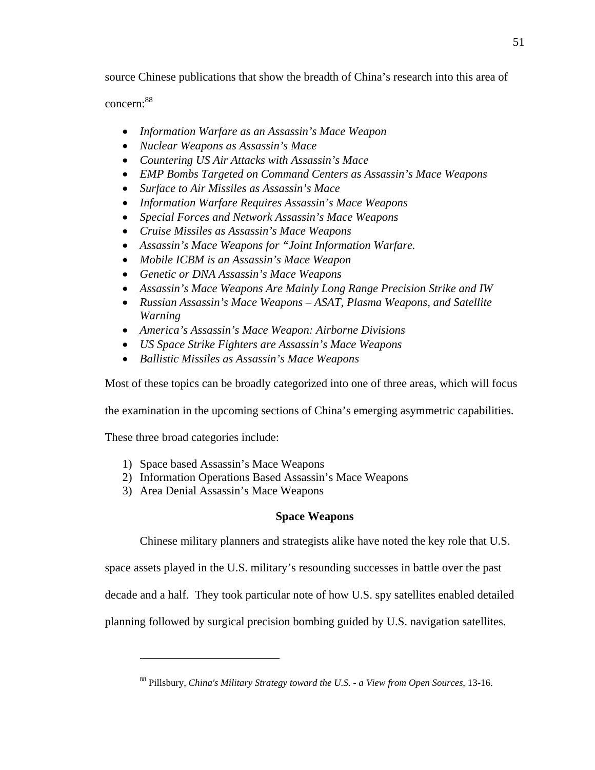source Chinese publications that show the breadth of China's research into this area of concern:[88]

- *Information Warfare as an Assassin's Mace Weapon*
- *Nuclear Weapons as Assassin's Mace*
- *Countering US Air Attacks with Assassin's Mace*
- *EMP Bombs Targeted on Command Centers as Assassin's Mace Weapons*
- *Surface to Air Missiles as Assassin's Mace*
- *Information Warfare Requires Assassin's Mace Weapons*
- *Special Forces and Network Assassin's Mace Weapons*
- *Cruise Missiles as Assassin's Mace Weapons*
- *Assassin's Mace Weapons for "Joint Information Warfare.*
- *Mobile ICBM is an Assassin's Mace Weapon*
- *Genetic or DNA Assassin's Mace Weapons*
- *Assassin's Mace Weapons Are Mainly Long Range Precision Strike and IW*
- *Russian Assassin's Mace Weapons – ASAT, Plasma Weapons, and Satellite Warning*
- *America's Assassin's Mace Weapon: Airborne Divisions*
- *US Space Strike Fighters are Assassin's Mace Weapons*
- *Ballistic Missiles as Assassin's Mace Weapons*

Most of these topics can be broadly categorized into one of three areas, which will focus the examination in the upcoming sections of China's emerging asymmetric capabilities. These three broad categories include:

1) Space based Assassin's Mace Weapons
2) Information Operations Based Assassin's Mace Weapons
3) Area Denial Assassin's Mace Weapons

## Space Weapons

Chinese military planners and strategists alike have noted the key role that U.S. space assets played in the U.S. military's resounding successes in battle over the past decade and a half. They took particular note of how U.S. spy satellites enabled detailed planning followed by surgical precision bombing guided by U.S. navigation satellites.

---

[88] Pillsbury, *China's Military Strategy toward the U.S. - a View from Open Sources*, 13-16.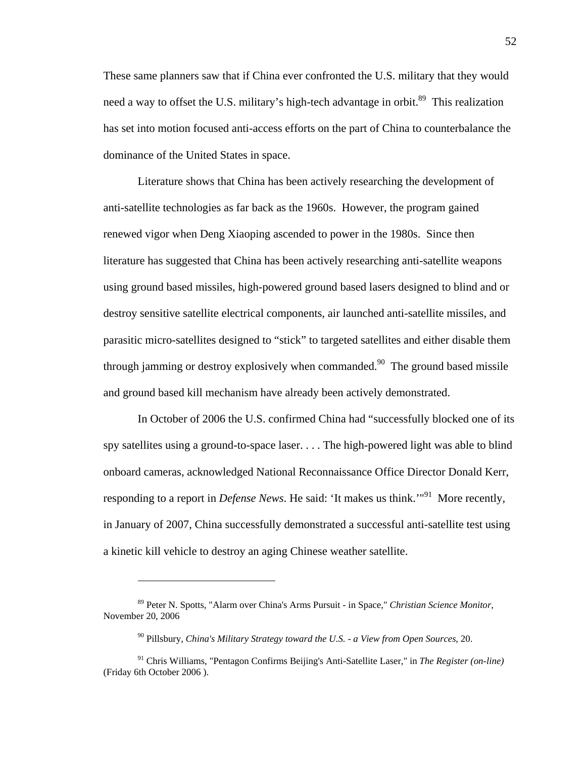These same planners saw that if China ever confronted the U.S. military that they would need a way to offset the U.S. military's high-tech advantage in orbit.[89] This realization has set into motion focused anti-access efforts on the part of China to counterbalance the dominance of the United States in space.

Literature shows that China has been actively researching the development of anti-satellite technologies as far back as the 1960s. However, the program gained renewed vigor when Deng Xiaoping ascended to power in the 1980s. Since then literature has suggested that China has been actively researching anti-satellite weapons using ground based missiles, high-powered ground based lasers designed to blind and or destroy sensitive satellite electrical components, air launched anti-satellite missiles, and parasitic micro-satellites designed to "stick" to targeted satellites and either disable them through jamming or destroy explosively when commanded.[90] The ground based missile and ground based kill mechanism have already been actively demonstrated.

In October of 2006 the U.S. confirmed China had "successfully blocked one of its spy satellites using a ground-to-space laser. . . . The high-powered light was able to blind onboard cameras, acknowledged National Reconnaissance Office Director Donald Kerr, responding to a report in *Defense News*. He said: 'It makes us think.'"[91] More recently, in January of 2007, China successfully demonstrated a successful anti-satellite test using a kinetic kill vehicle to destroy an aging Chinese weather satellite.

---

[89] Peter N. Spotts, "Alarm over China's Arms Pursuit - in Space," *Christian Science Monitor*, November 20, 2006

[90] Pillsbury, *China's Military Strategy toward the U.S. - a View from Open Sources*, 20.

[91] Chris Williams, "Pentagon Confirms Beijing's Anti-Satellite Laser," in *The Register (on-line)* (Friday 6th October 2006 ).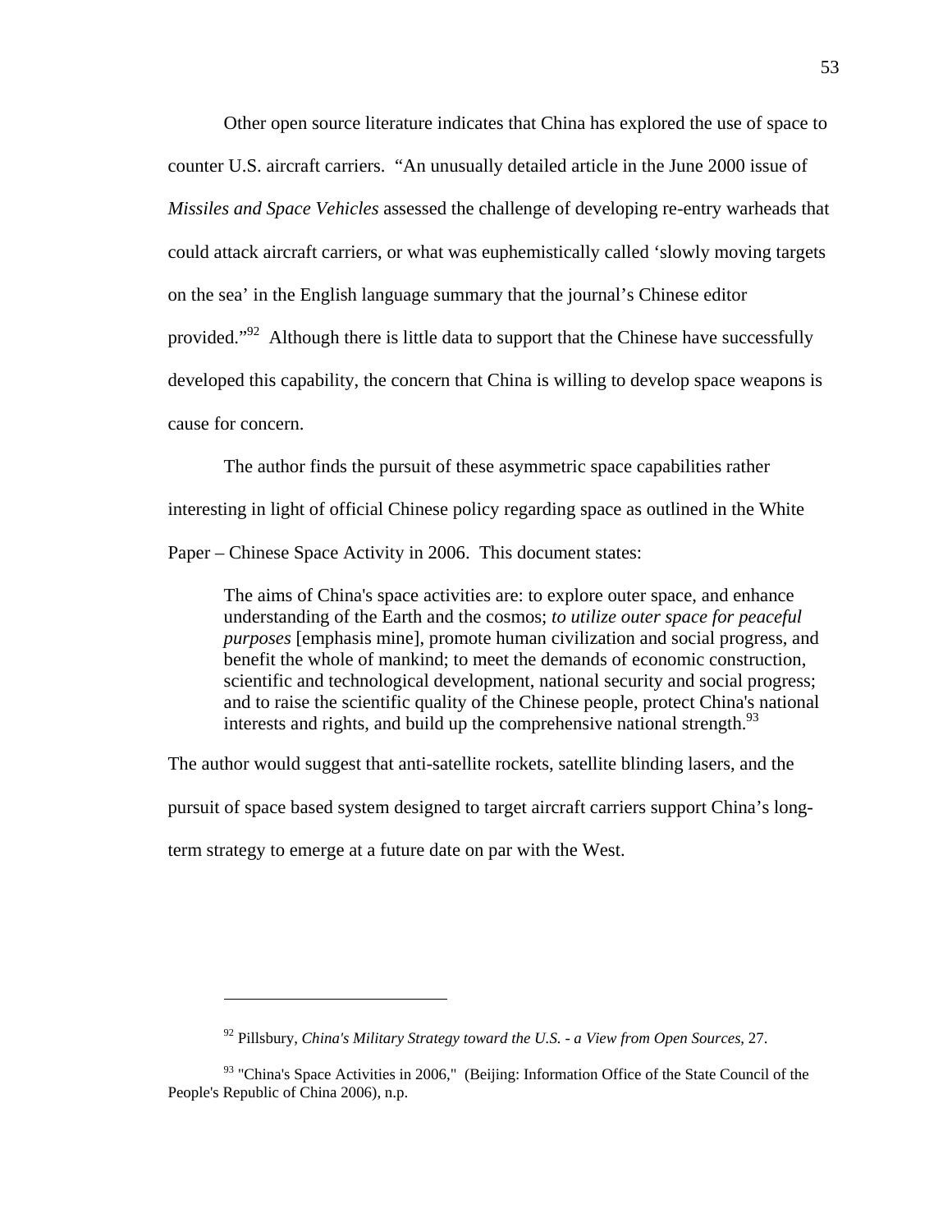Other open source literature indicates that China has explored the use of space to counter U.S. aircraft carriers. "An unusually detailed article in the June 2000 issue of *Missiles and Space Vehicles* assessed the challenge of developing re-entry warheads that could attack aircraft carriers, or what was euphemistically called 'slowly moving targets on the sea' in the English language summary that the journal's Chinese editor provided."[92] Although there is little data to support that the Chinese have successfully developed this capability, the concern that China is willing to develop space weapons is cause for concern.

The author finds the pursuit of these asymmetric space capabilities rather interesting in light of official Chinese policy regarding space as outlined in the White Paper – Chinese Space Activity in 2006. This document states:

> The aims of China's space activities are: to explore outer space, and enhance understanding of the Earth and the cosmos; *to utilize outer space for peaceful purposes* [emphasis mine], promote human civilization and social progress, and benefit the whole of mankind; to meet the demands of economic construction, scientific and technological development, national security and social progress; and to raise the scientific quality of the Chinese people, protect China's national interests and rights, and build up the comprehensive national strength.[93]

The author would suggest that anti-satellite rockets, satellite blinding lasers, and the pursuit of space based system designed to target aircraft carriers support China's long-term strategy to emerge at a future date on par with the West.

---

[92] Pillsbury, *China's Military Strategy toward the U.S. - a View from Open Sources*, 27.

[93] "China's Space Activities in 2006," (Beijing: Information Office of the State Council of the People's Republic of China 2006), n.p.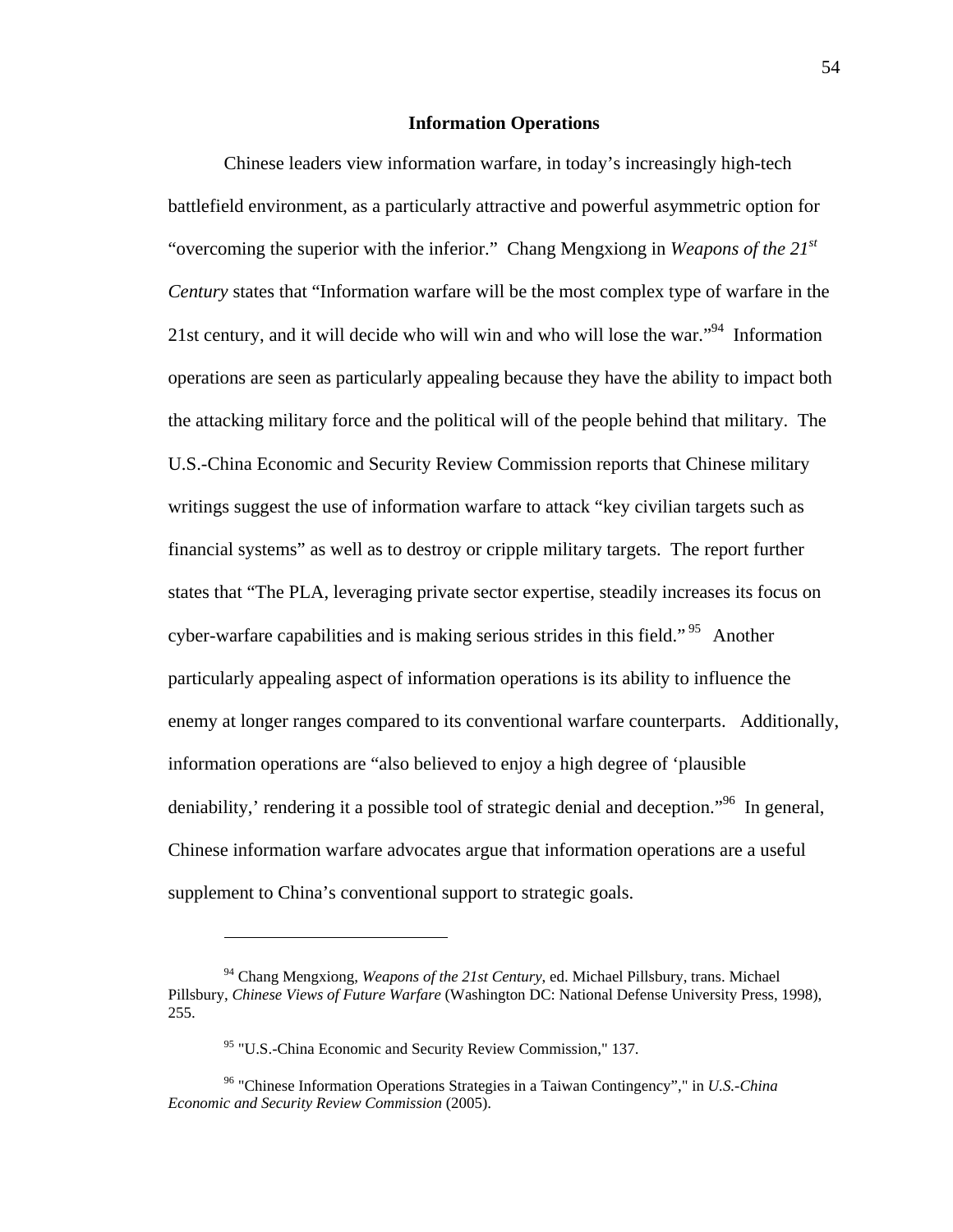## Information Operations

Chinese leaders view information warfare, in today's increasingly high-tech battlefield environment, as a particularly attractive and powerful asymmetric option for "overcoming the superior with the inferior." Chang Mengxiong in *Weapons of the 21st Century* states that "Information warfare will be the most complex type of warfare in the 21st century, and it will decide who will win and who will lose the war."[94] Information operations are seen as particularly appealing because they have the ability to impact both the attacking military force and the political will of the people behind that military. The U.S.-China Economic and Security Review Commission reports that Chinese military writings suggest the use of information warfare to attack "key civilian targets such as financial systems" as well as to destroy or cripple military targets. The report further states that "The PLA, leveraging private sector expertise, steadily increases its focus on cyber-warfare capabilities and is making serious strides in this field."[95] Another particularly appealing aspect of information operations is its ability to influence the enemy at longer ranges compared to its conventional warfare counterparts. Additionally, information operations are "also believed to enjoy a high degree of 'plausible deniability,' rendering it a possible tool of strategic denial and deception."[96] In general, Chinese information warfare advocates argue that information operations are a useful supplement to China's conventional support to strategic goals.

---

[94] Chang Mengxiong, *Weapons of the 21st Century*, ed. Michael Pillsbury, trans. Michael Pillsbury, *Chinese Views of Future Warfare* (Washington DC: National Defense University Press, 1998), 255.

[95] "U.S.-China Economic and Security Review Commission," 137.

[96] "Chinese Information Operations Strategies in a Taiwan Contingency"," in *U.S.-China Economic and Security Review Commission* (2005).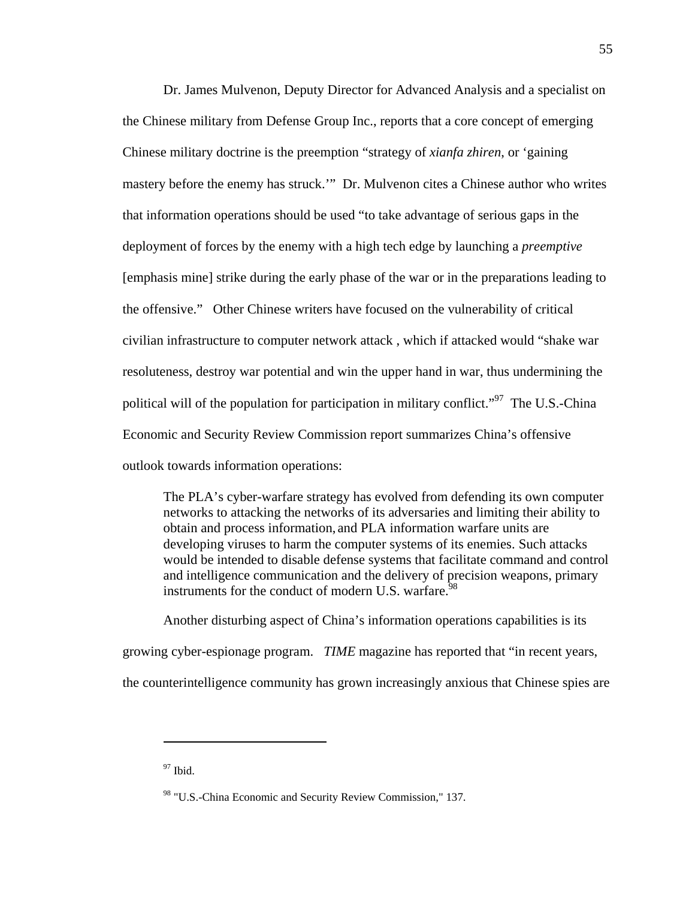Dr. James Mulvenon, Deputy Director for Advanced Analysis and a specialist on the Chinese military from Defense Group Inc., reports that a core concept of emerging Chinese military doctrine is the preemption "strategy of *xianfa zhiren*, or 'gaining mastery before the enemy has struck.'" Dr. Mulvenon cites a Chinese author who writes that information operations should be used "to take advantage of serious gaps in the deployment of forces by the enemy with a high tech edge by launching a *preemptive* [emphasis mine] strike during the early phase of the war or in the preparations leading to the offensive." Other Chinese writers have focused on the vulnerability of critical civilian infrastructure to computer network attack , which if attacked would "shake war resoluteness, destroy war potential and win the upper hand in war, thus undermining the political will of the population for participation in military conflict."[97] The U.S.-China Economic and Security Review Commission report summarizes China's offensive outlook towards information operations:

> The PLA's cyber-warfare strategy has evolved from defending its own computer networks to attacking the networks of its adversaries and limiting their ability to obtain and process information, and PLA information warfare units are developing viruses to harm the computer systems of its enemies. Such attacks would be intended to disable defense systems that facilitate command and control and intelligence communication and the delivery of precision weapons, primary instruments for the conduct of modern U.S. warfare.[98]

Another disturbing aspect of China's information operations capabilities is its growing cyber-espionage program. *TIME* magazine has reported that "in recent years, the counterintelligence community has grown increasingly anxious that Chinese spies are

---

[97] Ibid.

[98] "U.S.-China Economic and Security Review Commission," 137.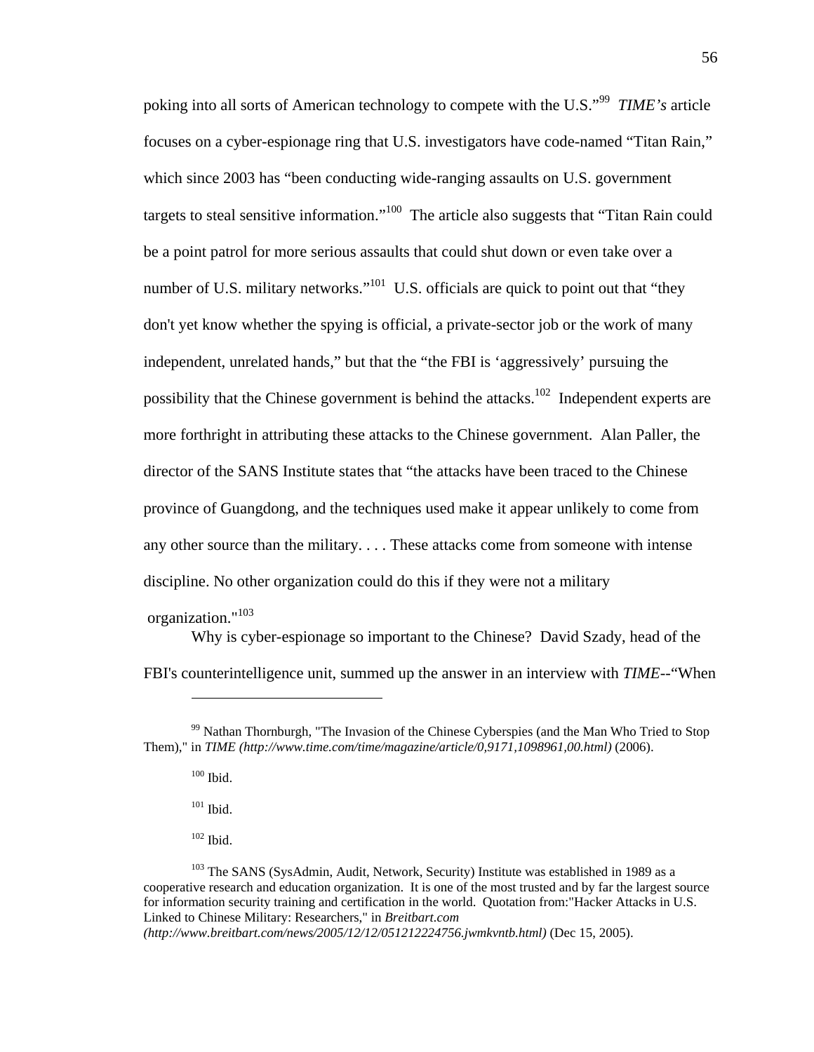poking into all sorts of American technology to compete with the U.S."[99] *TIME's* article focuses on a cyber-espionage ring that U.S. investigators have code-named "Titan Rain," which since 2003 has "been conducting wide-ranging assaults on U.S. government targets to steal sensitive information."[100] The article also suggests that "Titan Rain could be a point patrol for more serious assaults that could shut down or even take over a number of U.S. military networks."[101] U.S. officials are quick to point out that "they don't yet know whether the spying is official, a private-sector job or the work of many independent, unrelated hands," but that the "the FBI is 'aggressively' pursuing the possibility that the Chinese government is behind the attacks.[102] Independent experts are more forthright in attributing these attacks to the Chinese government. Alan Paller, the director of the SANS Institute states that "the attacks have been traced to the Chinese province of Guangdong, and the techniques used make it appear unlikely to come from any other source than the military. . . . These attacks come from someone with intense discipline. No other organization could do this if they were not a military organization."[103]

Why is cyber-espionage so important to the Chinese? David Szady, head of the FBI's counterintelligence unit, summed up the answer in an interview with *TIME*--"When

---

[99] Nathan Thornburgh, "The Invasion of the Chinese Cyberspies (and the Man Who Tried to Stop Them)," in *TIME (http://www.time.com/time/magazine/article/0,9171,1098961,00.html)* (2006).

[100] Ibid.

[101] Ibid.

[102] Ibid.

[103] The SANS (SysAdmin, Audit, Network, Security) Institute was established in 1989 as a cooperative research and education organization. It is one of the most trusted and by far the largest source for information security training and certification in the world. Quotation from:"Hacker Attacks in U.S. Linked to Chinese Military: Researchers," in *Breitbart.com (http://www.breitbart.com/news/2005/12/12/051212224756.jwmkvntb.html)* (Dec 15, 2005).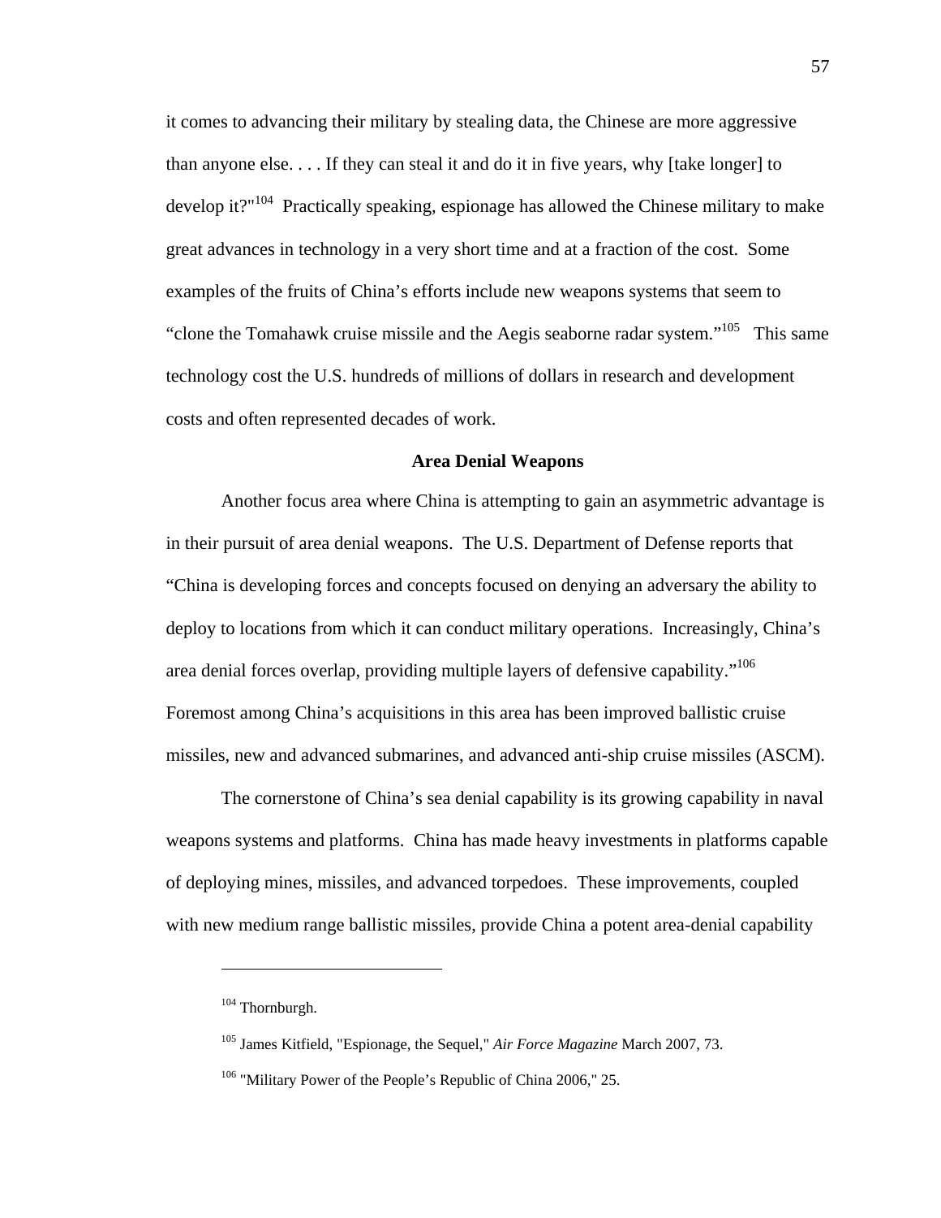it comes to advancing their military by stealing data, the Chinese are more aggressive than anyone else. . . . If they can steal it and do it in five years, why [take longer] to develop it?"[104] Practically speaking, espionage has allowed the Chinese military to make great advances in technology in a very short time and at a fraction of the cost. Some examples of the fruits of China's efforts include new weapons systems that seem to "clone the Tomahawk cruise missile and the Aegis seaborne radar system."[105] This same technology cost the U.S. hundreds of millions of dollars in research and development costs and often represented decades of work.

**Area Denial Weapons**

Another focus area where China is attempting to gain an asymmetric advantage is in their pursuit of area denial weapons. The U.S. Department of Defense reports that "China is developing forces and concepts focused on denying an adversary the ability to deploy to locations from which it can conduct military operations. Increasingly, China's area denial forces overlap, providing multiple layers of defensive capability."[106] Foremost among China's acquisitions in this area has been improved ballistic cruise missiles, new and advanced submarines, and advanced anti-ship cruise missiles (ASCM).

The cornerstone of China's sea denial capability is its growing capability in naval weapons systems and platforms. China has made heavy investments in platforms capable of deploying mines, missiles, and advanced torpedoes. These improvements, coupled with new medium range ballistic missiles, provide China a potent area-denial capability

---

[104] Thornburgh.

[105] James Kitfield, "Espionage, the Sequel," *Air Force Magazine* March 2007, 73.

[106] "Military Power of the People's Republic of China 2006," 25.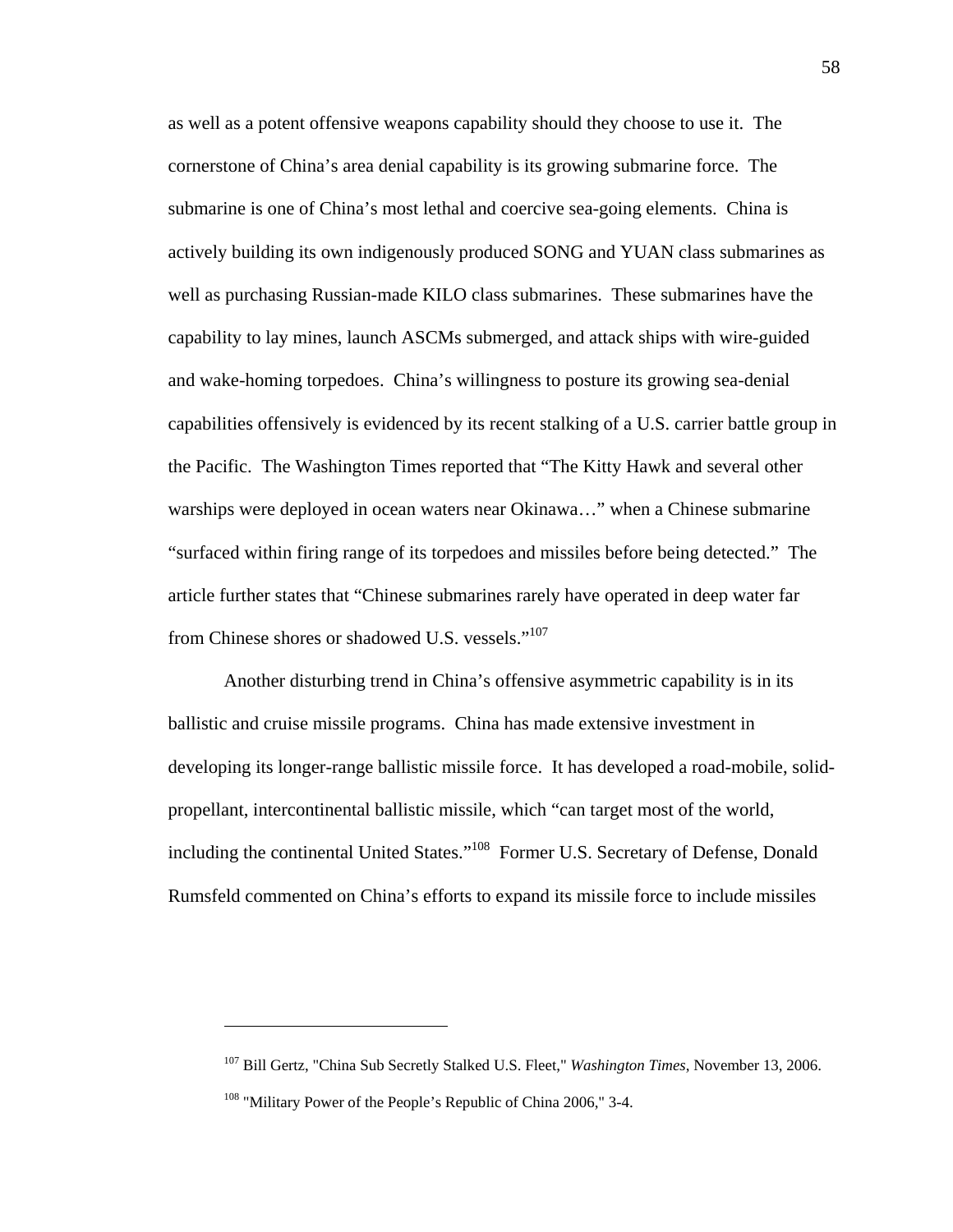as well as a potent offensive weapons capability should they choose to use it. The cornerstone of China's area denial capability is its growing submarine force. The submarine is one of China's most lethal and coercive sea-going elements. China is actively building its own indigenously produced SONG and YUAN class submarines as well as purchasing Russian-made KILO class submarines. These submarines have the capability to lay mines, launch ASCMs submerged, and attack ships with wire-guided and wake-homing torpedoes. China's willingness to posture its growing sea-denial capabilities offensively is evidenced by its recent stalking of a U.S. carrier battle group in the Pacific. The Washington Times reported that "The Kitty Hawk and several other warships were deployed in ocean waters near Okinawa…" when a Chinese submarine "surfaced within firing range of its torpedoes and missiles before being detected." The article further states that "Chinese submarines rarely have operated in deep water far from Chinese shores or shadowed U.S. vessels."[107]

Another disturbing trend in China's offensive asymmetric capability is in its ballistic and cruise missile programs. China has made extensive investment in developing its longer-range ballistic missile force. It has developed a road-mobile, solid-propellant, intercontinental ballistic missile, which "can target most of the world, including the continental United States."[108] Former U.S. Secretary of Defense, Donald Rumsfeld commented on China's efforts to expand its missile force to include missiles

---

[107] Bill Gertz, "China Sub Secretly Stalked U.S. Fleet," *Washington Times*, November 13, 2006.

[108] "Military Power of the People's Republic of China 2006," 3-4.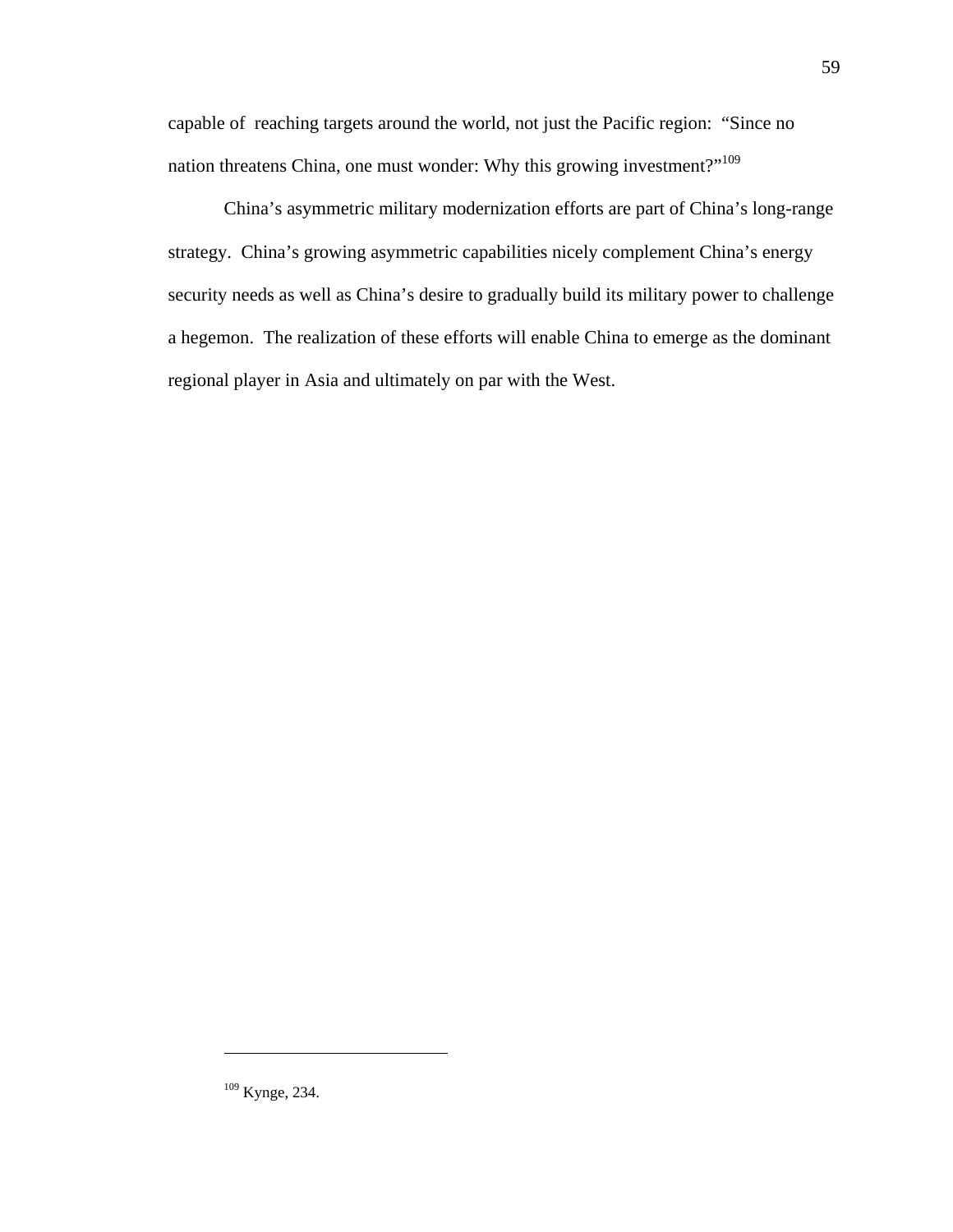capable of reaching targets around the world, not just the Pacific region: "Since no nation threatens China, one must wonder: Why this growing investment?"[109]

China's asymmetric military modernization efforts are part of China's long-range strategy. China's growing asymmetric capabilities nicely complement China's energy security needs as well as China's desire to gradually build its military power to challenge a hegemon. The realization of these efforts will enable China to emerge as the dominant regional player in Asia and ultimately on par with the West.

---

[109] Kynge, 234.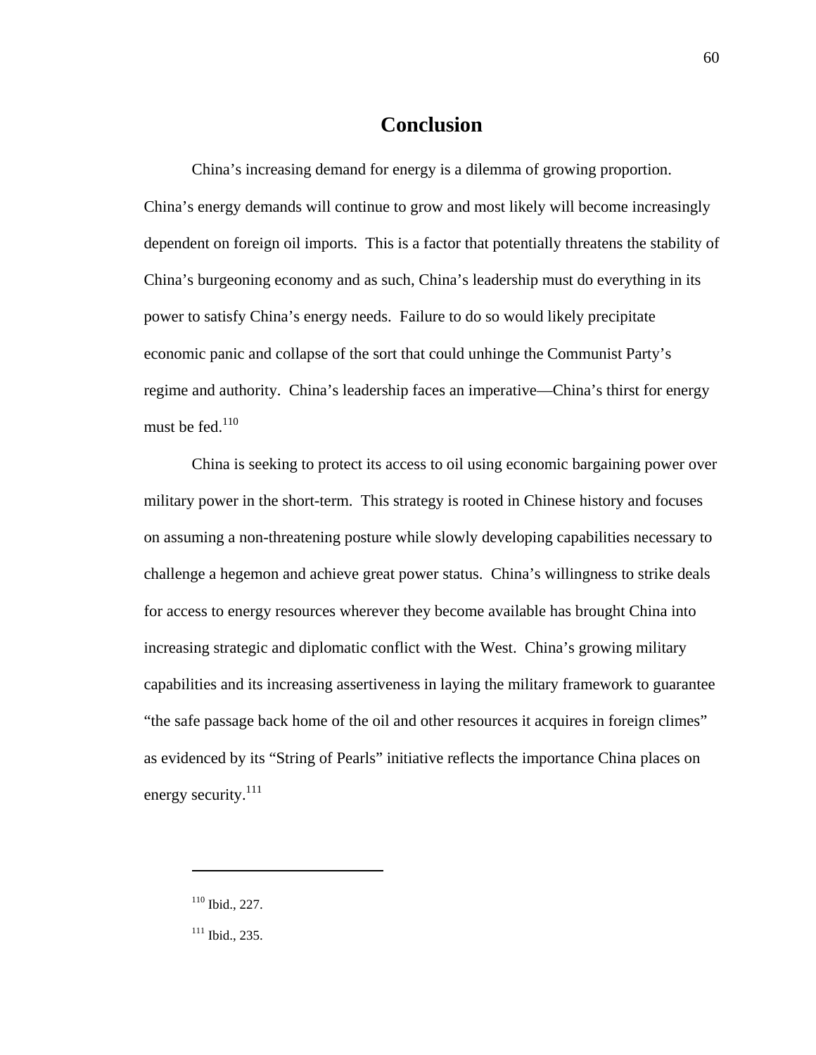# Conclusion

China's increasing demand for energy is a dilemma of growing proportion. China's energy demands will continue to grow and most likely will become increasingly dependent on foreign oil imports. This is a factor that potentially threatens the stability of China's burgeoning economy and as such, China's leadership must do everything in its power to satisfy China's energy needs. Failure to do so would likely precipitate economic panic and collapse of the sort that could unhinge the Communist Party's regime and authority. China's leadership faces an imperative—China's thirst for energy must be fed.[110]

China is seeking to protect its access to oil using economic bargaining power over military power in the short-term. This strategy is rooted in Chinese history and focuses on assuming a non-threatening posture while slowly developing capabilities necessary to challenge a hegemon and achieve great power status. China's willingness to strike deals for access to energy resources wherever they become available has brought China into increasing strategic and diplomatic conflict with the West. China's growing military capabilities and its increasing assertiveness in laying the military framework to guarantee "the safe passage back home of the oil and other resources it acquires in foreign climes" as evidenced by its "String of Pearls" initiative reflects the importance China places on energy security.[111]

---

[110] Ibid., 227.

[111] Ibid., 235.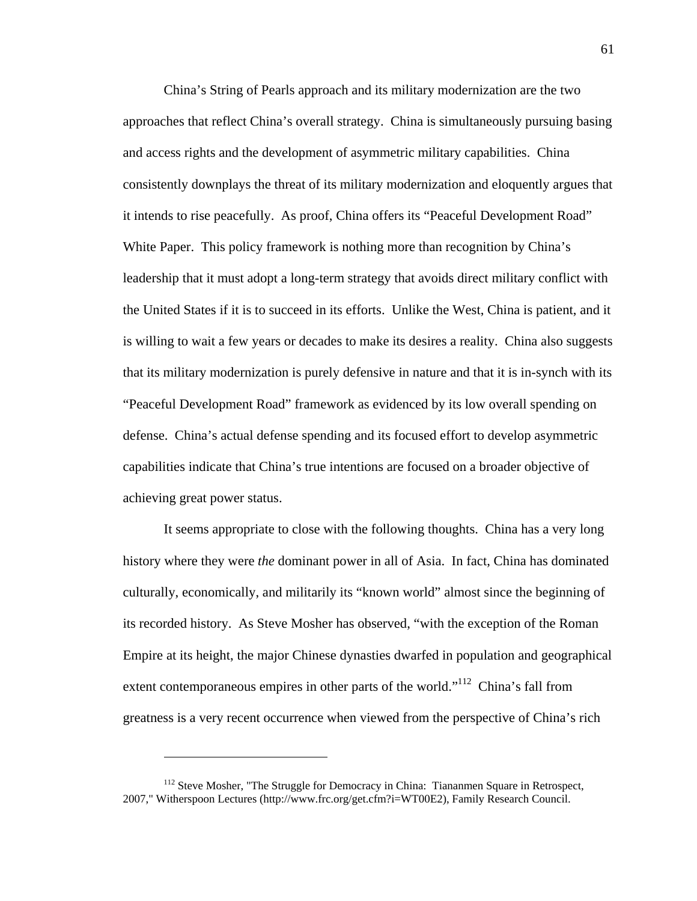China's String of Pearls approach and its military modernization are the two approaches that reflect China's overall strategy. China is simultaneously pursuing basing and access rights and the development of asymmetric military capabilities. China consistently downplays the threat of its military modernization and eloquently argues that it intends to rise peacefully. As proof, China offers its "Peaceful Development Road" White Paper. This policy framework is nothing more than recognition by China's leadership that it must adopt a long-term strategy that avoids direct military conflict with the United States if it is to succeed in its efforts. Unlike the West, China is patient, and it is willing to wait a few years or decades to make its desires a reality. China also suggests that its military modernization is purely defensive in nature and that it is in-synch with its "Peaceful Development Road" framework as evidenced by its low overall spending on defense. China's actual defense spending and its focused effort to develop asymmetric capabilities indicate that China's true intentions are focused on a broader objective of achieving great power status.

It seems appropriate to close with the following thoughts. China has a very long history where they were *the* dominant power in all of Asia. In fact, China has dominated culturally, economically, and militarily its "known world" almost since the beginning of its recorded history. As Steve Mosher has observed, "with the exception of the Roman Empire at its height, the major Chinese dynasties dwarfed in population and geographical extent contemporaneous empires in other parts of the world."[112] China's fall from greatness is a very recent occurrence when viewed from the perspective of China's rich

---

[112] Steve Mosher, "The Struggle for Democracy in China: Tiananmen Square in Retrospect, 2007," Witherspoon Lectures (http://www.frc.org/get.cfm?i=WT00E2), Family Research Council.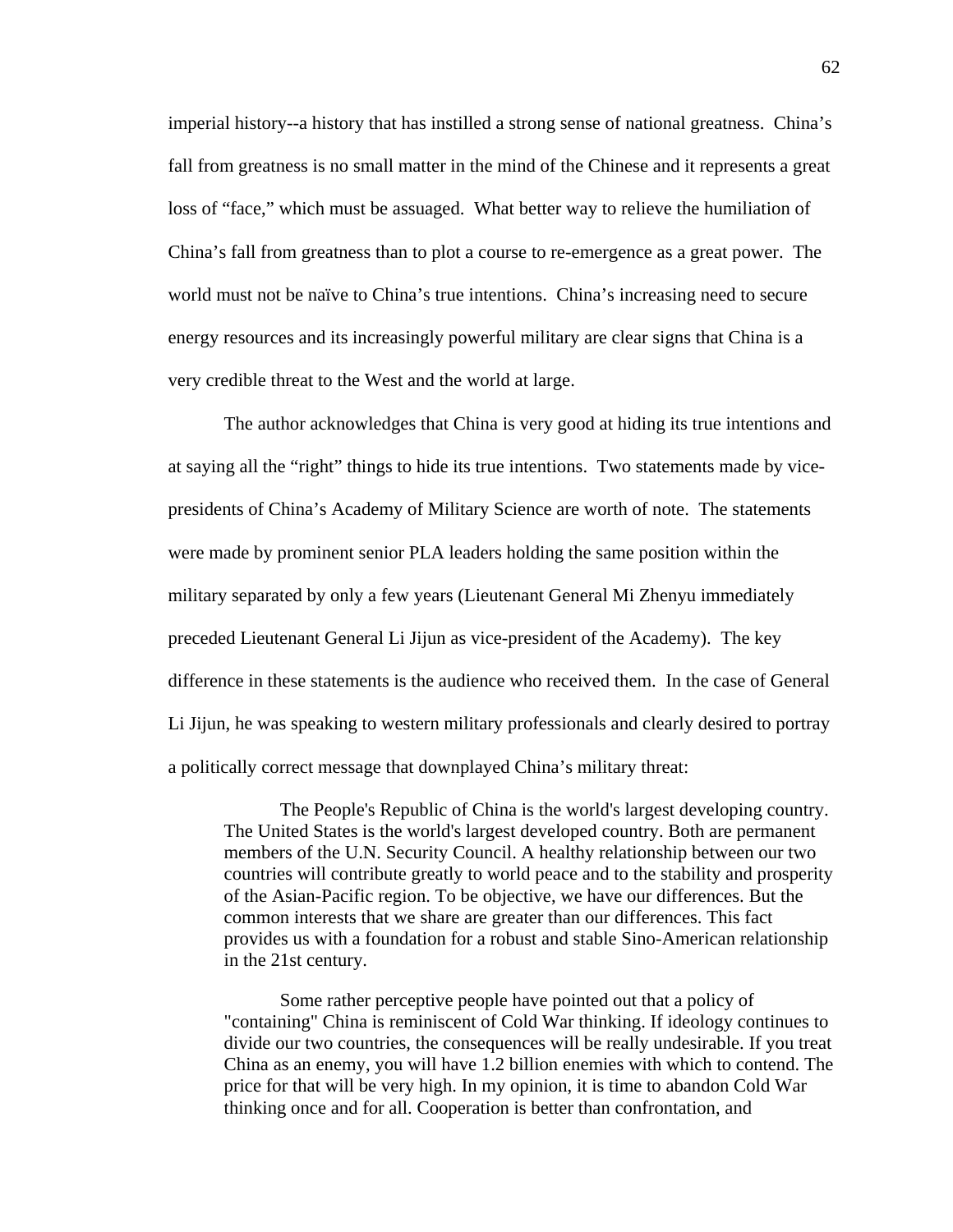imperial history--a history that has instilled a strong sense of national greatness. China's fall from greatness is no small matter in the mind of the Chinese and it represents a great loss of "face," which must be assuaged. What better way to relieve the humiliation of China's fall from greatness than to plot a course to re-emergence as a great power. The world must not be naïve to China's true intentions. China's increasing need to secure energy resources and its increasingly powerful military are clear signs that China is a very credible threat to the West and the world at large.

The author acknowledges that China is very good at hiding its true intentions and at saying all the "right" things to hide its true intentions. Two statements made by vice-presidents of China's Academy of Military Science are worth of note. The statements were made by prominent senior PLA leaders holding the same position within the military separated by only a few years (Lieutenant General Mi Zhenyu immediately preceded Lieutenant General Li Jijun as vice-president of the Academy). The key difference in these statements is the audience who received them. In the case of General Li Jijun, he was speaking to western military professionals and clearly desired to portray a politically correct message that downplayed China's military threat:

> The People's Republic of China is the world's largest developing country. The United States is the world's largest developed country. Both are permanent members of the U.N. Security Council. A healthy relationship between our two countries will contribute greatly to world peace and to the stability and prosperity of the Asian-Pacific region. To be objective, we have our differences. But the common interests that we share are greater than our differences. This fact provides us with a foundation for a robust and stable Sino-American relationship in the 21st century.
>
> Some rather perceptive people have pointed out that a policy of "containing" China is reminiscent of Cold War thinking. If ideology continues to divide our two countries, the consequences will be really undesirable. If you treat China as an enemy, you will have 1.2 billion enemies with which to contend. The price for that will be very high. In my opinion, it is time to abandon Cold War thinking once and for all. Cooperation is better than confrontation, and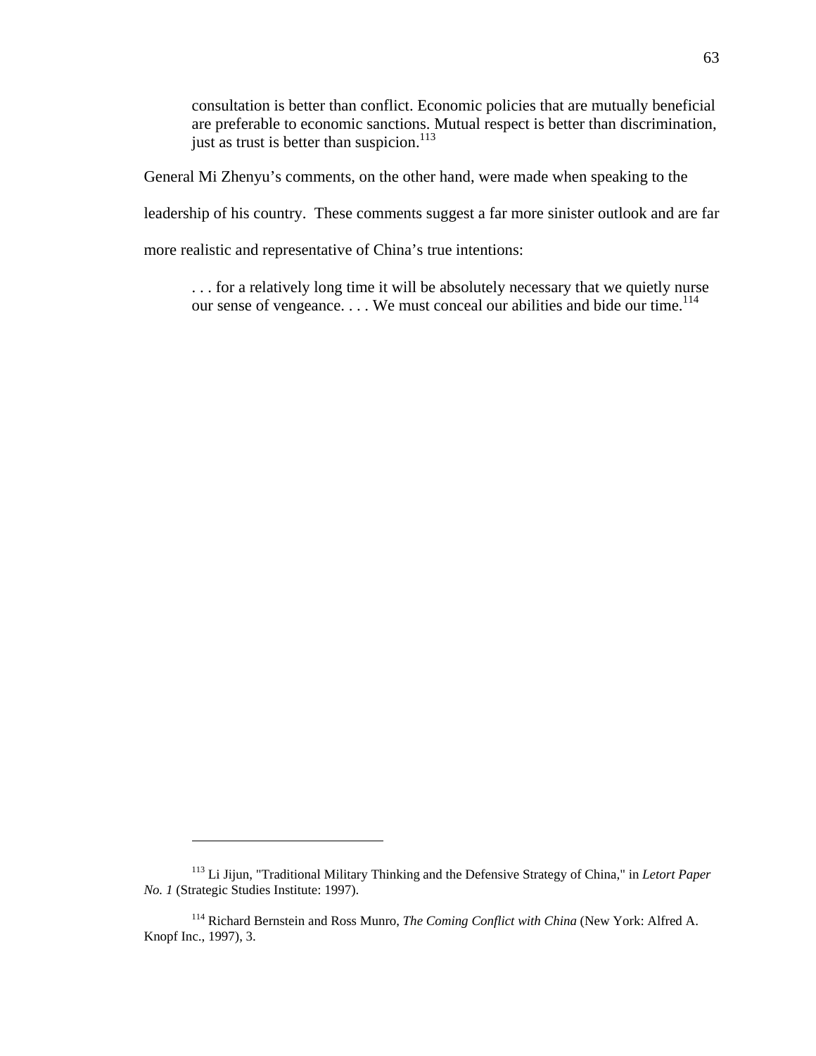> consultation is better than conflict. Economic policies that are mutually beneficial are preferable to economic sanctions. Mutual respect is better than discrimination, just as trust is better than suspicion.[113]

General Mi Zhenyu's comments, on the other hand, were made when speaking to the leadership of his country. These comments suggest a far more sinister outlook and are far more realistic and representative of China's true intentions:

> . . . for a relatively long time it will be absolutely necessary that we quietly nurse our sense of vengeance. . . . We must conceal our abilities and bide our time.[114]

---

[113] Li Jijun, "Traditional Military Thinking and the Defensive Strategy of China," in *Letort Paper No. 1* (Strategic Studies Institute: 1997).

[114] Richard Bernstein and Ross Munro, *The Coming Conflict with China* (New York: Alfred A. Knopf Inc., 1997), 3.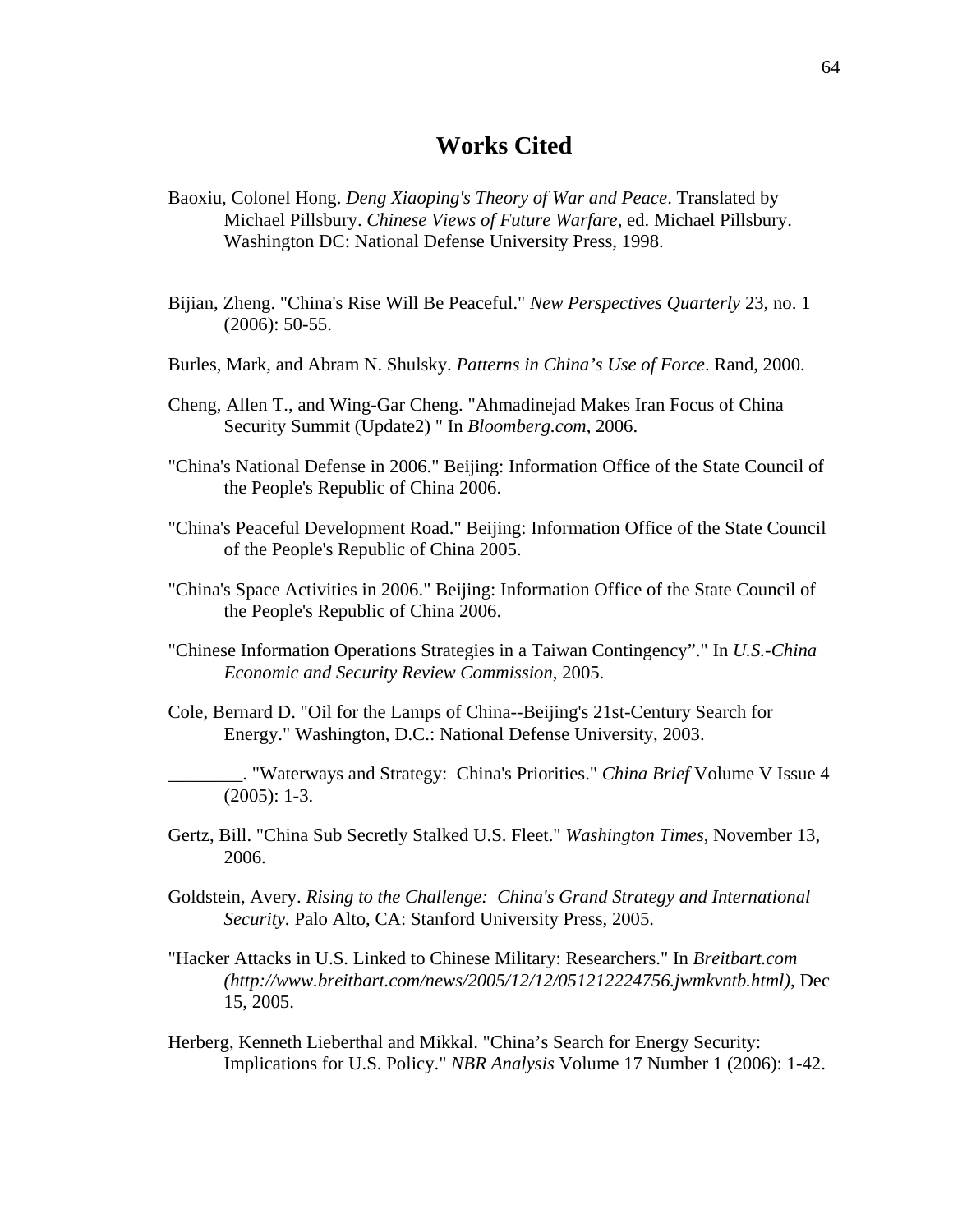# Works Cited

Baoxiu, Colonel Hong. *Deng Xiaoping's Theory of War and Peace*. Translated by Michael Pillsbury. *Chinese Views of Future Warfare*, ed. Michael Pillsbury. Washington DC: National Defense University Press, 1998.

Bijian, Zheng. "China's Rise Will Be Peaceful." *New Perspectives Quarterly* 23, no. 1 (2006): 50-55.

Burles, Mark, and Abram N. Shulsky. *Patterns in China's Use of Force*. Rand, 2000.

Cheng, Allen T., and Wing-Gar Cheng. "Ahmadinejad Makes Iran Focus of China Security Summit (Update2) " In *Bloomberg.com*, 2006.

"China's National Defense in 2006." Beijing: Information Office of the State Council of the People's Republic of China 2006.

"China's Peaceful Development Road." Beijing: Information Office of the State Council of the People's Republic of China 2005.

"China's Space Activities in 2006." Beijing: Information Office of the State Council of the People's Republic of China 2006.

"Chinese Information Operations Strategies in a Taiwan Contingency"." In *U.S.-China Economic and Security Review Commission*, 2005.

Cole, Bernard D. "Oil for the Lamps of China--Beijing's 21st-Century Search for Energy." Washington, D.C.: National Defense University, 2003.

________. "Waterways and Strategy: China's Priorities." *China Brief* Volume V Issue 4 (2005): 1-3.

Gertz, Bill. "China Sub Secretly Stalked U.S. Fleet." *Washington Times*, November 13, 2006.

Goldstein, Avery. *Rising to the Challenge: China's Grand Strategy and International Security.* Palo Alto, CA: Stanford University Press, 2005.

"Hacker Attacks in U.S. Linked to Chinese Military: Researchers." In *Breitbart.com (http://www.breitbart.com/news/2005/12/12/051212224756.jwmkvntb.html)*, Dec 15, 2005.

Herberg, Kenneth Lieberthal and Mikkal. "China's Search for Energy Security: Implications for U.S. Policy." *NBR Analysis* Volume 17 Number 1 (2006): 1-42.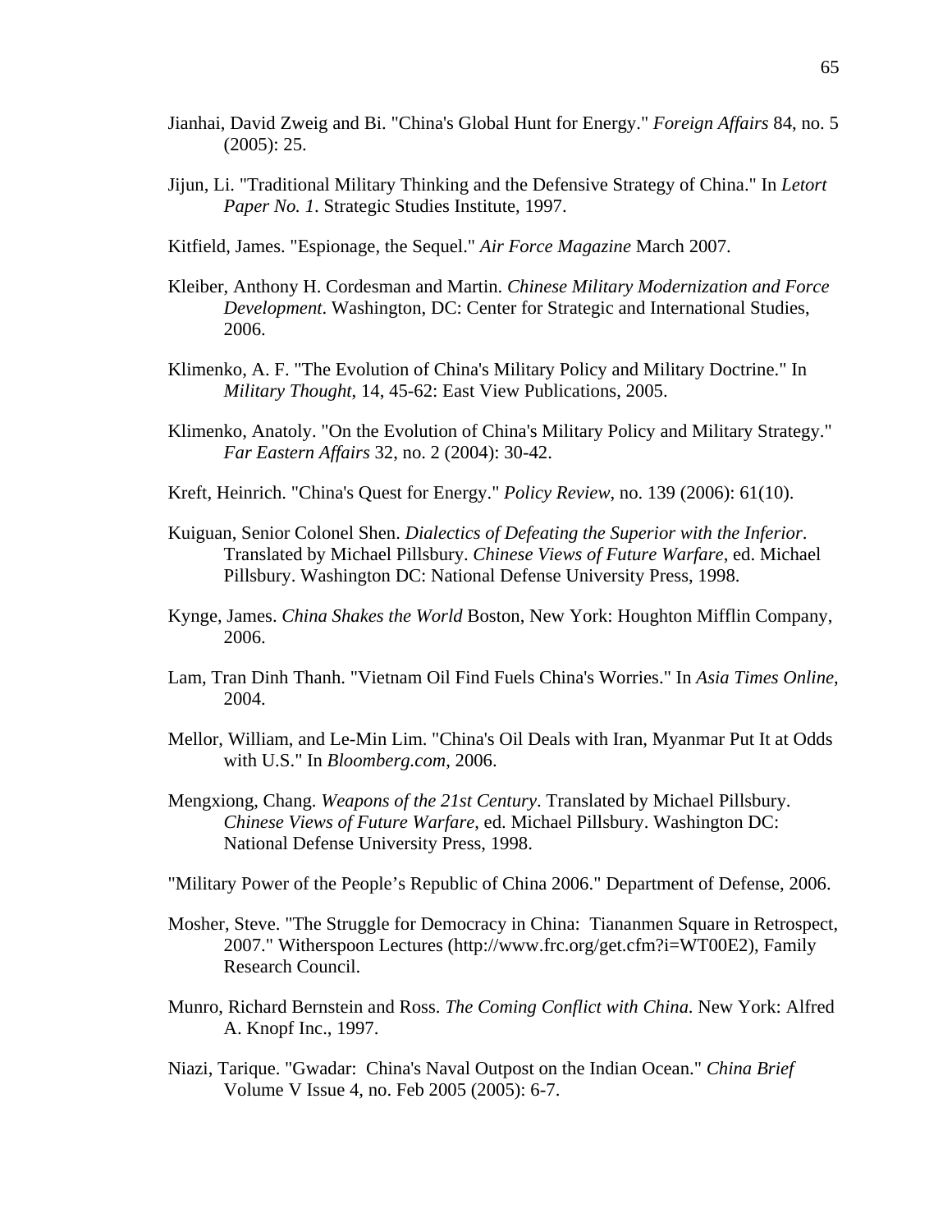Jianhai, David Zweig and Bi. "China's Global Hunt for Energy." *Foreign Affairs* 84, no. 5 (2005): 25.

Jijun, Li. "Traditional Military Thinking and the Defensive Strategy of China." In *Letort Paper No. 1*. Strategic Studies Institute, 1997.

Kitfield, James. "Espionage, the Sequel." *Air Force Magazine* March 2007.

Kleiber, Anthony H. Cordesman and Martin. *Chinese Military Modernization and Force Development*. Washington, DC: Center for Strategic and International Studies, 2006.

Klimenko, A. F. "The Evolution of China's Military Policy and Military Doctrine." In *Military Thought*, 14, 45-62: East View Publications, 2005.

Klimenko, Anatoly. "On the Evolution of China's Military Policy and Military Strategy." *Far Eastern Affairs* 32, no. 2 (2004): 30-42.

Kreft, Heinrich. "China's Quest for Energy." *Policy Review*, no. 139 (2006): 61(10).

Kuiguan, Senior Colonel Shen. *Dialectics of Defeating the Superior with the Inferior*. Translated by Michael Pillsbury. *Chinese Views of Future Warfare*, ed. Michael Pillsbury. Washington DC: National Defense University Press, 1998.

Kynge, James. *China Shakes the World* Boston, New York: Houghton Mifflin Company, 2006.

Lam, Tran Dinh Thanh. "Vietnam Oil Find Fuels China's Worries." In *Asia Times Online*, 2004.

Mellor, William, and Le-Min Lim. "China's Oil Deals with Iran, Myanmar Put It at Odds with U.S." In *Bloomberg.com*, 2006.

Mengxiong, Chang. *Weapons of the 21st Century*. Translated by Michael Pillsbury. *Chinese Views of Future Warfare*, ed. Michael Pillsbury. Washington DC: National Defense University Press, 1998.

"Military Power of the People's Republic of China 2006." Department of Defense, 2006.

Mosher, Steve. "The Struggle for Democracy in China: Tiananmen Square in Retrospect, 2007." Witherspoon Lectures (http://www.frc.org/get.cfm?i=WT00E2), Family Research Council.

Munro, Richard Bernstein and Ross. *The Coming Conflict with China*. New York: Alfred A. Knopf Inc., 1997.

Niazi, Tarique. "Gwadar: China's Naval Outpost on the Indian Ocean." *China Brief* Volume V Issue 4, no. Feb 2005 (2005): 6-7.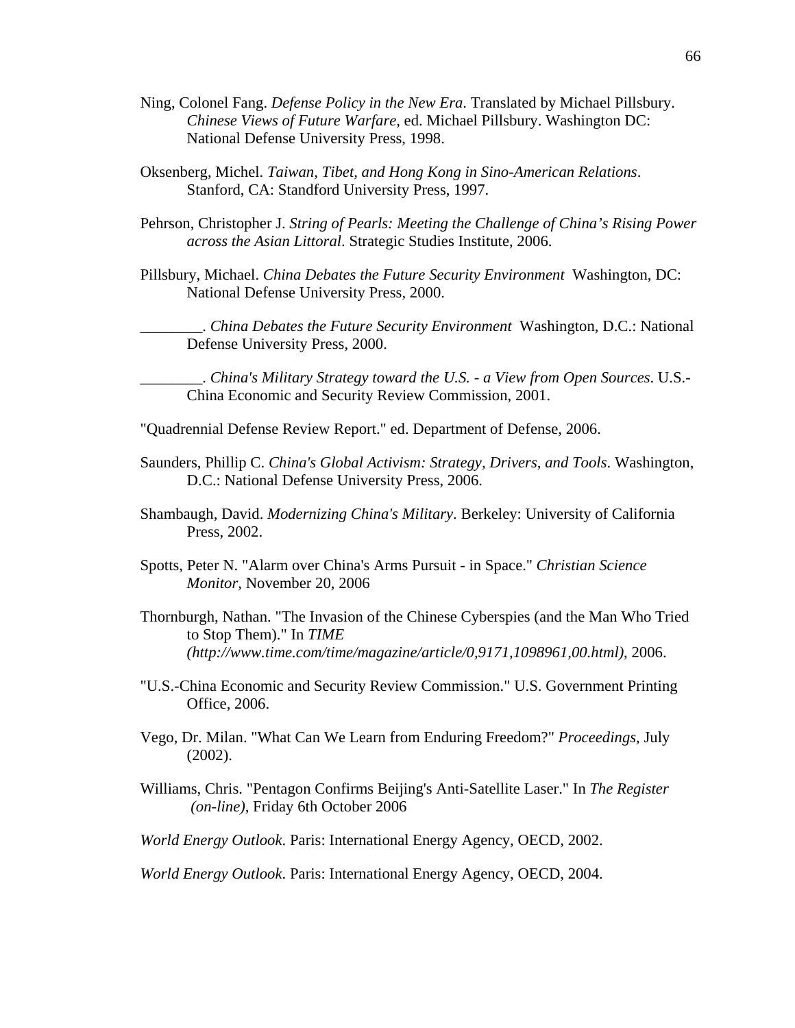Ning, Colonel Fang. *Defense Policy in the New Era*. Translated by Michael Pillsbury. *Chinese Views of Future Warfare*, ed. Michael Pillsbury. Washington DC: National Defense University Press, 1998.

Oksenberg, Michel. *Taiwan, Tibet, and Hong Kong in Sino-American Relations*. Stanford, CA: Standford University Press, 1997.

Pehrson, Christopher J. *String of Pearls: Meeting the Challenge of China's Rising Power across the Asian Littoral*. Strategic Studies Institute, 2006.

Pillsbury, Michael. *China Debates the Future Security Environment* Washington, DC: National Defense University Press, 2000.

________. *China Debates the Future Security Environment* Washington, D.C.: National Defense University Press, 2000.

________. *China's Military Strategy toward the U.S. - a View from Open Sources*. U.S.-China Economic and Security Review Commission, 2001.

"Quadrennial Defense Review Report." ed. Department of Defense, 2006.

Saunders, Phillip C. *China's Global Activism: Strategy, Drivers, and Tools*. Washington, D.C.: National Defense University Press, 2006.

Shambaugh, David. *Modernizing China's Military*. Berkeley: University of California Press, 2002.

Spotts, Peter N. "Alarm over China's Arms Pursuit - in Space." *Christian Science Monitor*, November 20, 2006

Thornburgh, Nathan. "The Invasion of the Chinese Cyberspies (and the Man Who Tried to Stop Them)." In *TIME (http://www.time.com/time/magazine/article/0,9171,1098961,00.html)*, 2006.

"U.S.-China Economic and Security Review Commission." U.S. Government Printing Office, 2006.

Vego, Dr. Milan. "What Can We Learn from Enduring Freedom?" *Proceedings*, July (2002).

Williams, Chris. "Pentagon Confirms Beijing's Anti-Satellite Laser." In *The Register (on-line)*, Friday 6th October 2006

*World Energy Outlook*. Paris: International Energy Agency, OECD, 2002.

*World Energy Outlook*. Paris: International Energy Agency, OECD, 2004.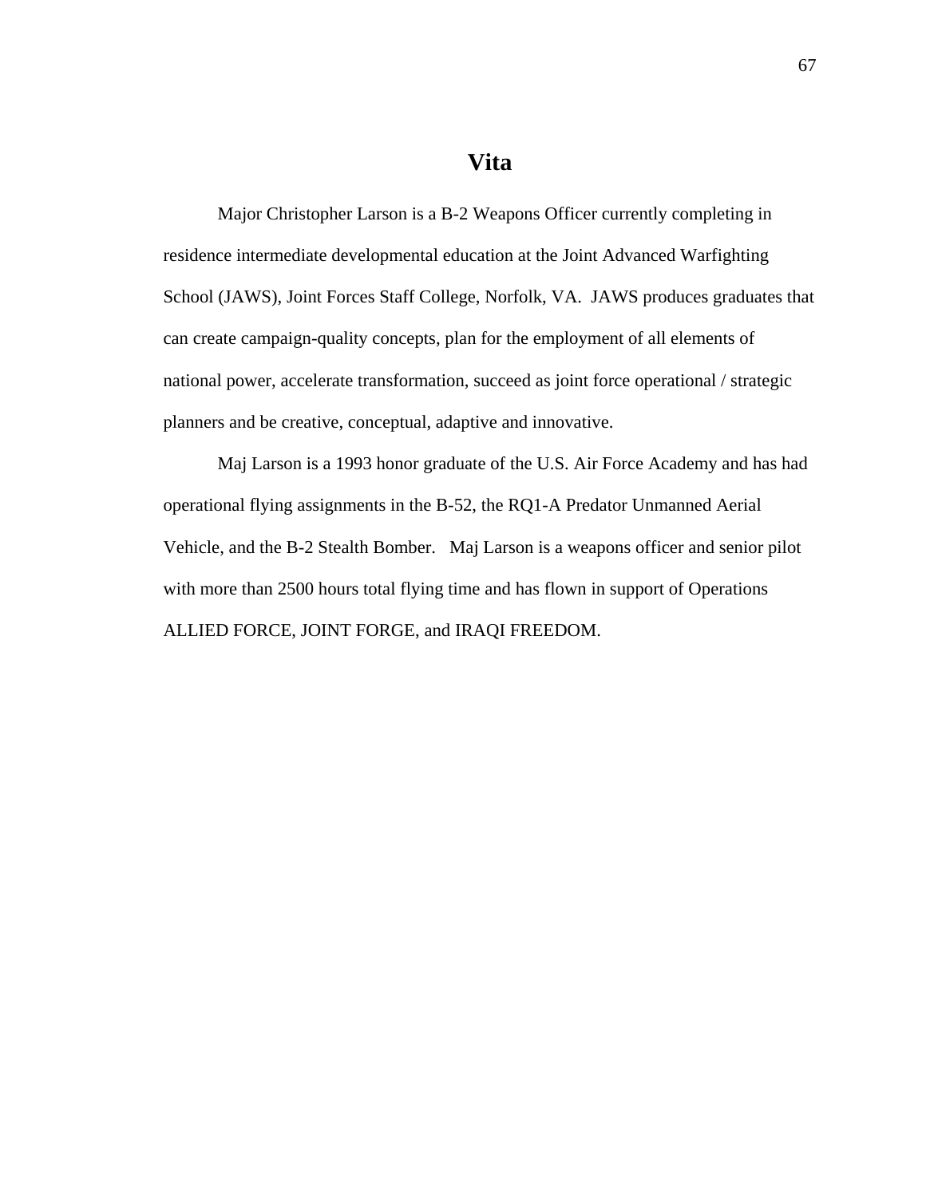# Vita

Major Christopher Larson is a B-2 Weapons Officer currently completing in residence intermediate developmental education at the Joint Advanced Warfighting School (JAWS), Joint Forces Staff College, Norfolk, VA. JAWS produces graduates that can create campaign-quality concepts, plan for the employment of all elements of national power, accelerate transformation, succeed as joint force operational / strategic planners and be creative, conceptual, adaptive and innovative.

Maj Larson is a 1993 honor graduate of the U.S. Air Force Academy and has had operational flying assignments in the B-52, the RQ1-A Predator Unmanned Aerial Vehicle, and the B-2 Stealth Bomber. Maj Larson is a weapons officer and senior pilot with more than 2500 hours total flying time and has flown in support of Operations ALLIED FORCE, JOINT FORGE, and IRAQI FREEDOM.